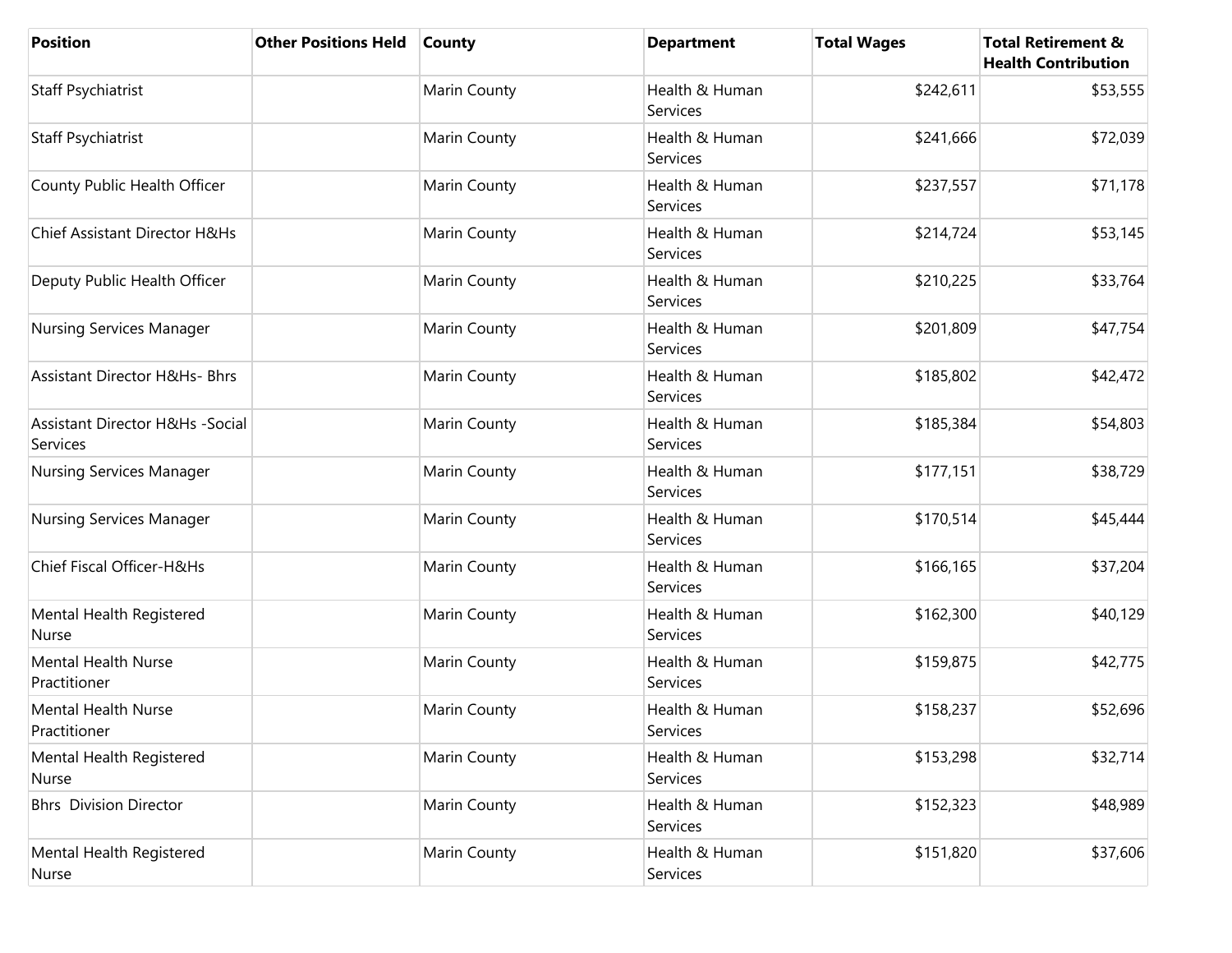| Position | Other Positions Held | County | Department | Total Wages | Total Retirement & Health Contribution |
|---|---|---|---|---|---|
| Staff Psychiatrist | | Marin County | Health & Human Services | $242,611 | $53,555 |
| Staff Psychiatrist | | Marin County | Health & Human Services | $241,666 | $72,039 |
| County Public Health Officer | | Marin County | Health & Human Services | $237,557 | $71,178 |
| Chief Assistant Director H&Hs | | Marin County | Health & Human Services | $214,724 | $53,145 |
| Deputy Public Health Officer | | Marin County | Health & Human Services | $210,225 | $33,764 |
| Nursing Services Manager | | Marin County | Health & Human Services | $201,809 | $47,754 |
| Assistant Director H&Hs- Bhrs | | Marin County | Health & Human Services | $185,802 | $42,472 |
| Assistant Director H&Hs -Social Services | | Marin County | Health & Human Services | $185,384 | $54,803 |
| Nursing Services Manager | | Marin County | Health & Human Services | $177,151 | $38,729 |
| Nursing Services Manager | | Marin County | Health & Human Services | $170,514 | $45,444 |
| Chief Fiscal Officer-H&Hs | | Marin County | Health & Human Services | $166,165 | $37,204 |
| Mental Health Registered Nurse | | Marin County | Health & Human Services | $162,300 | $40,129 |
| Mental Health Nurse Practitioner | | Marin County | Health & Human Services | $159,875 | $42,775 |
| Mental Health Nurse Practitioner | | Marin County | Health & Human Services | $158,237 | $52,696 |
| Mental Health Registered Nurse | | Marin County | Health & Human Services | $153,298 | $32,714 |
| Bhrs Division Director | | Marin County | Health & Human Services | $152,323 | $48,989 |
| Mental Health Registered Nurse | | Marin County | Health & Human Services | $151,820 | $37,606 |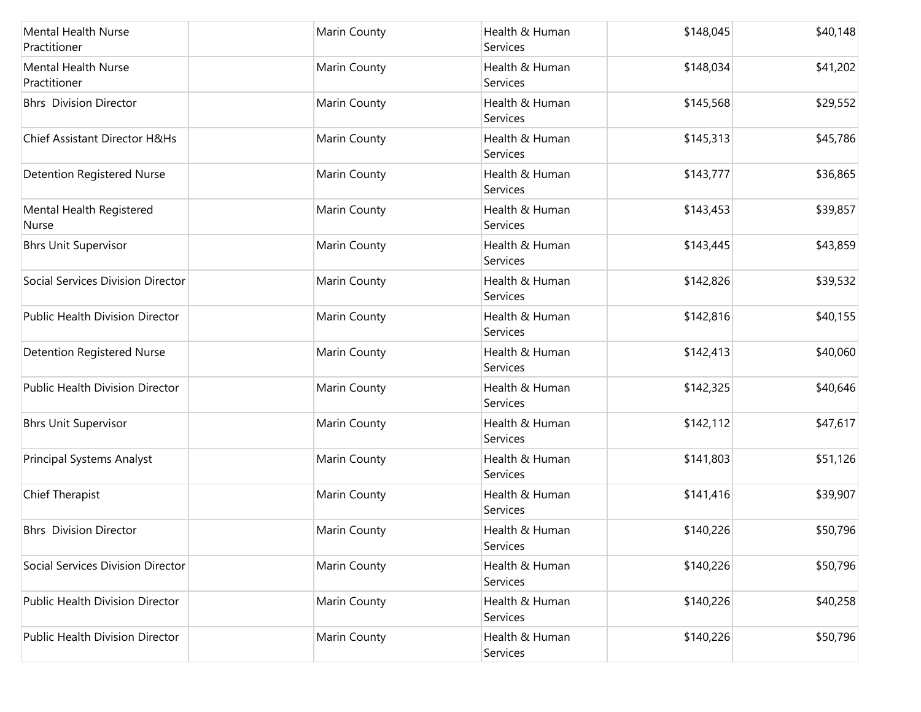| | | | | | |
|---|---|---|---|---|---|
| Mental Health Nurse Practitioner | | Marin County | Health & Human Services | $148,045 | $40,148 |
| Mental Health Nurse Practitioner | | Marin County | Health & Human Services | $148,034 | $41,202 |
| Bhrs  Division Director | | Marin County | Health & Human Services | $145,568 | $29,552 |
| Chief Assistant Director H&Hs | | Marin County | Health & Human Services | $145,313 | $45,786 |
| Detention Registered Nurse | | Marin County | Health & Human Services | $143,777 | $36,865 |
| Mental Health Registered Nurse | | Marin County | Health & Human Services | $143,453 | $39,857 |
| Bhrs Unit Supervisor | | Marin County | Health & Human Services | $143,445 | $43,859 |
| Social Services Division Director | | Marin County | Health & Human Services | $142,826 | $39,532 |
| Public Health Division Director | | Marin County | Health & Human Services | $142,816 | $40,155 |
| Detention Registered Nurse | | Marin County | Health & Human Services | $142,413 | $40,060 |
| Public Health Division Director | | Marin County | Health & Human Services | $142,325 | $40,646 |
| Bhrs Unit Supervisor | | Marin County | Health & Human Services | $142,112 | $47,617 |
| Principal Systems Analyst | | Marin County | Health & Human Services | $141,803 | $51,126 |
| Chief Therapist | | Marin County | Health & Human Services | $141,416 | $39,907 |
| Bhrs  Division Director | | Marin County | Health & Human Services | $140,226 | $50,796 |
| Social Services Division Director | | Marin County | Health & Human Services | $140,226 | $50,796 |
| Public Health Division Director | | Marin County | Health & Human Services | $140,226 | $40,258 |
| Public Health Division Director | | Marin County | Health & Human Services | $140,226 | $50,796 |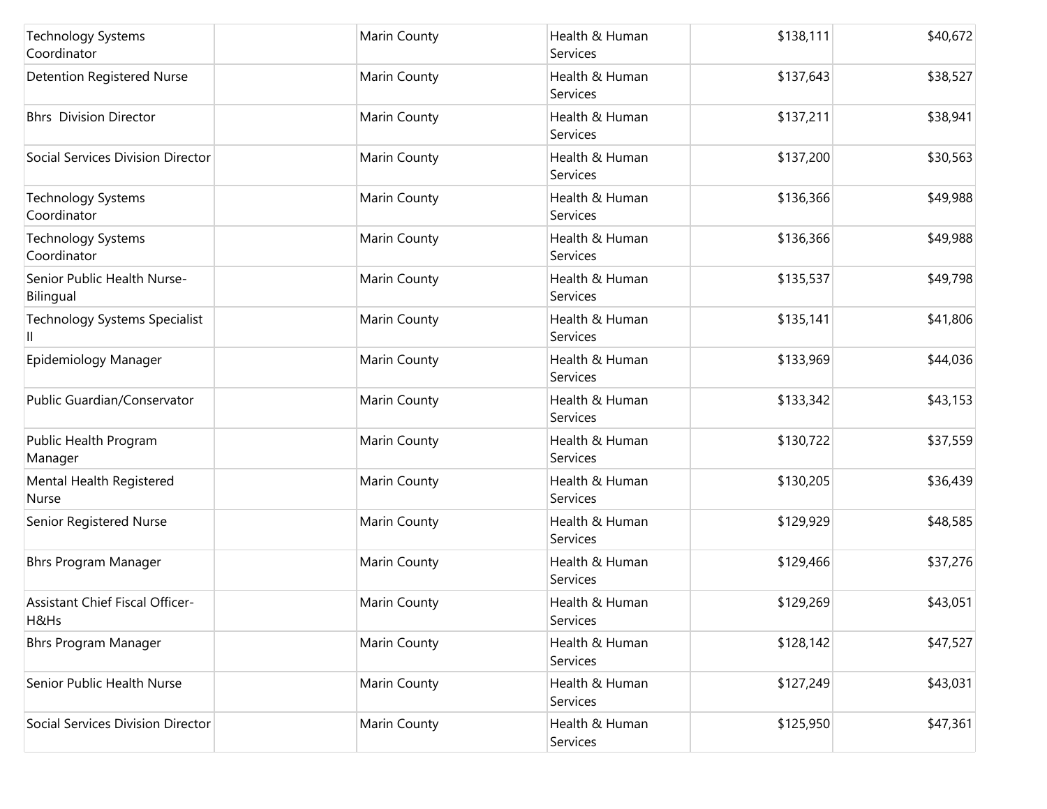| | | | | | |
|---|---|---|---|---|---|
| Technology Systems Coordinator | | Marin County | Health & Human Services | $138,111 | $40,672 |
| Detention Registered Nurse | | Marin County | Health & Human Services | $137,643 | $38,527 |
| Bhrs Division Director | | Marin County | Health & Human Services | $137,211 | $38,941 |
| Social Services Division Director | | Marin County | Health & Human Services | $137,200 | $30,563 |
| Technology Systems Coordinator | | Marin County | Health & Human Services | $136,366 | $49,988 |
| Technology Systems Coordinator | | Marin County | Health & Human Services | $136,366 | $49,988 |
| Senior Public Health Nurse-Bilingual | | Marin County | Health & Human Services | $135,537 | $49,798 |
| Technology Systems Specialist II | | Marin County | Health & Human Services | $135,141 | $41,806 |
| Epidemiology Manager | | Marin County | Health & Human Services | $133,969 | $44,036 |
| Public Guardian/Conservator | | Marin County | Health & Human Services | $133,342 | $43,153 |
| Public Health Program Manager | | Marin County | Health & Human Services | $130,722 | $37,559 |
| Mental Health Registered Nurse | | Marin County | Health & Human Services | $130,205 | $36,439 |
| Senior Registered Nurse | | Marin County | Health & Human Services | $129,929 | $48,585 |
| Bhrs Program Manager | | Marin County | Health & Human Services | $129,466 | $37,276 |
| Assistant Chief Fiscal Officer-H&Hs | | Marin County | Health & Human Services | $129,269 | $43,051 |
| Bhrs Program Manager | | Marin County | Health & Human Services | $128,142 | $47,527 |
| Senior Public Health Nurse | | Marin County | Health & Human Services | $127,249 | $43,031 |
| Social Services Division Director | | Marin County | Health & Human Services | $125,950 | $47,361 |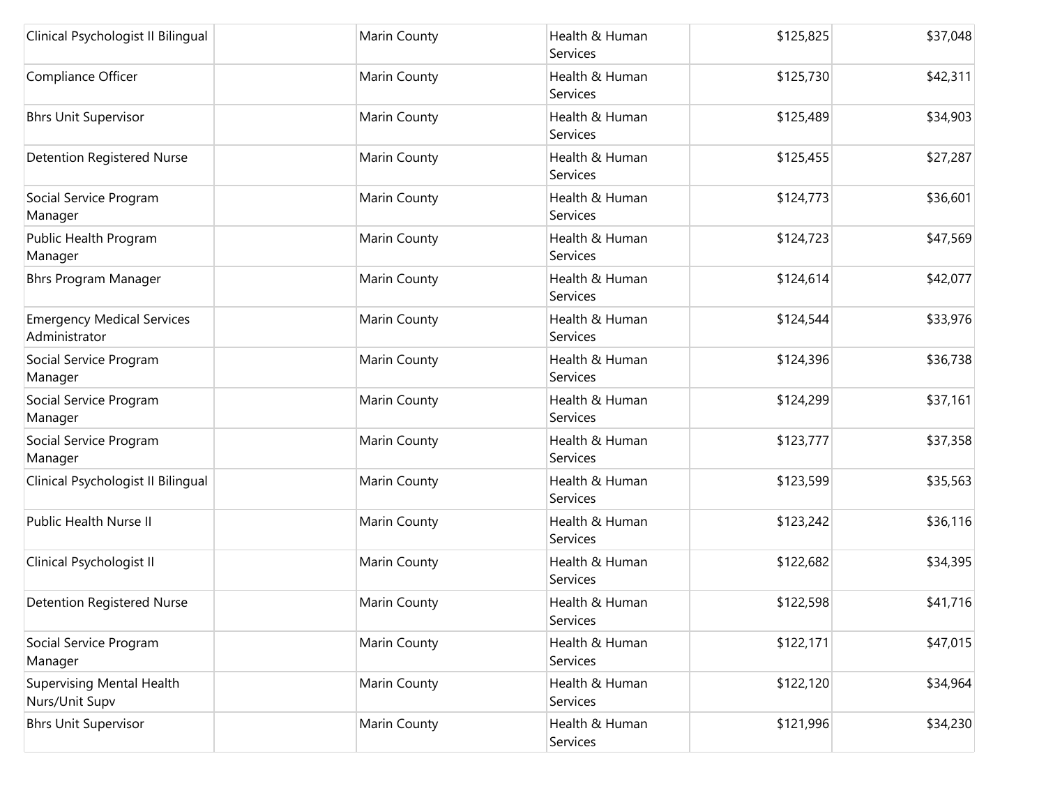| | | | | | |
|---|---|---|---|---|---|
| Clinical Psychologist II Bilingual | | Marin County | Health & Human Services | $125,825 | $37,048 |
| Compliance Officer | | Marin County | Health & Human Services | $125,730 | $42,311 |
| Bhrs Unit Supervisor | | Marin County | Health & Human Services | $125,489 | $34,903 |
| Detention Registered Nurse | | Marin County | Health & Human Services | $125,455 | $27,287 |
| Social Service Program Manager | | Marin County | Health & Human Services | $124,773 | $36,601 |
| Public Health Program Manager | | Marin County | Health & Human Services | $124,723 | $47,569 |
| Bhrs Program Manager | | Marin County | Health & Human Services | $124,614 | $42,077 |
| Emergency Medical Services Administrator | | Marin County | Health & Human Services | $124,544 | $33,976 |
| Social Service Program Manager | | Marin County | Health & Human Services | $124,396 | $36,738 |
| Social Service Program Manager | | Marin County | Health & Human Services | $124,299 | $37,161 |
| Social Service Program Manager | | Marin County | Health & Human Services | $123,777 | $37,358 |
| Clinical Psychologist II Bilingual | | Marin County | Health & Human Services | $123,599 | $35,563 |
| Public Health Nurse II | | Marin County | Health & Human Services | $123,242 | $36,116 |
| Clinical Psychologist II | | Marin County | Health & Human Services | $122,682 | $34,395 |
| Detention Registered Nurse | | Marin County | Health & Human Services | $122,598 | $41,716 |
| Social Service Program Manager | | Marin County | Health & Human Services | $122,171 | $47,015 |
| Supervising Mental Health Nurs/Unit Supv | | Marin County | Health & Human Services | $122,120 | $34,964 |
| Bhrs Unit Supervisor | | Marin County | Health & Human Services | $121,996 | $34,230 |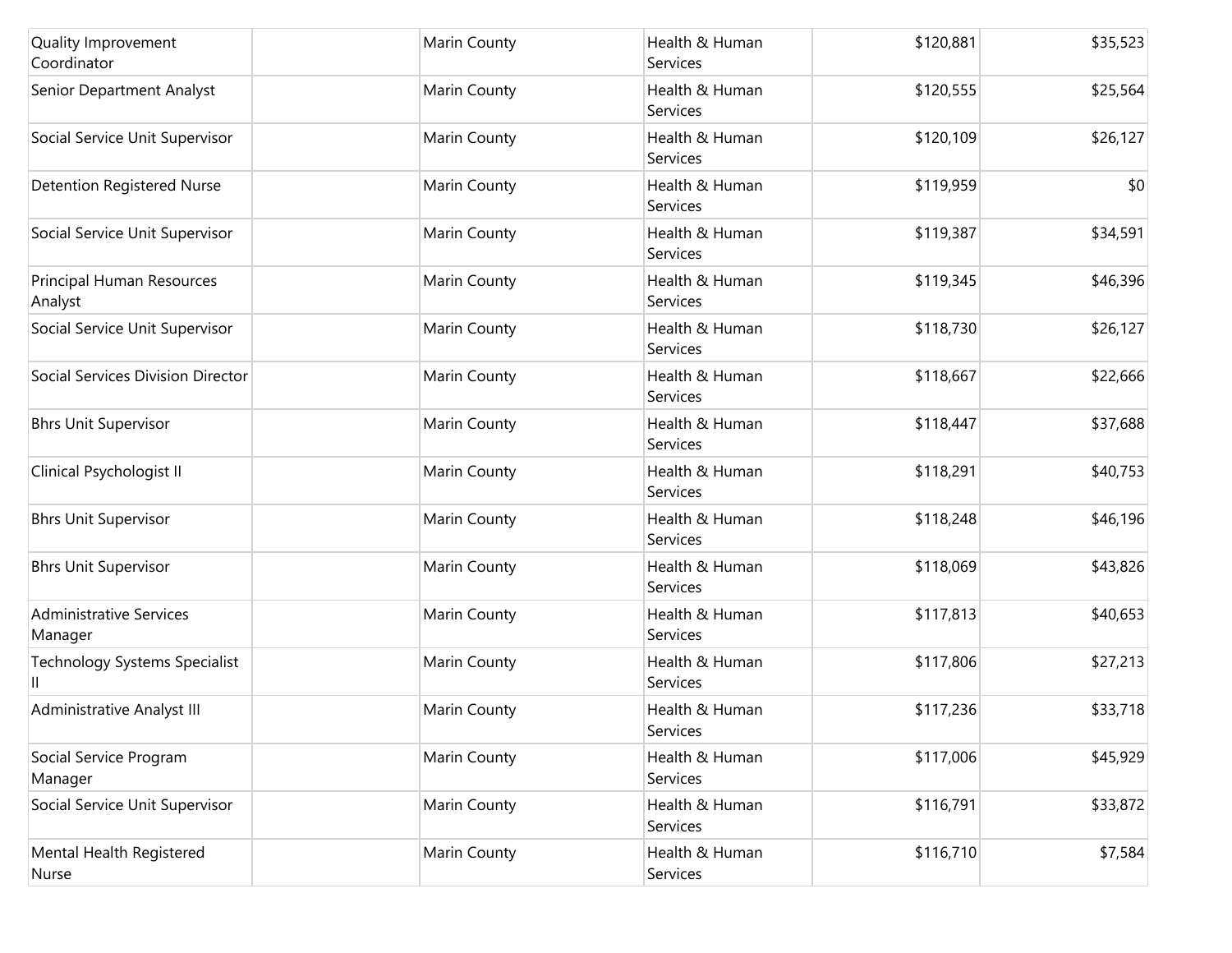| | | | | | |
|---|---|---|---|---|---|
| Quality Improvement Coordinator | | Marin County | Health & Human Services | $120,881 | $35,523 |
| Senior Department Analyst | | Marin County | Health & Human Services | $120,555 | $25,564 |
| Social Service Unit Supervisor | | Marin County | Health & Human Services | $120,109 | $26,127 |
| Detention Registered Nurse | | Marin County | Health & Human Services | $119,959 | $0 |
| Social Service Unit Supervisor | | Marin County | Health & Human Services | $119,387 | $34,591 |
| Principal Human Resources Analyst | | Marin County | Health & Human Services | $119,345 | $46,396 |
| Social Service Unit Supervisor | | Marin County | Health & Human Services | $118,730 | $26,127 |
| Social Services Division Director | | Marin County | Health & Human Services | $118,667 | $22,666 |
| Bhrs Unit Supervisor | | Marin County | Health & Human Services | $118,447 | $37,688 |
| Clinical Psychologist II | | Marin County | Health & Human Services | $118,291 | $40,753 |
| Bhrs Unit Supervisor | | Marin County | Health & Human Services | $118,248 | $46,196 |
| Bhrs Unit Supervisor | | Marin County | Health & Human Services | $118,069 | $43,826 |
| Administrative Services Manager | | Marin County | Health & Human Services | $117,813 | $40,653 |
| Technology Systems Specialist II | | Marin County | Health & Human Services | $117,806 | $27,213 |
| Administrative Analyst III | | Marin County | Health & Human Services | $117,236 | $33,718 |
| Social Service Program Manager | | Marin County | Health & Human Services | $117,006 | $45,929 |
| Social Service Unit Supervisor | | Marin County | Health & Human Services | $116,791 | $33,872 |
| Mental Health Registered Nurse | | Marin County | Health & Human Services | $116,710 | $7,584 |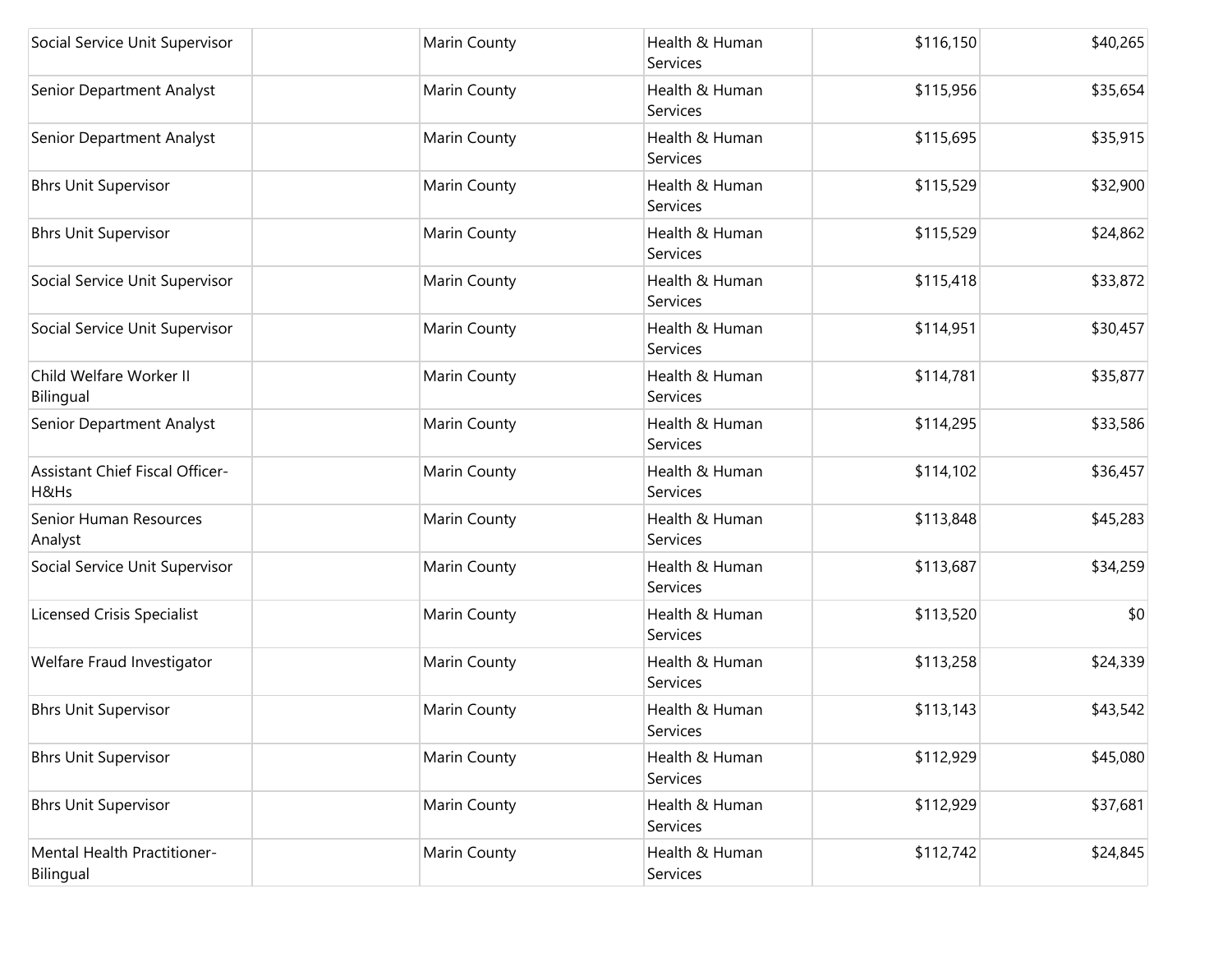| | | | | | |
|---|---|---|---|---|---|
| Social Service Unit Supervisor | | Marin County | Health & Human Services | $116,150 | $40,265 |
| Senior Department Analyst | | Marin County | Health & Human Services | $115,956 | $35,654 |
| Senior Department Analyst | | Marin County | Health & Human Services | $115,695 | $35,915 |
| Bhrs Unit Supervisor | | Marin County | Health & Human Services | $115,529 | $32,900 |
| Bhrs Unit Supervisor | | Marin County | Health & Human Services | $115,529 | $24,862 |
| Social Service Unit Supervisor | | Marin County | Health & Human Services | $115,418 | $33,872 |
| Social Service Unit Supervisor | | Marin County | Health & Human Services | $114,951 | $30,457 |
| Child Welfare Worker II Bilingual | | Marin County | Health & Human Services | $114,781 | $35,877 |
| Senior Department Analyst | | Marin County | Health & Human Services | $114,295 | $33,586 |
| Assistant Chief Fiscal Officer-H&Hs | | Marin County | Health & Human Services | $114,102 | $36,457 |
| Senior Human Resources Analyst | | Marin County | Health & Human Services | $113,848 | $45,283 |
| Social Service Unit Supervisor | | Marin County | Health & Human Services | $113,687 | $34,259 |
| Licensed Crisis Specialist | | Marin County | Health & Human Services | $113,520 | $0 |
| Welfare Fraud Investigator | | Marin County | Health & Human Services | $113,258 | $24,339 |
| Bhrs Unit Supervisor | | Marin County | Health & Human Services | $113,143 | $43,542 |
| Bhrs Unit Supervisor | | Marin County | Health & Human Services | $112,929 | $45,080 |
| Bhrs Unit Supervisor | | Marin County | Health & Human Services | $112,929 | $37,681 |
| Mental Health Practitioner-Bilingual | | Marin County | Health & Human Services | $112,742 | $24,845 |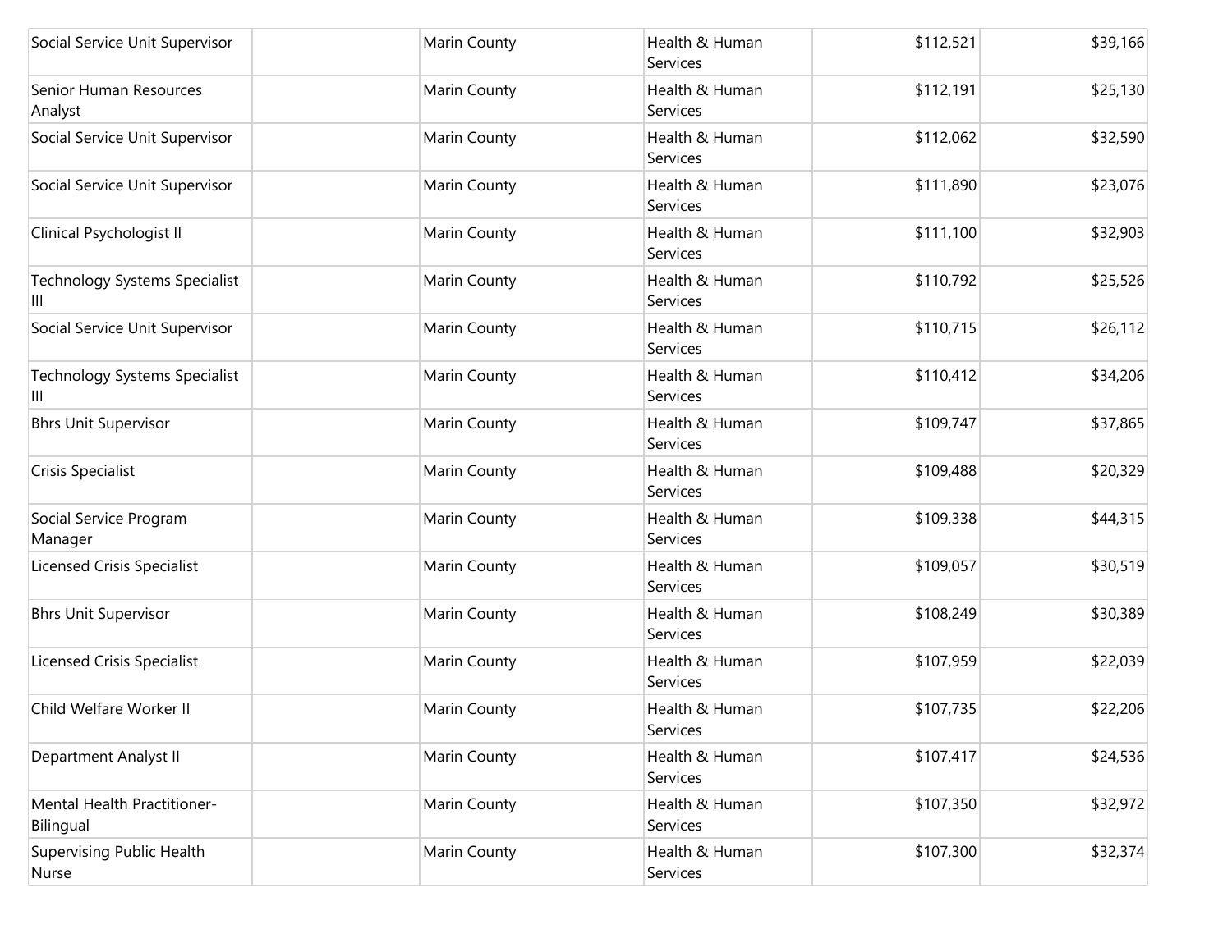| | | | | | |
|---|---|---|---|---|---|
| Social Service Unit Supervisor | | Marin County | Health & Human Services | $112,521 | $39,166 |
| Senior Human Resources Analyst | | Marin County | Health & Human Services | $112,191 | $25,130 |
| Social Service Unit Supervisor | | Marin County | Health & Human Services | $112,062 | $32,590 |
| Social Service Unit Supervisor | | Marin County | Health & Human Services | $111,890 | $23,076 |
| Clinical Psychologist II | | Marin County | Health & Human Services | $111,100 | $32,903 |
| Technology Systems Specialist III | | Marin County | Health & Human Services | $110,792 | $25,526 |
| Social Service Unit Supervisor | | Marin County | Health & Human Services | $110,715 | $26,112 |
| Technology Systems Specialist III | | Marin County | Health & Human Services | $110,412 | $34,206 |
| Bhrs Unit Supervisor | | Marin County | Health & Human Services | $109,747 | $37,865 |
| Crisis Specialist | | Marin County | Health & Human Services | $109,488 | $20,329 |
| Social Service Program Manager | | Marin County | Health & Human Services | $109,338 | $44,315 |
| Licensed Crisis Specialist | | Marin County | Health & Human Services | $109,057 | $30,519 |
| Bhrs Unit Supervisor | | Marin County | Health & Human Services | $108,249 | $30,389 |
| Licensed Crisis Specialist | | Marin County | Health & Human Services | $107,959 | $22,039 |
| Child Welfare Worker II | | Marin County | Health & Human Services | $107,735 | $22,206 |
| Department Analyst II | | Marin County | Health & Human Services | $107,417 | $24,536 |
| Mental Health Practitioner-Bilingual | | Marin County | Health & Human Services | $107,350 | $32,972 |
| Supervising Public Health Nurse | | Marin County | Health & Human Services | $107,300 | $32,374 |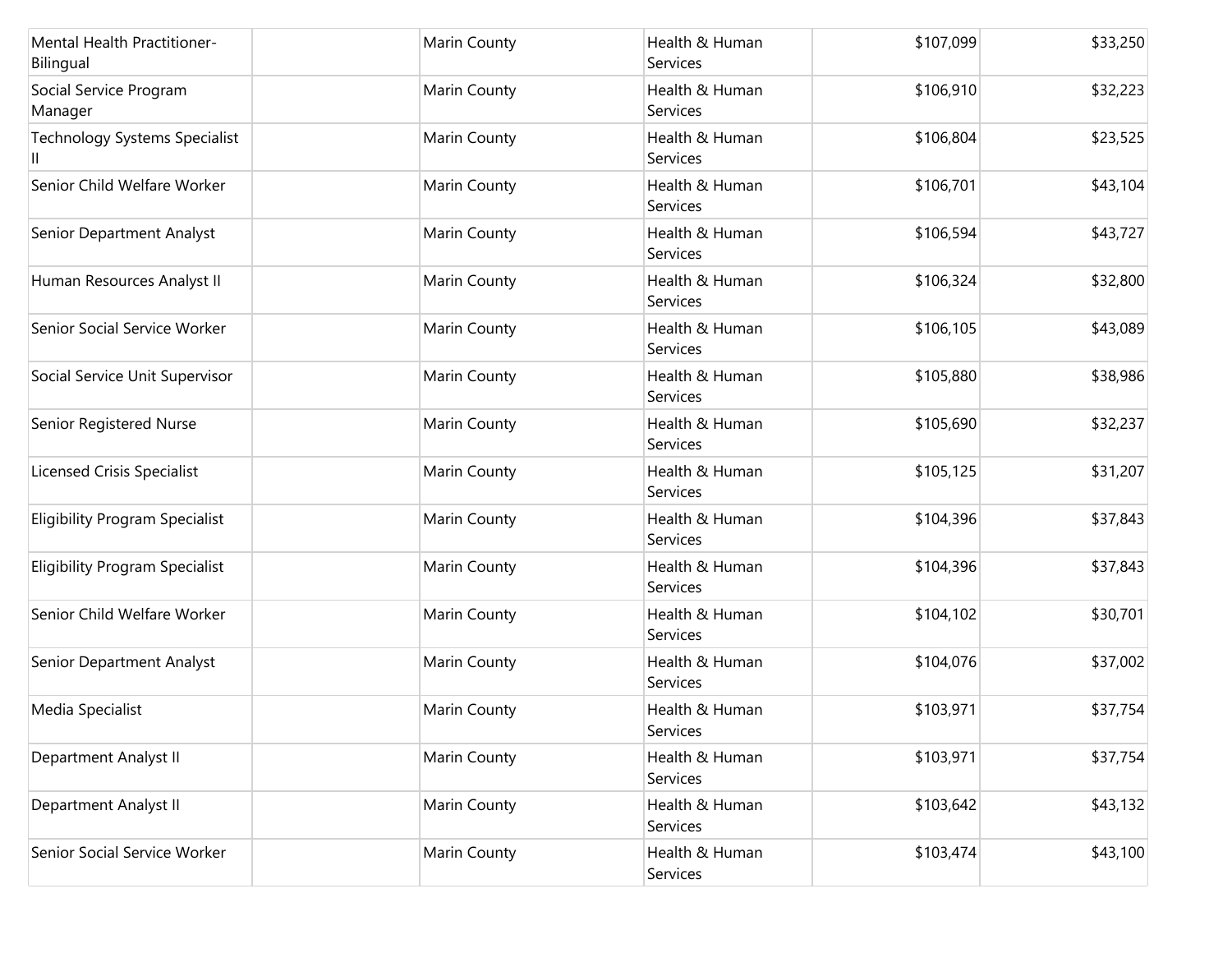| | | | | | |
|---|---|---|---|---|---|
| Mental Health Practitioner-Bilingual | | Marin County | Health & Human Services | $107,099 | $33,250 |
| Social Service Program Manager | | Marin County | Health & Human Services | $106,910 | $32,223 |
| Technology Systems Specialist II | | Marin County | Health & Human Services | $106,804 | $23,525 |
| Senior Child Welfare Worker | | Marin County | Health & Human Services | $106,701 | $43,104 |
| Senior Department Analyst | | Marin County | Health & Human Services | $106,594 | $43,727 |
| Human Resources Analyst II | | Marin County | Health & Human Services | $106,324 | $32,800 |
| Senior Social Service Worker | | Marin County | Health & Human Services | $106,105 | $43,089 |
| Social Service Unit Supervisor | | Marin County | Health & Human Services | $105,880 | $38,986 |
| Senior Registered Nurse | | Marin County | Health & Human Services | $105,690 | $32,237 |
| Licensed Crisis Specialist | | Marin County | Health & Human Services | $105,125 | $31,207 |
| Eligibility Program Specialist | | Marin County | Health & Human Services | $104,396 | $37,843 |
| Eligibility Program Specialist | | Marin County | Health & Human Services | $104,396 | $37,843 |
| Senior Child Welfare Worker | | Marin County | Health & Human Services | $104,102 | $30,701 |
| Senior Department Analyst | | Marin County | Health & Human Services | $104,076 | $37,002 |
| Media Specialist | | Marin County | Health & Human Services | $103,971 | $37,754 |
| Department Analyst II | | Marin County | Health & Human Services | $103,971 | $37,754 |
| Department Analyst II | | Marin County | Health & Human Services | $103,642 | $43,132 |
| Senior Social Service Worker | | Marin County | Health & Human Services | $103,474 | $43,100 |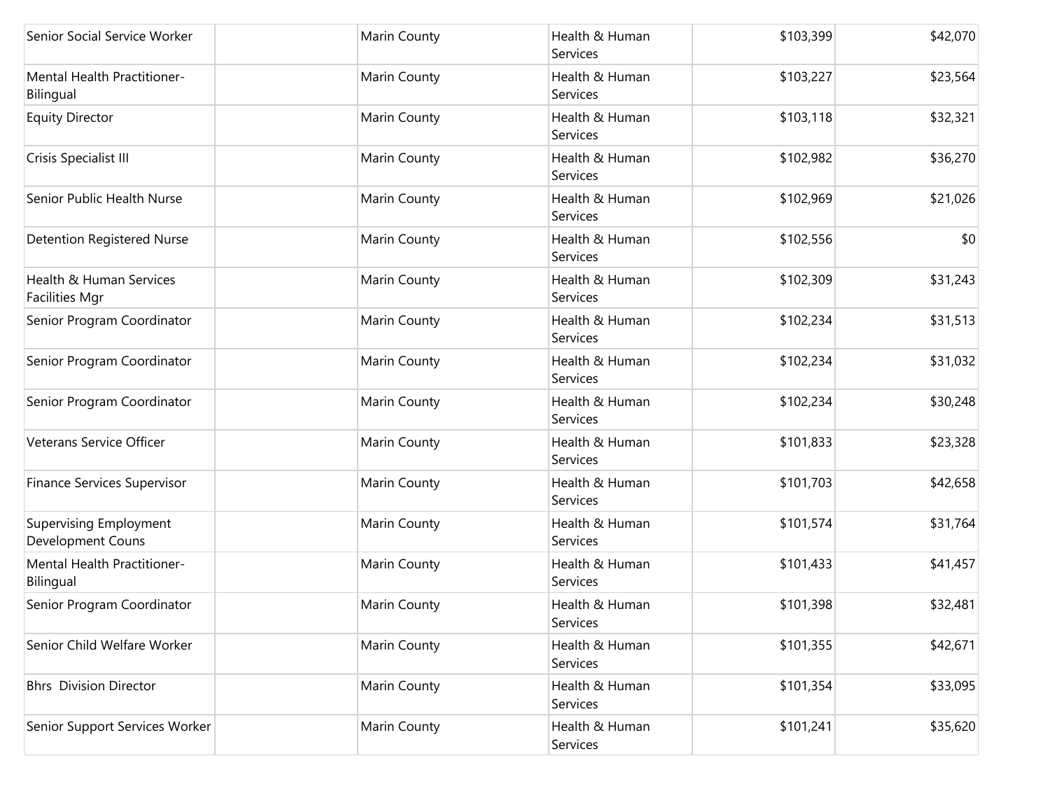| | | | | | |
|---|---|---|---|---|---|
| Senior Social Service Worker | | Marin County | Health & Human Services | $103,399 | $42,070 |
| Mental Health Practitioner-Bilingual | | Marin County | Health & Human Services | $103,227 | $23,564 |
| Equity Director | | Marin County | Health & Human Services | $103,118 | $32,321 |
| Crisis Specialist III | | Marin County | Health & Human Services | $102,982 | $36,270 |
| Senior Public Health Nurse | | Marin County | Health & Human Services | $102,969 | $21,026 |
| Detention Registered Nurse | | Marin County | Health & Human Services | $102,556 | $0 |
| Health & Human Services Facilities Mgr | | Marin County | Health & Human Services | $102,309 | $31,243 |
| Senior Program Coordinator | | Marin County | Health & Human Services | $102,234 | $31,513 |
| Senior Program Coordinator | | Marin County | Health & Human Services | $102,234 | $31,032 |
| Senior Program Coordinator | | Marin County | Health & Human Services | $102,234 | $30,248 |
| Veterans Service Officer | | Marin County | Health & Human Services | $101,833 | $23,328 |
| Finance Services Supervisor | | Marin County | Health & Human Services | $101,703 | $42,658 |
| Supervising Employment Development Couns | | Marin County | Health & Human Services | $101,574 | $31,764 |
| Mental Health Practitioner-Bilingual | | Marin County | Health & Human Services | $101,433 | $41,457 |
| Senior Program Coordinator | | Marin County | Health & Human Services | $101,398 | $32,481 |
| Senior Child Welfare Worker | | Marin County | Health & Human Services | $101,355 | $42,671 |
| Bhrs Division Director | | Marin County | Health & Human Services | $101,354 | $33,095 |
| Senior Support Services Worker | | Marin County | Health & Human Services | $101,241 | $35,620 |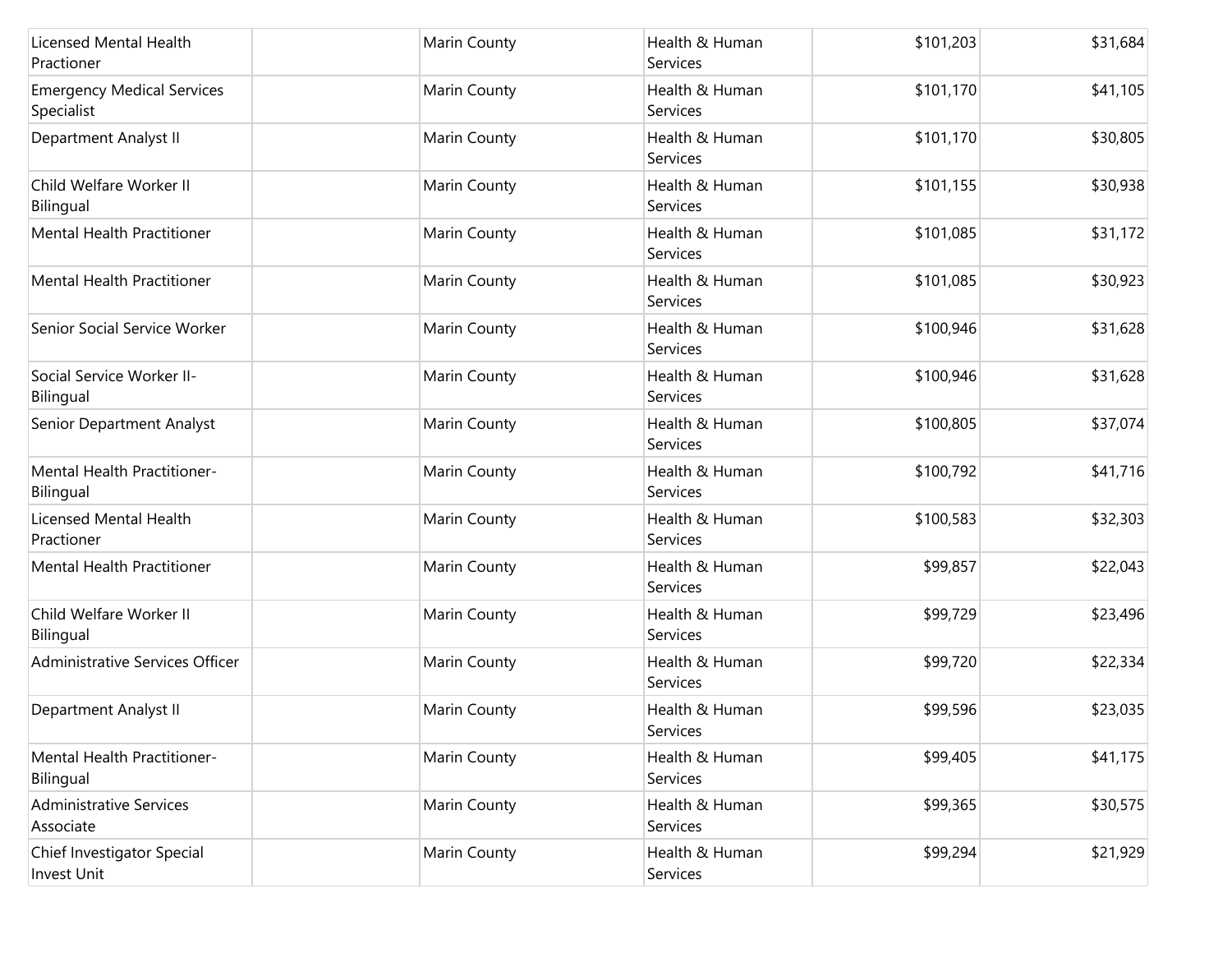| | | | | | |
|---|---|---|---|---|---|
| Licensed Mental Health Practioner | | Marin County | Health & Human Services | $101,203 | $31,684 |
| Emergency Medical Services Specialist | | Marin County | Health & Human Services | $101,170 | $41,105 |
| Department Analyst II | | Marin County | Health & Human Services | $101,170 | $30,805 |
| Child Welfare Worker II Bilingual | | Marin County | Health & Human Services | $101,155 | $30,938 |
| Mental Health Practitioner | | Marin County | Health & Human Services | $101,085 | $31,172 |
| Mental Health Practitioner | | Marin County | Health & Human Services | $101,085 | $30,923 |
| Senior Social Service Worker | | Marin County | Health & Human Services | $100,946 | $31,628 |
| Social Service Worker II-Bilingual | | Marin County | Health & Human Services | $100,946 | $31,628 |
| Senior Department Analyst | | Marin County | Health & Human Services | $100,805 | $37,074 |
| Mental Health Practitioner-Bilingual | | Marin County | Health & Human Services | $100,792 | $41,716 |
| Licensed Mental Health Practioner | | Marin County | Health & Human Services | $100,583 | $32,303 |
| Mental Health Practitioner | | Marin County | Health & Human Services | $99,857 | $22,043 |
| Child Welfare Worker II Bilingual | | Marin County | Health & Human Services | $99,729 | $23,496 |
| Administrative Services Officer | | Marin County | Health & Human Services | $99,720 | $22,334 |
| Department Analyst II | | Marin County | Health & Human Services | $99,596 | $23,035 |
| Mental Health Practitioner-Bilingual | | Marin County | Health & Human Services | $99,405 | $41,175 |
| Administrative Services Associate | | Marin County | Health & Human Services | $99,365 | $30,575 |
| Chief Investigator Special Invest Unit | | Marin County | Health & Human Services | $99,294 | $21,929 |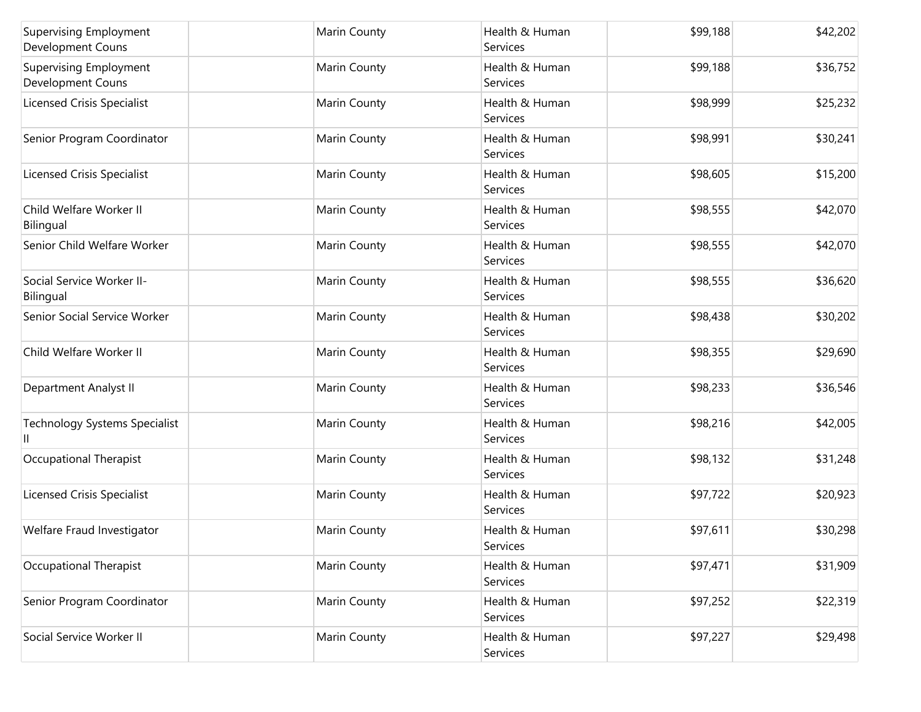| | | | | | |
|---|---|---|---|---|---|
| Supervising Employment Development Couns | | Marin County | Health & Human Services | $99,188 | $42,202 |
| Supervising Employment Development Couns | | Marin County | Health & Human Services | $99,188 | $36,752 |
| Licensed Crisis Specialist | | Marin County | Health & Human Services | $98,999 | $25,232 |
| Senior Program Coordinator | | Marin County | Health & Human Services | $98,991 | $30,241 |
| Licensed Crisis Specialist | | Marin County | Health & Human Services | $98,605 | $15,200 |
| Child Welfare Worker II Bilingual | | Marin County | Health & Human Services | $98,555 | $42,070 |
| Senior Child Welfare Worker | | Marin County | Health & Human Services | $98,555 | $42,070 |
| Social Service Worker II-Bilingual | | Marin County | Health & Human Services | $98,555 | $36,620 |
| Senior Social Service Worker | | Marin County | Health & Human Services | $98,438 | $30,202 |
| Child Welfare Worker II | | Marin County | Health & Human Services | $98,355 | $29,690 |
| Department Analyst II | | Marin County | Health & Human Services | $98,233 | $36,546 |
| Technology Systems Specialist II | | Marin County | Health & Human Services | $98,216 | $42,005 |
| Occupational Therapist | | Marin County | Health & Human Services | $98,132 | $31,248 |
| Licensed Crisis Specialist | | Marin County | Health & Human Services | $97,722 | $20,923 |
| Welfare Fraud Investigator | | Marin County | Health & Human Services | $97,611 | $30,298 |
| Occupational Therapist | | Marin County | Health & Human Services | $97,471 | $31,909 |
| Senior Program Coordinator | | Marin County | Health & Human Services | $97,252 | $22,319 |
| Social Service Worker II | | Marin County | Health & Human Services | $97,227 | $29,498 |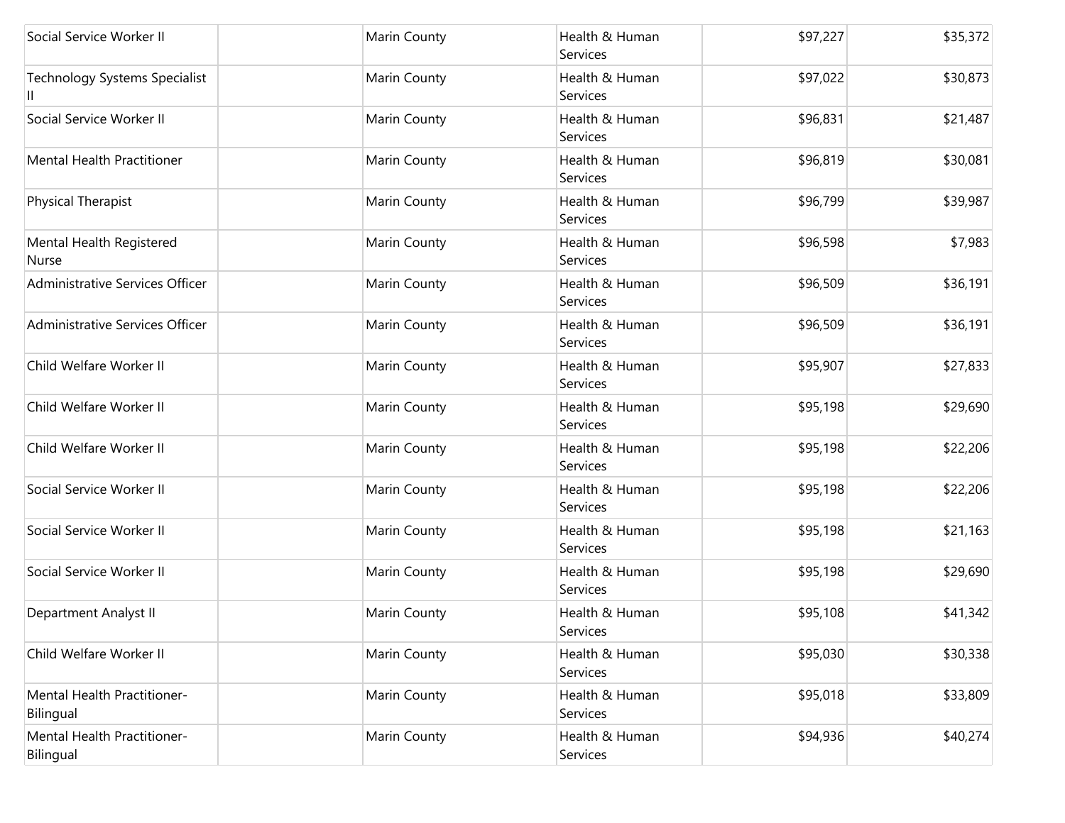| | | | | | |
|---|---|---|---|---|---|
| Social Service Worker II | | Marin County | Health & Human Services | $97,227 | $35,372 |
| Technology Systems Specialist II | | Marin County | Health & Human Services | $97,022 | $30,873 |
| Social Service Worker II | | Marin County | Health & Human Services | $96,831 | $21,487 |
| Mental Health Practitioner | | Marin County | Health & Human Services | $96,819 | $30,081 |
| Physical Therapist | | Marin County | Health & Human Services | $96,799 | $39,987 |
| Mental Health Registered Nurse | | Marin County | Health & Human Services | $96,598 | $7,983 |
| Administrative Services Officer | | Marin County | Health & Human Services | $96,509 | $36,191 |
| Administrative Services Officer | | Marin County | Health & Human Services | $96,509 | $36,191 |
| Child Welfare Worker II | | Marin County | Health & Human Services | $95,907 | $27,833 |
| Child Welfare Worker II | | Marin County | Health & Human Services | $95,198 | $29,690 |
| Child Welfare Worker II | | Marin County | Health & Human Services | $95,198 | $22,206 |
| Social Service Worker II | | Marin County | Health & Human Services | $95,198 | $22,206 |
| Social Service Worker II | | Marin County | Health & Human Services | $95,198 | $21,163 |
| Social Service Worker II | | Marin County | Health & Human Services | $95,198 | $29,690 |
| Department Analyst II | | Marin County | Health & Human Services | $95,108 | $41,342 |
| Child Welfare Worker II | | Marin County | Health & Human Services | $95,030 | $30,338 |
| Mental Health Practitioner-Bilingual | | Marin County | Health & Human Services | $95,018 | $33,809 |
| Mental Health Practitioner-Bilingual | | Marin County | Health & Human Services | $94,936 | $40,274 |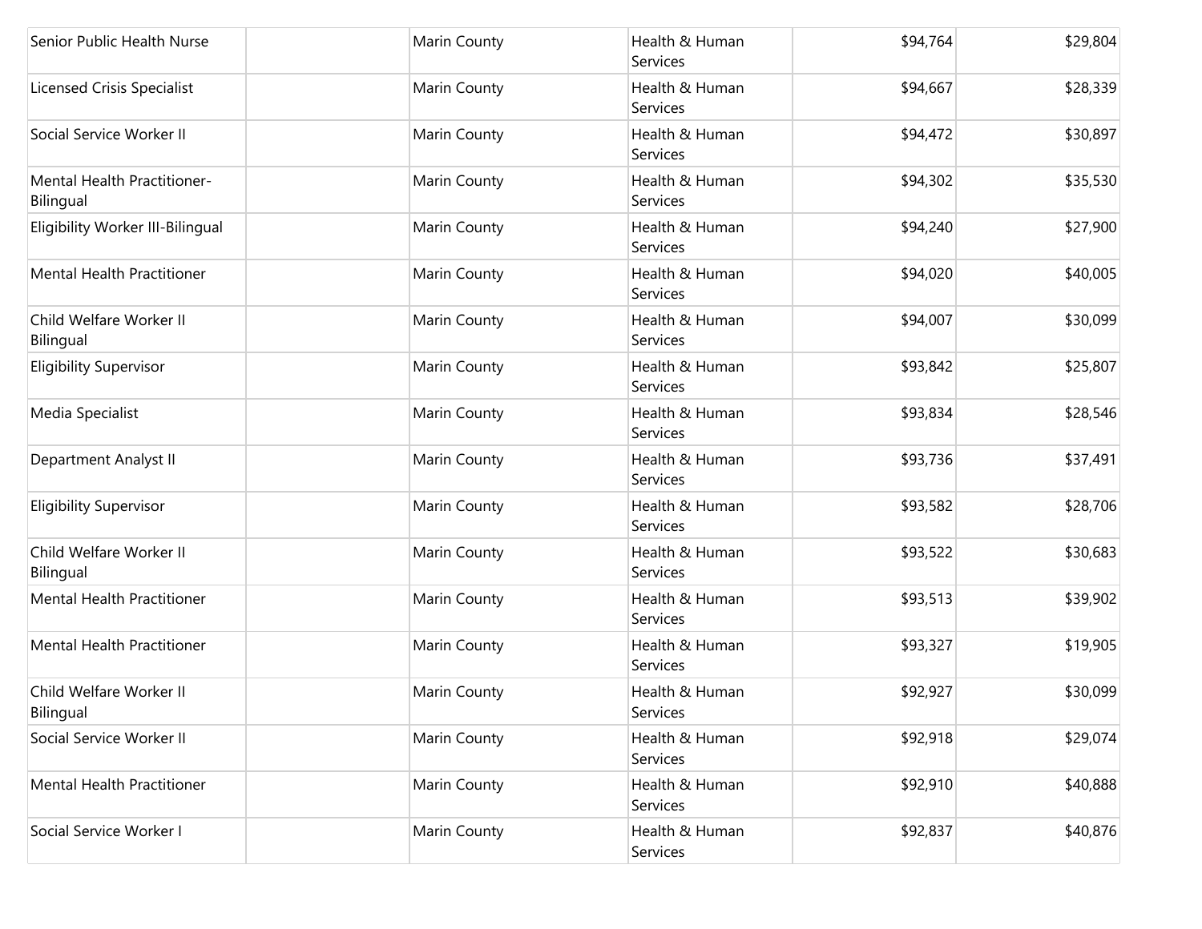| | | | | | |
|---|---|---|---|---|---|
| Senior Public Health Nurse | | Marin County | Health & Human Services | $94,764 | $29,804 |
| Licensed Crisis Specialist | | Marin County | Health & Human Services | $94,667 | $28,339 |
| Social Service Worker II | | Marin County | Health & Human Services | $94,472 | $30,897 |
| Mental Health Practitioner-Bilingual | | Marin County | Health & Human Services | $94,302 | $35,530 |
| Eligibility Worker III-Bilingual | | Marin County | Health & Human Services | $94,240 | $27,900 |
| Mental Health Practitioner | | Marin County | Health & Human Services | $94,020 | $40,005 |
| Child Welfare Worker II Bilingual | | Marin County | Health & Human Services | $94,007 | $30,099 |
| Eligibility Supervisor | | Marin County | Health & Human Services | $93,842 | $25,807 |
| Media Specialist | | Marin County | Health & Human Services | $93,834 | $28,546 |
| Department Analyst II | | Marin County | Health & Human Services | $93,736 | $37,491 |
| Eligibility Supervisor | | Marin County | Health & Human Services | $93,582 | $28,706 |
| Child Welfare Worker II Bilingual | | Marin County | Health & Human Services | $93,522 | $30,683 |
| Mental Health Practitioner | | Marin County | Health & Human Services | $93,513 | $39,902 |
| Mental Health Practitioner | | Marin County | Health & Human Services | $93,327 | $19,905 |
| Child Welfare Worker II Bilingual | | Marin County | Health & Human Services | $92,927 | $30,099 |
| Social Service Worker II | | Marin County | Health & Human Services | $92,918 | $29,074 |
| Mental Health Practitioner | | Marin County | Health & Human Services | $92,910 | $40,888 |
| Social Service Worker I | | Marin County | Health & Human Services | $92,837 | $40,876 |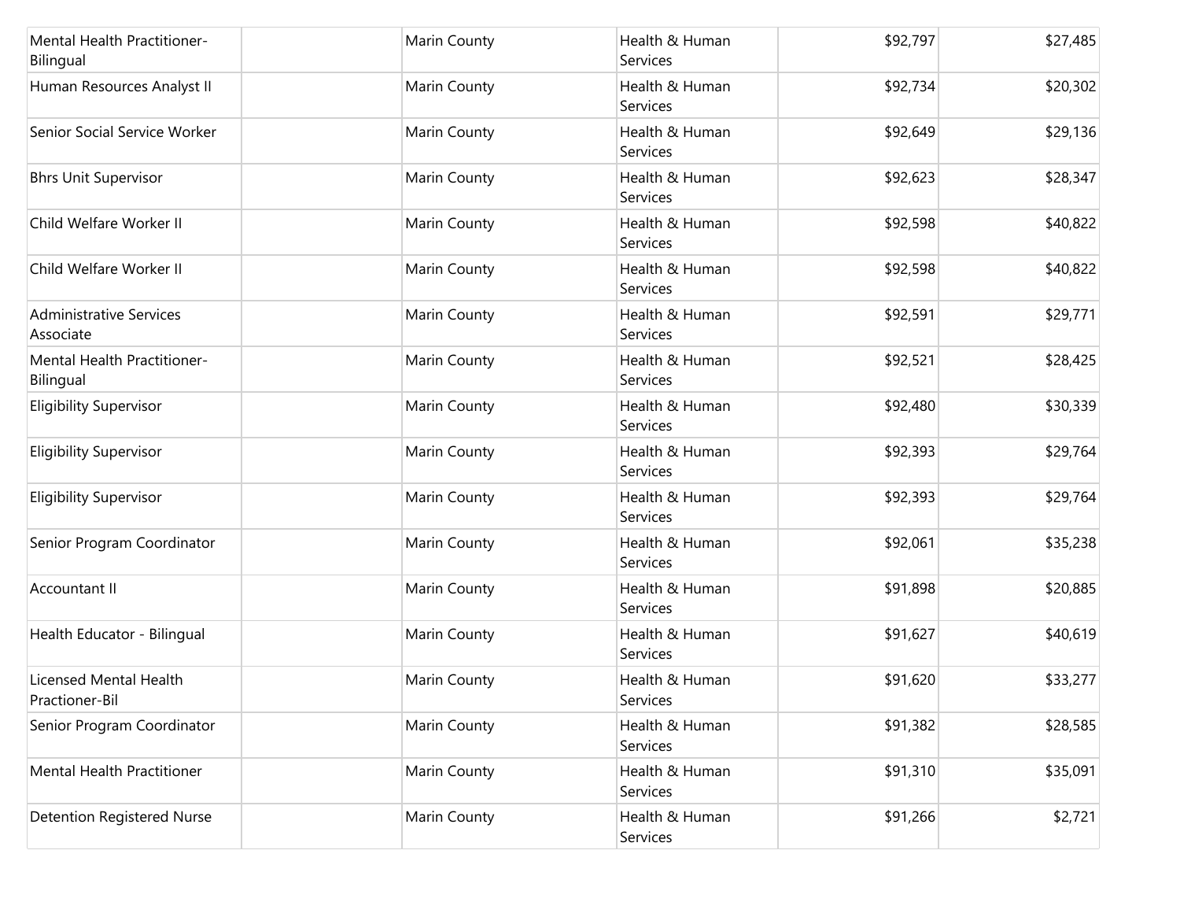| | | | | | |
|---|---|---|---|---|---|
| Mental Health Practitioner-Bilingual | | Marin County | Health & Human Services | $92,797 | $27,485 |
| Human Resources Analyst II | | Marin County | Health & Human Services | $92,734 | $20,302 |
| Senior Social Service Worker | | Marin County | Health & Human Services | $92,649 | $29,136 |
| Bhrs Unit Supervisor | | Marin County | Health & Human Services | $92,623 | $28,347 |
| Child Welfare Worker II | | Marin County | Health & Human Services | $92,598 | $40,822 |
| Child Welfare Worker II | | Marin County | Health & Human Services | $92,598 | $40,822 |
| Administrative Services Associate | | Marin County | Health & Human Services | $92,591 | $29,771 |
| Mental Health Practitioner-Bilingual | | Marin County | Health & Human Services | $92,521 | $28,425 |
| Eligibility Supervisor | | Marin County | Health & Human Services | $92,480 | $30,339 |
| Eligibility Supervisor | | Marin County | Health & Human Services | $92,393 | $29,764 |
| Eligibility Supervisor | | Marin County | Health & Human Services | $92,393 | $29,764 |
| Senior Program Coordinator | | Marin County | Health & Human Services | $92,061 | $35,238 |
| Accountant II | | Marin County | Health & Human Services | $91,898 | $20,885 |
| Health Educator - Bilingual | | Marin County | Health & Human Services | $91,627 | $40,619 |
| Licensed Mental Health Practioner-Bil | | Marin County | Health & Human Services | $91,620 | $33,277 |
| Senior Program Coordinator | | Marin County | Health & Human Services | $91,382 | $28,585 |
| Mental Health Practitioner | | Marin County | Health & Human Services | $91,310 | $35,091 |
| Detention Registered Nurse | | Marin County | Health & Human Services | $91,266 | $2,721 |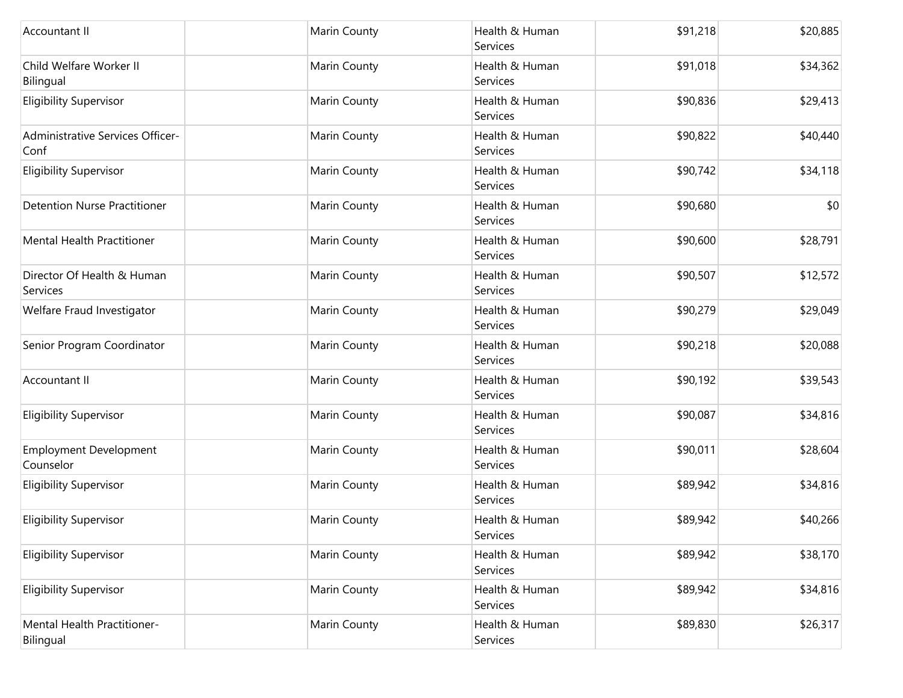| | | | | | |
|---|---|---|---|---|---|
| Accountant II | | Marin County | Health & Human Services | $91,218 | $20,885 |
| Child Welfare Worker II Bilingual | | Marin County | Health & Human Services | $91,018 | $34,362 |
| Eligibility Supervisor | | Marin County | Health & Human Services | $90,836 | $29,413 |
| Administrative Services Officer-Conf | | Marin County | Health & Human Services | $90,822 | $40,440 |
| Eligibility Supervisor | | Marin County | Health & Human Services | $90,742 | $34,118 |
| Detention Nurse Practitioner | | Marin County | Health & Human Services | $90,680 | $0 |
| Mental Health Practitioner | | Marin County | Health & Human Services | $90,600 | $28,791 |
| Director Of Health & Human Services | | Marin County | Health & Human Services | $90,507 | $12,572 |
| Welfare Fraud Investigator | | Marin County | Health & Human Services | $90,279 | $29,049 |
| Senior Program Coordinator | | Marin County | Health & Human Services | $90,218 | $20,088 |
| Accountant II | | Marin County | Health & Human Services | $90,192 | $39,543 |
| Eligibility Supervisor | | Marin County | Health & Human Services | $90,087 | $34,816 |
| Employment Development Counselor | | Marin County | Health & Human Services | $90,011 | $28,604 |
| Eligibility Supervisor | | Marin County | Health & Human Services | $89,942 | $34,816 |
| Eligibility Supervisor | | Marin County | Health & Human Services | $89,942 | $40,266 |
| Eligibility Supervisor | | Marin County | Health & Human Services | $89,942 | $38,170 |
| Eligibility Supervisor | | Marin County | Health & Human Services | $89,942 | $34,816 |
| Mental Health Practitioner-Bilingual | | Marin County | Health & Human Services | $89,830 | $26,317 |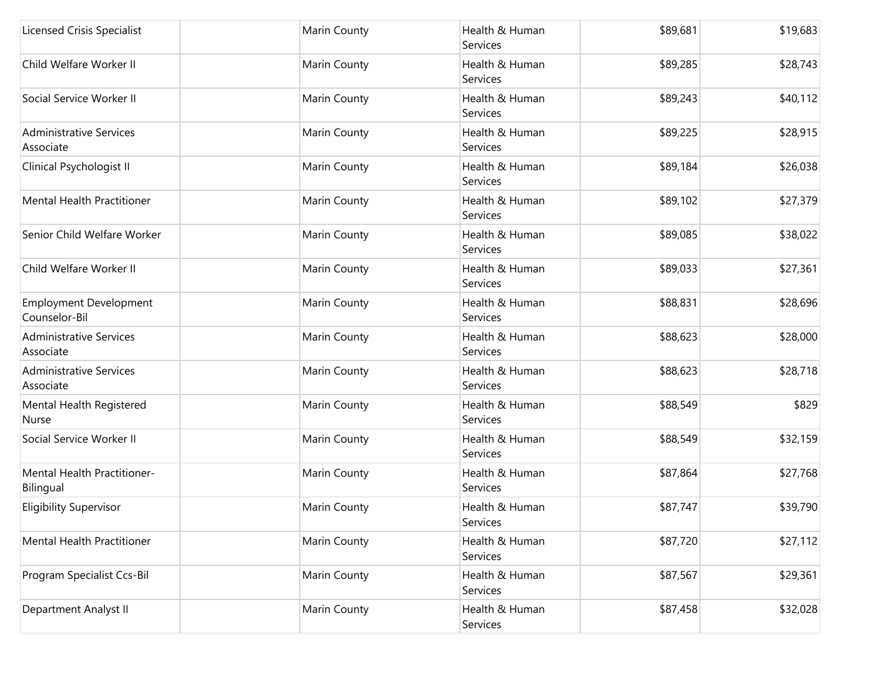| | | | | | |
|---|---|---|---|---|---|
| Licensed Crisis Specialist | | Marin County | Health & Human Services | $89,681 | $19,683 |
| Child Welfare Worker II | | Marin County | Health & Human Services | $89,285 | $28,743 |
| Social Service Worker II | | Marin County | Health & Human Services | $89,243 | $40,112 |
| Administrative Services Associate | | Marin County | Health & Human Services | $89,225 | $28,915 |
| Clinical Psychologist II | | Marin County | Health & Human Services | $89,184 | $26,038 |
| Mental Health Practitioner | | Marin County | Health & Human Services | $89,102 | $27,379 |
| Senior Child Welfare Worker | | Marin County | Health & Human Services | $89,085 | $38,022 |
| Child Welfare Worker II | | Marin County | Health & Human Services | $89,033 | $27,361 |
| Employment Development Counselor-Bil | | Marin County | Health & Human Services | $88,831 | $28,696 |
| Administrative Services Associate | | Marin County | Health & Human Services | $88,623 | $28,000 |
| Administrative Services Associate | | Marin County | Health & Human Services | $88,623 | $28,718 |
| Mental Health Registered Nurse | | Marin County | Health & Human Services | $88,549 | $829 |
| Social Service Worker II | | Marin County | Health & Human Services | $88,549 | $32,159 |
| Mental Health Practitioner-Bilingual | | Marin County | Health & Human Services | $87,864 | $27,768 |
| Eligibility Supervisor | | Marin County | Health & Human Services | $87,747 | $39,790 |
| Mental Health Practitioner | | Marin County | Health & Human Services | $87,720 | $27,112 |
| Program Specialist Ccs-Bil | | Marin County | Health & Human Services | $87,567 | $29,361 |
| Department Analyst II | | Marin County | Health & Human Services | $87,458 | $32,028 |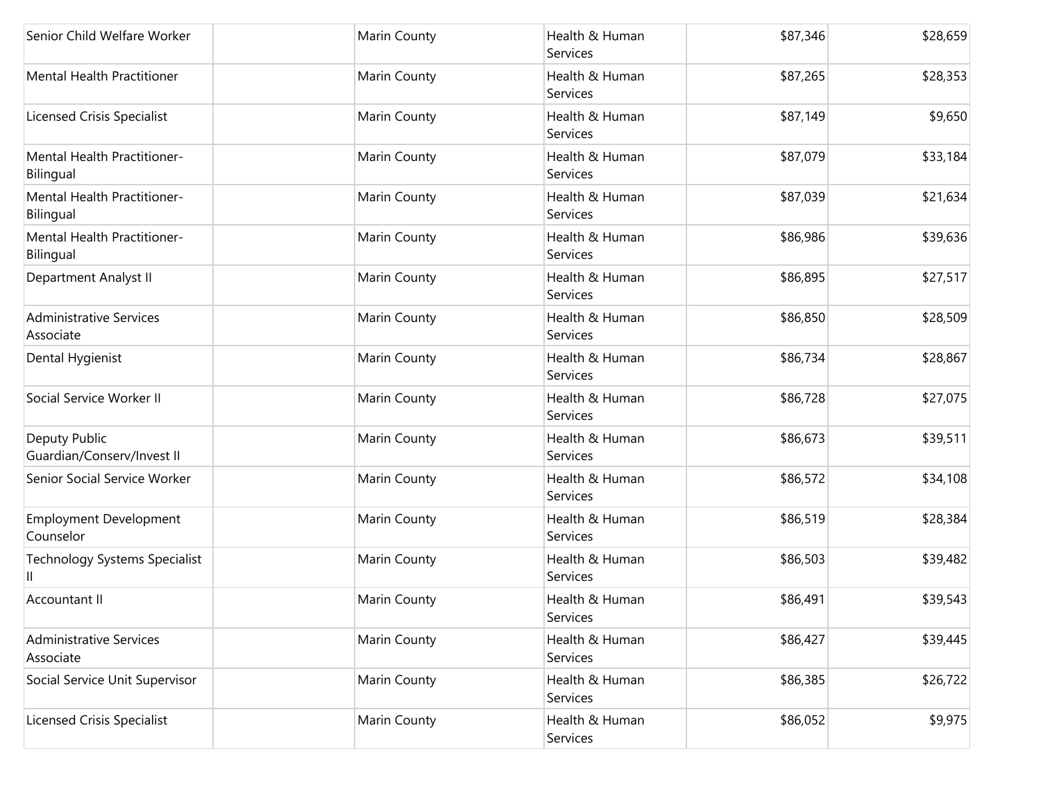| | | | | | |
|---|---|---|---|---|---|
| Senior Child Welfare Worker | | Marin County | Health & Human Services | $87,346 | $28,659 |
| Mental Health Practitioner | | Marin County | Health & Human Services | $87,265 | $28,353 |
| Licensed Crisis Specialist | | Marin County | Health & Human Services | $87,149 | $9,650 |
| Mental Health Practitioner-Bilingual | | Marin County | Health & Human Services | $87,079 | $33,184 |
| Mental Health Practitioner-Bilingual | | Marin County | Health & Human Services | $87,039 | $21,634 |
| Mental Health Practitioner-Bilingual | | Marin County | Health & Human Services | $86,986 | $39,636 |
| Department Analyst II | | Marin County | Health & Human Services | $86,895 | $27,517 |
| Administrative Services Associate | | Marin County | Health & Human Services | $86,850 | $28,509 |
| Dental Hygienist | | Marin County | Health & Human Services | $86,734 | $28,867 |
| Social Service Worker II | | Marin County | Health & Human Services | $86,728 | $27,075 |
| Deputy Public Guardian/Conserv/Invest II | | Marin County | Health & Human Services | $86,673 | $39,511 |
| Senior Social Service Worker | | Marin County | Health & Human Services | $86,572 | $34,108 |
| Employment Development Counselor | | Marin County | Health & Human Services | $86,519 | $28,384 |
| Technology Systems Specialist II | | Marin County | Health & Human Services | $86,503 | $39,482 |
| Accountant II | | Marin County | Health & Human Services | $86,491 | $39,543 |
| Administrative Services Associate | | Marin County | Health & Human Services | $86,427 | $39,445 |
| Social Service Unit Supervisor | | Marin County | Health & Human Services | $86,385 | $26,722 |
| Licensed Crisis Specialist | | Marin County | Health & Human Services | $86,052 | $9,975 |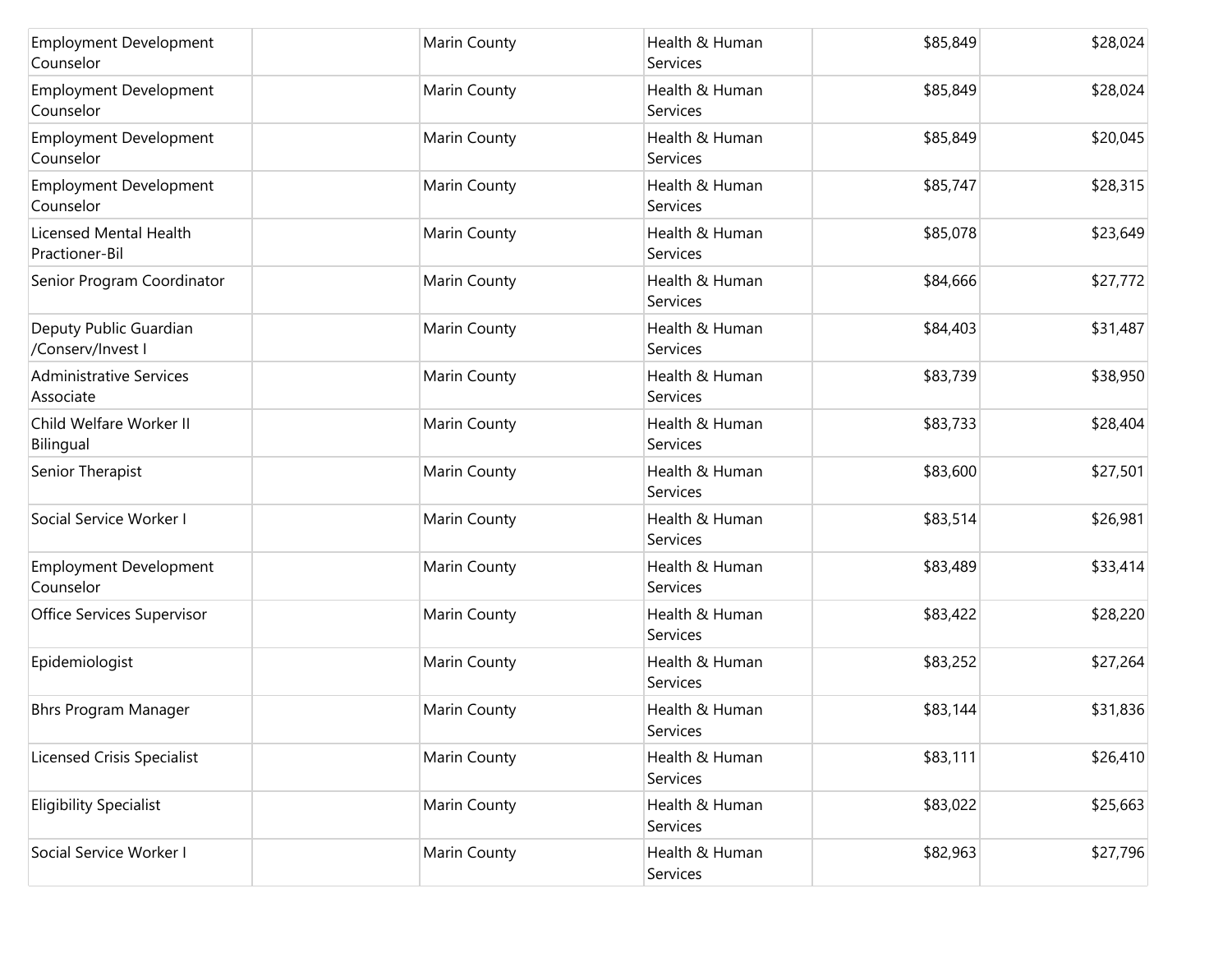| | | | | | |
|---|---|---|---|---|---|
| Employment Development Counselor | | Marin County | Health & Human Services | $85,849 | $28,024 |
| Employment Development Counselor | | Marin County | Health & Human Services | $85,849 | $28,024 |
| Employment Development Counselor | | Marin County | Health & Human Services | $85,849 | $20,045 |
| Employment Development Counselor | | Marin County | Health & Human Services | $85,747 | $28,315 |
| Licensed Mental Health Practioner-Bil | | Marin County | Health & Human Services | $85,078 | $23,649 |
| Senior Program Coordinator | | Marin County | Health & Human Services | $84,666 | $27,772 |
| Deputy Public Guardian /Conserv/Invest I | | Marin County | Health & Human Services | $84,403 | $31,487 |
| Administrative Services Associate | | Marin County | Health & Human Services | $83,739 | $38,950 |
| Child Welfare Worker II Bilingual | | Marin County | Health & Human Services | $83,733 | $28,404 |
| Senior Therapist | | Marin County | Health & Human Services | $83,600 | $27,501 |
| Social Service Worker I | | Marin County | Health & Human Services | $83,514 | $26,981 |
| Employment Development Counselor | | Marin County | Health & Human Services | $83,489 | $33,414 |
| Office Services Supervisor | | Marin County | Health & Human Services | $83,422 | $28,220 |
| Epidemiologist | | Marin County | Health & Human Services | $83,252 | $27,264 |
| Bhrs Program Manager | | Marin County | Health & Human Services | $83,144 | $31,836 |
| Licensed Crisis Specialist | | Marin County | Health & Human Services | $83,111 | $26,410 |
| Eligibility Specialist | | Marin County | Health & Human Services | $83,022 | $25,663 |
| Social Service Worker I | | Marin County | Health & Human Services | $82,963 | $27,796 |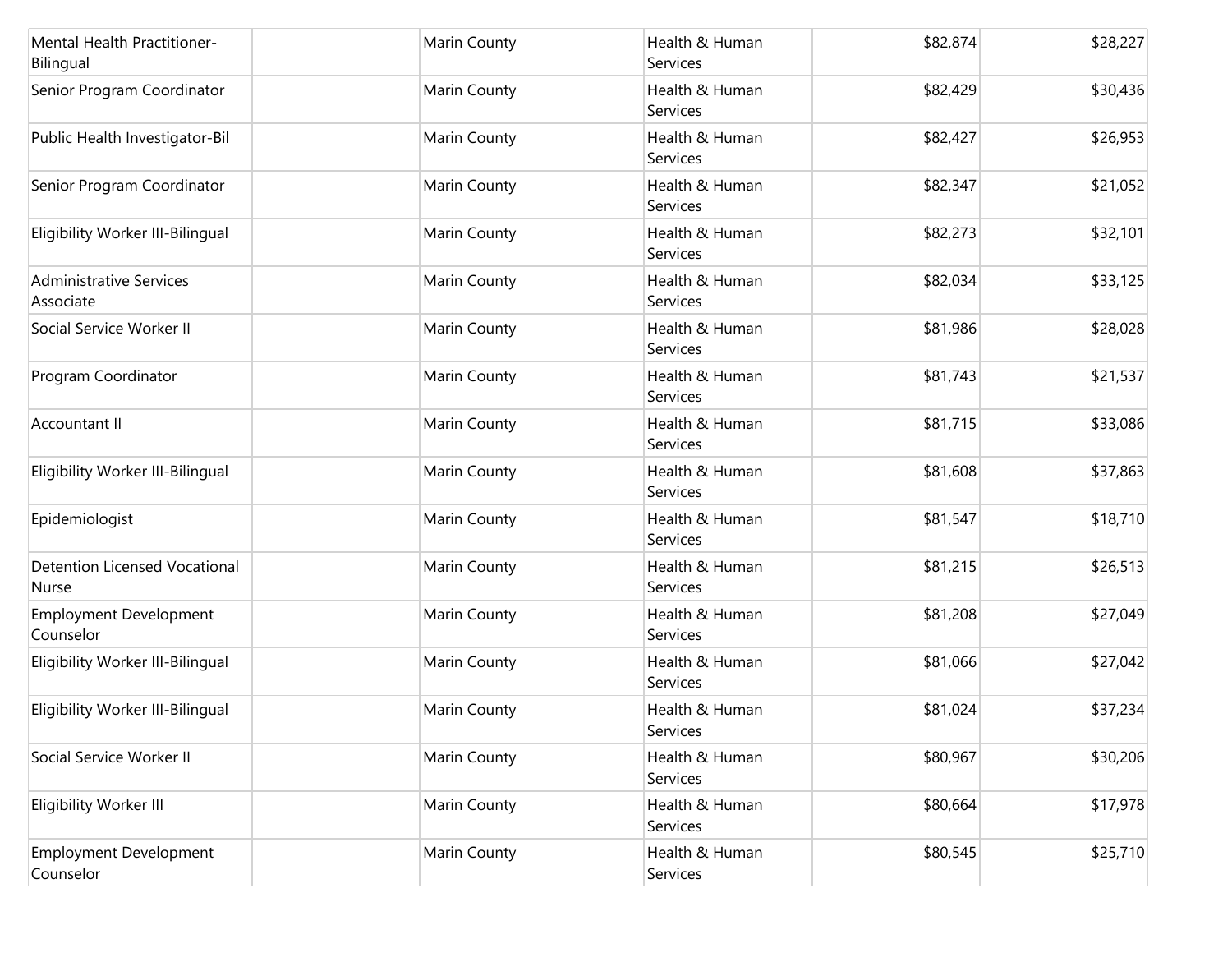| | | | | | |
|---|---|---|---|---|---|
| Mental Health Practitioner-Bilingual | | Marin County | Health & Human Services | $82,874 | $28,227 |
| Senior Program Coordinator | | Marin County | Health & Human Services | $82,429 | $30,436 |
| Public Health Investigator-Bil | | Marin County | Health & Human Services | $82,427 | $26,953 |
| Senior Program Coordinator | | Marin County | Health & Human Services | $82,347 | $21,052 |
| Eligibility Worker III-Bilingual | | Marin County | Health & Human Services | $82,273 | $32,101 |
| Administrative Services Associate | | Marin County | Health & Human Services | $82,034 | $33,125 |
| Social Service Worker II | | Marin County | Health & Human Services | $81,986 | $28,028 |
| Program Coordinator | | Marin County | Health & Human Services | $81,743 | $21,537 |
| Accountant II | | Marin County | Health & Human Services | $81,715 | $33,086 |
| Eligibility Worker III-Bilingual | | Marin County | Health & Human Services | $81,608 | $37,863 |
| Epidemiologist | | Marin County | Health & Human Services | $81,547 | $18,710 |
| Detention Licensed Vocational Nurse | | Marin County | Health & Human Services | $81,215 | $26,513 |
| Employment Development Counselor | | Marin County | Health & Human Services | $81,208 | $27,049 |
| Eligibility Worker III-Bilingual | | Marin County | Health & Human Services | $81,066 | $27,042 |
| Eligibility Worker III-Bilingual | | Marin County | Health & Human Services | $81,024 | $37,234 |
| Social Service Worker II | | Marin County | Health & Human Services | $80,967 | $30,206 |
| Eligibility Worker III | | Marin County | Health & Human Services | $80,664 | $17,978 |
| Employment Development Counselor | | Marin County | Health & Human Services | $80,545 | $25,710 |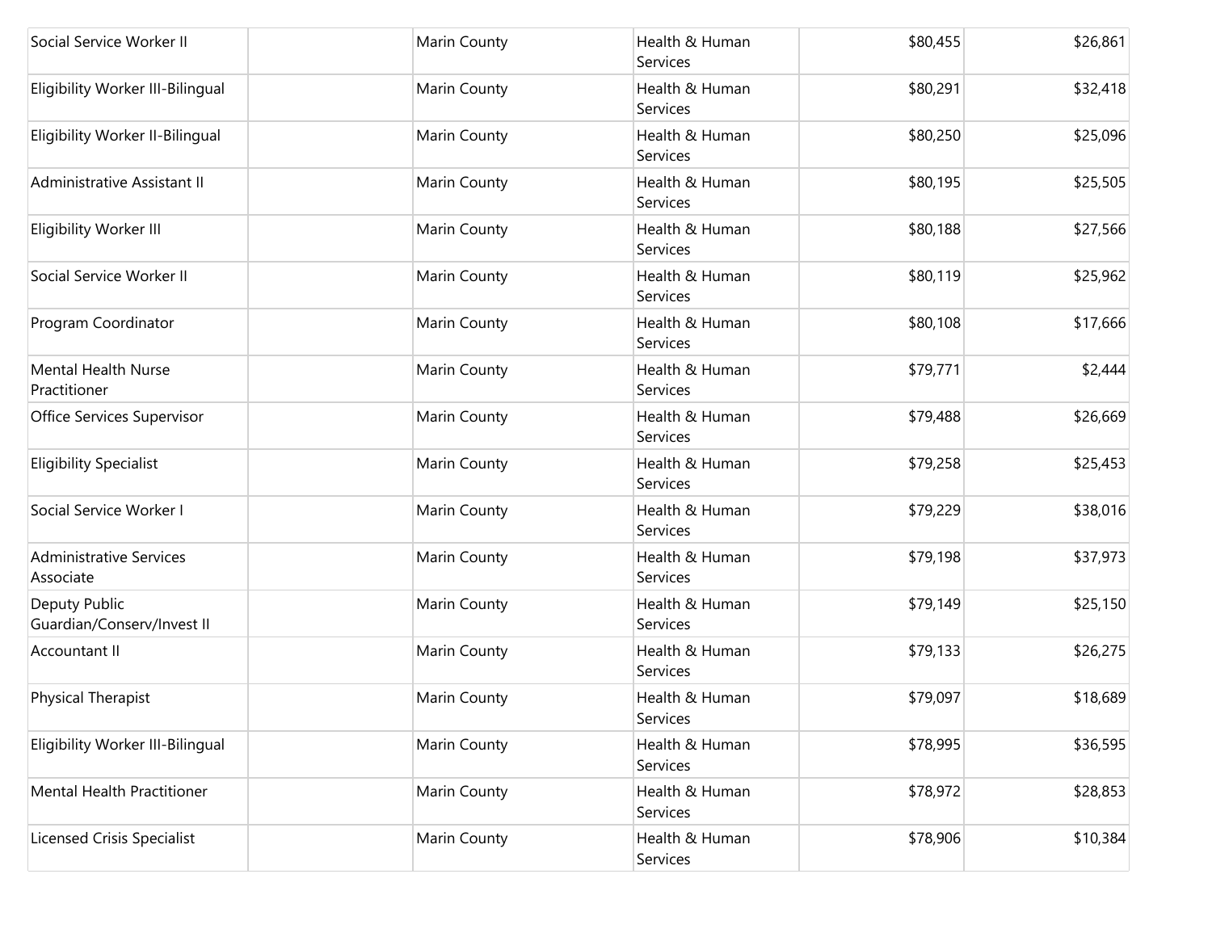| | | | | | |
|---|---|---|---|---|---|
| Social Service Worker II | | Marin County | Health & Human Services | $80,455 | $26,861 |
| Eligibility Worker III-Bilingual | | Marin County | Health & Human Services | $80,291 | $32,418 |
| Eligibility Worker II-Bilingual | | Marin County | Health & Human Services | $80,250 | $25,096 |
| Administrative Assistant II | | Marin County | Health & Human Services | $80,195 | $25,505 |
| Eligibility Worker III | | Marin County | Health & Human Services | $80,188 | $27,566 |
| Social Service Worker II | | Marin County | Health & Human Services | $80,119 | $25,962 |
| Program Coordinator | | Marin County | Health & Human Services | $80,108 | $17,666 |
| Mental Health Nurse Practitioner | | Marin County | Health & Human Services | $79,771 | $2,444 |
| Office Services Supervisor | | Marin County | Health & Human Services | $79,488 | $26,669 |
| Eligibility Specialist | | Marin County | Health & Human Services | $79,258 | $25,453 |
| Social Service Worker I | | Marin County | Health & Human Services | $79,229 | $38,016 |
| Administrative Services Associate | | Marin County | Health & Human Services | $79,198 | $37,973 |
| Deputy Public Guardian/Conserv/Invest II | | Marin County | Health & Human Services | $79,149 | $25,150 |
| Accountant II | | Marin County | Health & Human Services | $79,133 | $26,275 |
| Physical Therapist | | Marin County | Health & Human Services | $79,097 | $18,689 |
| Eligibility Worker III-Bilingual | | Marin County | Health & Human Services | $78,995 | $36,595 |
| Mental Health Practitioner | | Marin County | Health & Human Services | $78,972 | $28,853 |
| Licensed Crisis Specialist | | Marin County | Health & Human Services | $78,906 | $10,384 |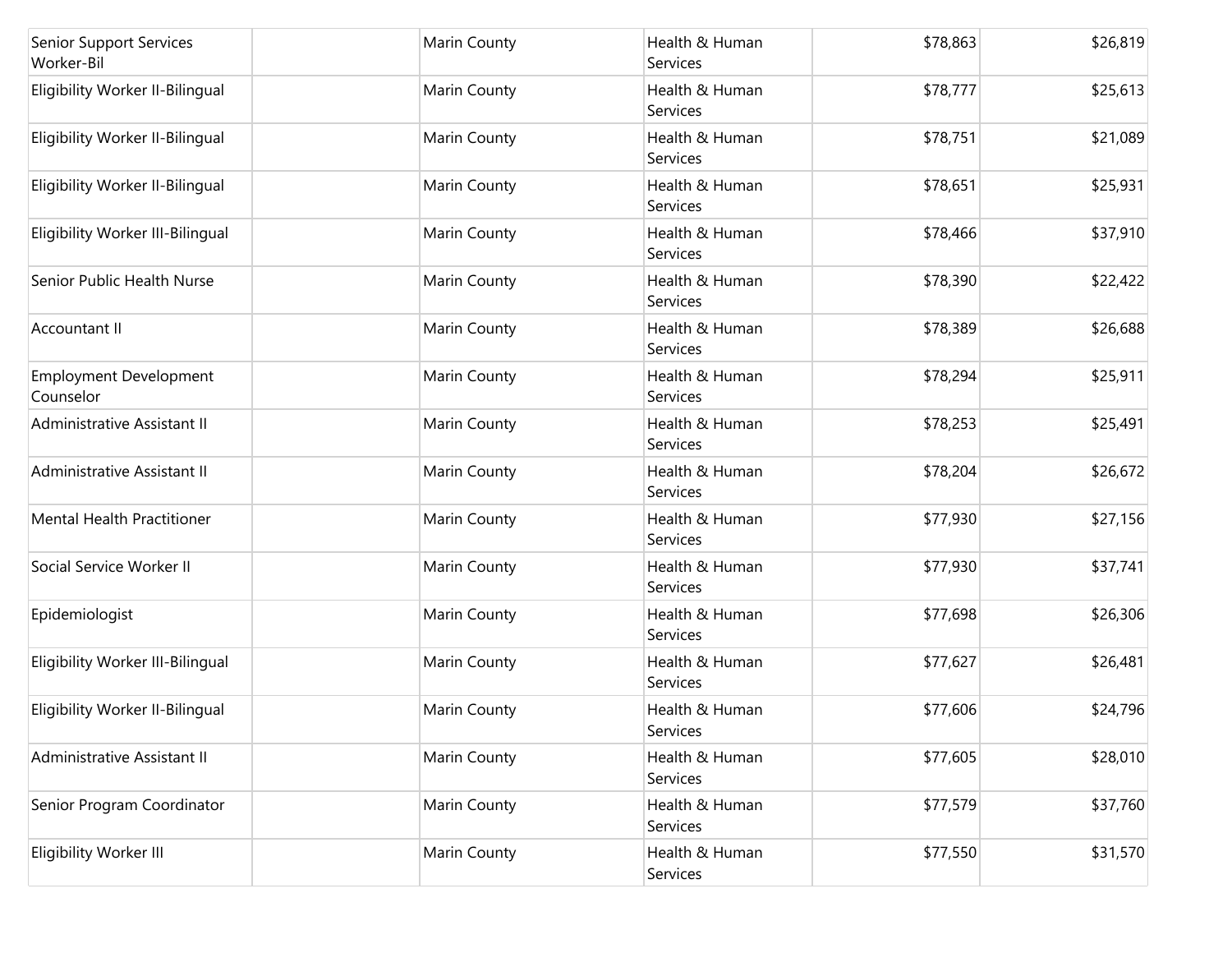| | | | | | |
|---|---|---|---|---|---|
| Senior Support Services Worker-Bil | | Marin County | Health & Human Services | $78,863 | $26,819 |
| Eligibility Worker II-Bilingual | | Marin County | Health & Human Services | $78,777 | $25,613 |
| Eligibility Worker II-Bilingual | | Marin County | Health & Human Services | $78,751 | $21,089 |
| Eligibility Worker II-Bilingual | | Marin County | Health & Human Services | $78,651 | $25,931 |
| Eligibility Worker III-Bilingual | | Marin County | Health & Human Services | $78,466 | $37,910 |
| Senior Public Health Nurse | | Marin County | Health & Human Services | $78,390 | $22,422 |
| Accountant II | | Marin County | Health & Human Services | $78,389 | $26,688 |
| Employment Development Counselor | | Marin County | Health & Human Services | $78,294 | $25,911 |
| Administrative Assistant II | | Marin County | Health & Human Services | $78,253 | $25,491 |
| Administrative Assistant II | | Marin County | Health & Human Services | $78,204 | $26,672 |
| Mental Health Practitioner | | Marin County | Health & Human Services | $77,930 | $27,156 |
| Social Service Worker II | | Marin County | Health & Human Services | $77,930 | $37,741 |
| Epidemiologist | | Marin County | Health & Human Services | $77,698 | $26,306 |
| Eligibility Worker III-Bilingual | | Marin County | Health & Human Services | $77,627 | $26,481 |
| Eligibility Worker II-Bilingual | | Marin County | Health & Human Services | $77,606 | $24,796 |
| Administrative Assistant II | | Marin County | Health & Human Services | $77,605 | $28,010 |
| Senior Program Coordinator | | Marin County | Health & Human Services | $77,579 | $37,760 |
| Eligibility Worker III | | Marin County | Health & Human Services | $77,550 | $31,570 |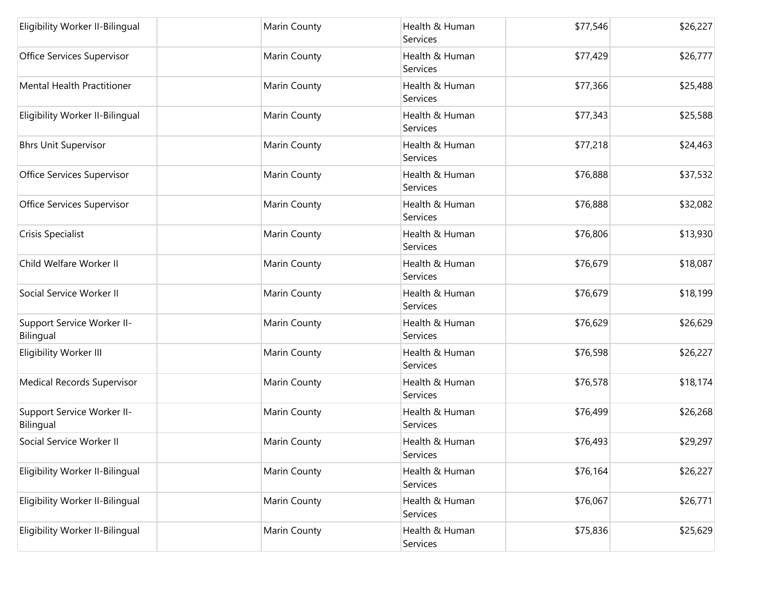| | | | | | |
|---|---|---|---|---|---|
| Eligibility Worker II-Bilingual | | Marin County | Health & Human Services | $77,546 | $26,227 |
| Office Services Supervisor | | Marin County | Health & Human Services | $77,429 | $26,777 |
| Mental Health Practitioner | | Marin County | Health & Human Services | $77,366 | $25,488 |
| Eligibility Worker II-Bilingual | | Marin County | Health & Human Services | $77,343 | $25,588 |
| Bhrs Unit Supervisor | | Marin County | Health & Human Services | $77,218 | $24,463 |
| Office Services Supervisor | | Marin County | Health & Human Services | $76,888 | $37,532 |
| Office Services Supervisor | | Marin County | Health & Human Services | $76,888 | $32,082 |
| Crisis Specialist | | Marin County | Health & Human Services | $76,806 | $13,930 |
| Child Welfare Worker II | | Marin County | Health & Human Services | $76,679 | $18,087 |
| Social Service Worker II | | Marin County | Health & Human Services | $76,679 | $18,199 |
| Support Service Worker II-Bilingual | | Marin County | Health & Human Services | $76,629 | $26,629 |
| Eligibility Worker III | | Marin County | Health & Human Services | $76,598 | $26,227 |
| Medical Records Supervisor | | Marin County | Health & Human Services | $76,578 | $18,174 |
| Support Service Worker II-Bilingual | | Marin County | Health & Human Services | $76,499 | $26,268 |
| Social Service Worker II | | Marin County | Health & Human Services | $76,493 | $29,297 |
| Eligibility Worker II-Bilingual | | Marin County | Health & Human Services | $76,164 | $26,227 |
| Eligibility Worker II-Bilingual | | Marin County | Health & Human Services | $76,067 | $26,771 |
| Eligibility Worker II-Bilingual | | Marin County | Health & Human Services | $75,836 | $25,629 |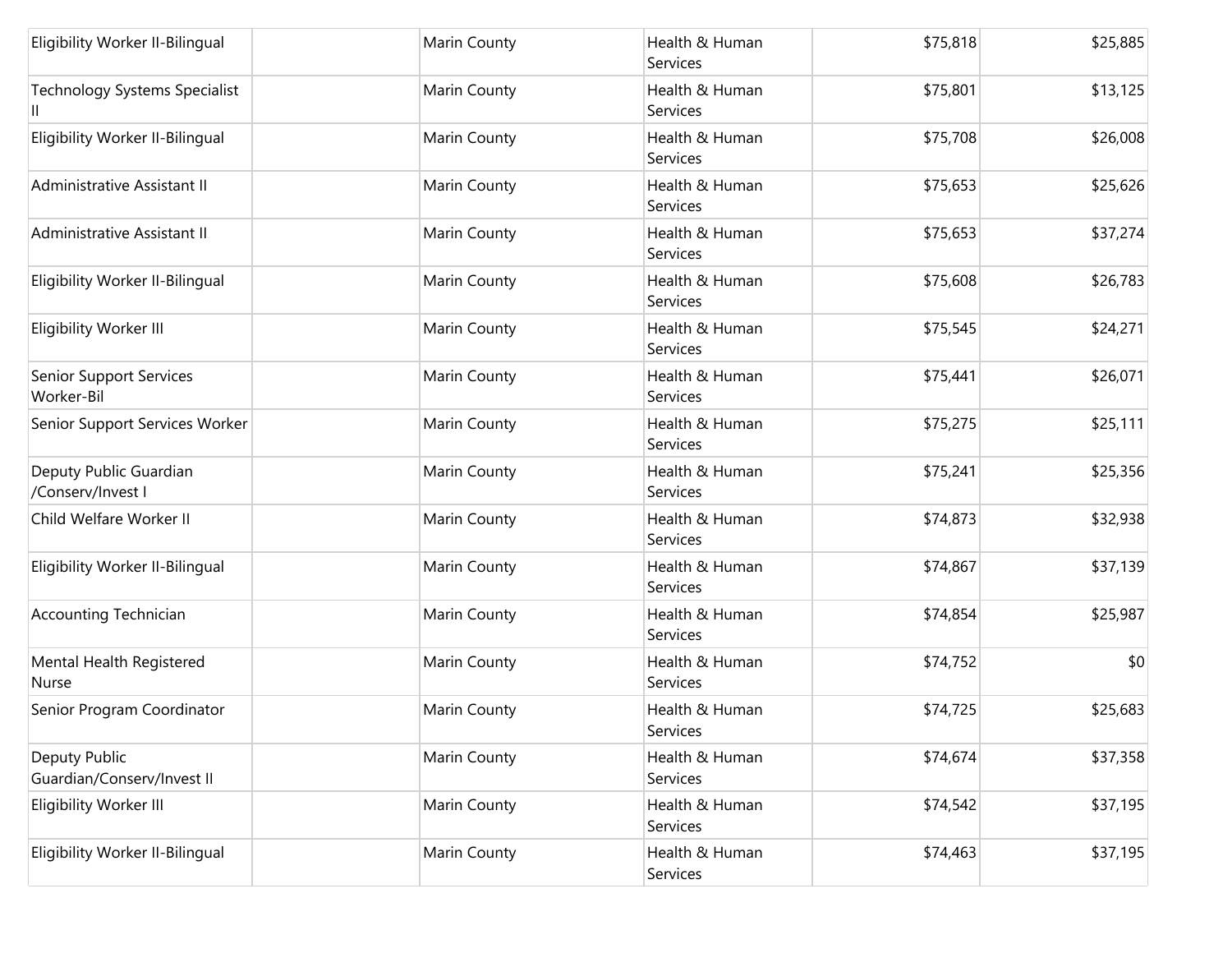| | | | | | |
|---|---|---|---|---|---|
| Eligibility Worker II-Bilingual | | Marin County | Health & Human Services | $75,818 | $25,885 |
| Technology Systems Specialist II | | Marin County | Health & Human Services | $75,801 | $13,125 |
| Eligibility Worker II-Bilingual | | Marin County | Health & Human Services | $75,708 | $26,008 |
| Administrative Assistant II | | Marin County | Health & Human Services | $75,653 | $25,626 |
| Administrative Assistant II | | Marin County | Health & Human Services | $75,653 | $37,274 |
| Eligibility Worker II-Bilingual | | Marin County | Health & Human Services | $75,608 | $26,783 |
| Eligibility Worker III | | Marin County | Health & Human Services | $75,545 | $24,271 |
| Senior Support Services Worker-Bil | | Marin County | Health & Human Services | $75,441 | $26,071 |
| Senior Support Services Worker | | Marin County | Health & Human Services | $75,275 | $25,111 |
| Deputy Public Guardian /Conserv/Invest I | | Marin County | Health & Human Services | $75,241 | $25,356 |
| Child Welfare Worker II | | Marin County | Health & Human Services | $74,873 | $32,938 |
| Eligibility Worker II-Bilingual | | Marin County | Health & Human Services | $74,867 | $37,139 |
| Accounting Technician | | Marin County | Health & Human Services | $74,854 | $25,987 |
| Mental Health Registered Nurse | | Marin County | Health & Human Services | $74,752 | $0 |
| Senior Program Coordinator | | Marin County | Health & Human Services | $74,725 | $25,683 |
| Deputy Public Guardian/Conserv/Invest II | | Marin County | Health & Human Services | $74,674 | $37,358 |
| Eligibility Worker III | | Marin County | Health & Human Services | $74,542 | $37,195 |
| Eligibility Worker II-Bilingual | | Marin County | Health & Human Services | $74,463 | $37,195 |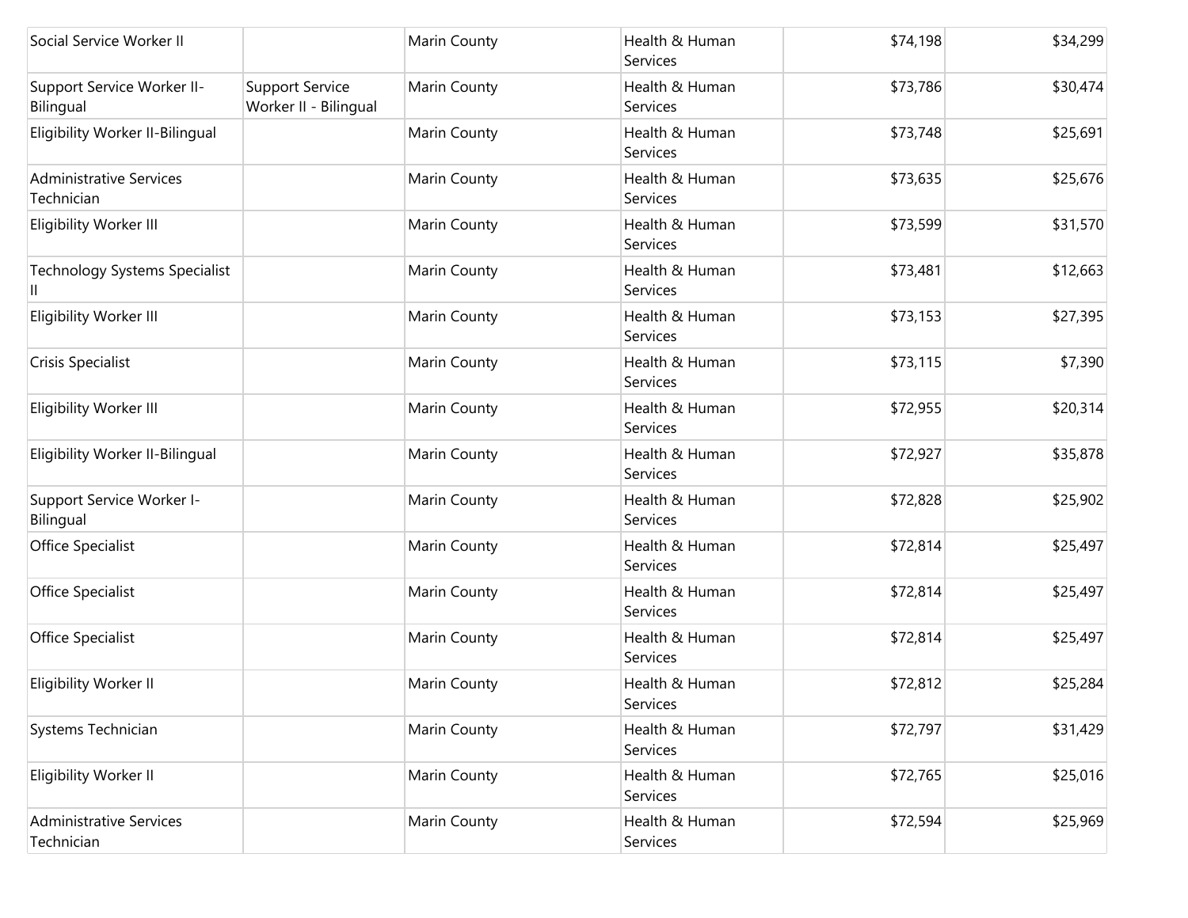| | | | | | |
|---|---|---|---|---|---|
| Social Service Worker II | | Marin County | Health & Human Services | $74,198 | $34,299 |
| Support Service Worker II-Bilingual | Support Service Worker II - Bilingual | Marin County | Health & Human Services | $73,786 | $30,474 |
| Eligibility Worker II-Bilingual | | Marin County | Health & Human Services | $73,748 | $25,691 |
| Administrative Services Technician | | Marin County | Health & Human Services | $73,635 | $25,676 |
| Eligibility Worker III | | Marin County | Health & Human Services | $73,599 | $31,570 |
| Technology Systems Specialist II | | Marin County | Health & Human Services | $73,481 | $12,663 |
| Eligibility Worker III | | Marin County | Health & Human Services | $73,153 | $27,395 |
| Crisis Specialist | | Marin County | Health & Human Services | $73,115 | $7,390 |
| Eligibility Worker III | | Marin County | Health & Human Services | $72,955 | $20,314 |
| Eligibility Worker II-Bilingual | | Marin County | Health & Human Services | $72,927 | $35,878 |
| Support Service Worker I-Bilingual | | Marin County | Health & Human Services | $72,828 | $25,902 |
| Office Specialist | | Marin County | Health & Human Services | $72,814 | $25,497 |
| Office Specialist | | Marin County | Health & Human Services | $72,814 | $25,497 |
| Office Specialist | | Marin County | Health & Human Services | $72,814 | $25,497 |
| Eligibility Worker II | | Marin County | Health & Human Services | $72,812 | $25,284 |
| Systems Technician | | Marin County | Health & Human Services | $72,797 | $31,429 |
| Eligibility Worker II | | Marin County | Health & Human Services | $72,765 | $25,016 |
| Administrative Services Technician | | Marin County | Health & Human Services | $72,594 | $25,969 |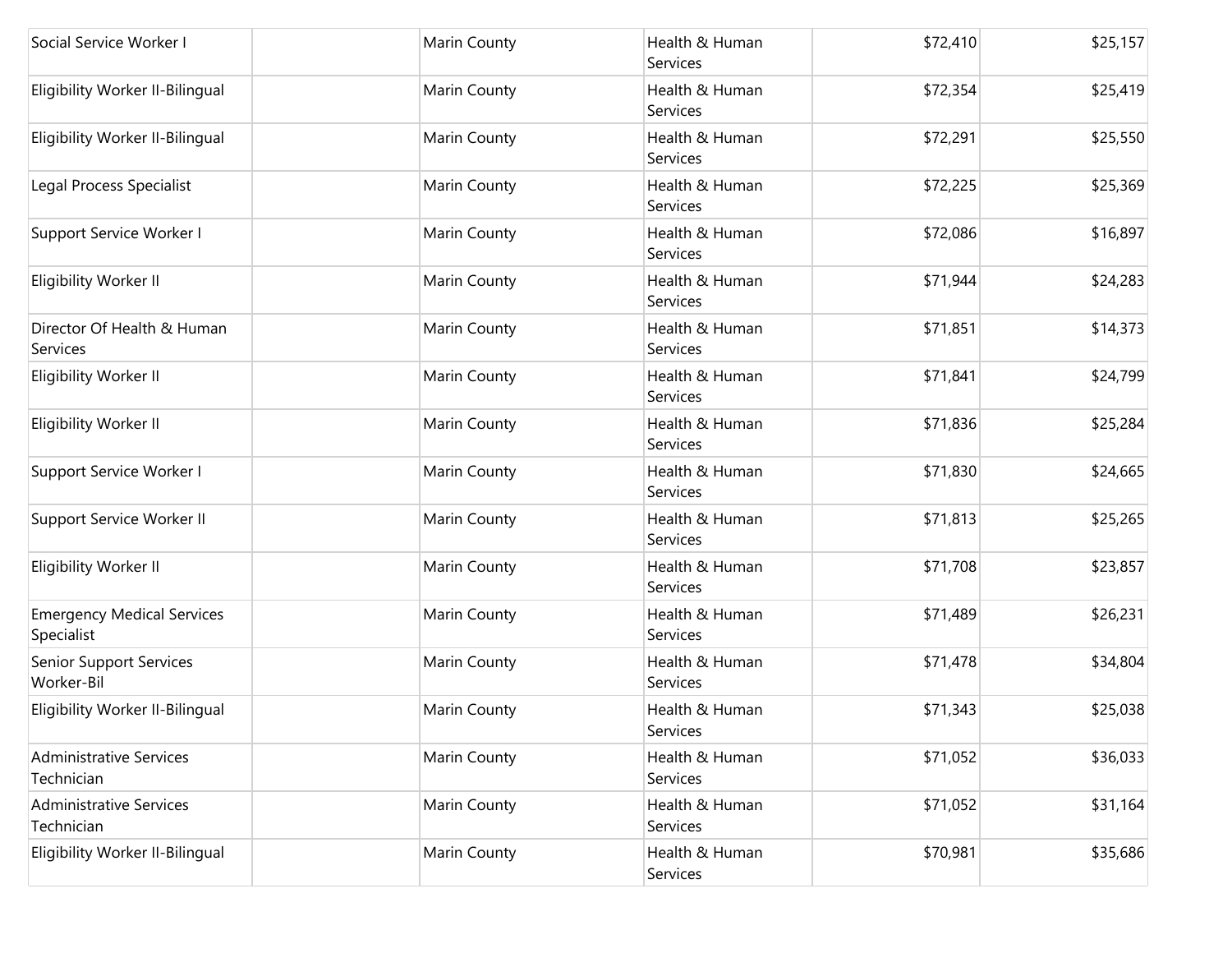| Social Service Worker I | | Marin County | Health & Human Services | $72,410 | $25,157 |
|---|---|---|---|---|---|
| Eligibility Worker II-Bilingual | | Marin County | Health & Human Services | $72,354 | $25,419 |
| Eligibility Worker II-Bilingual | | Marin County | Health & Human Services | $72,291 | $25,550 |
| Legal Process Specialist | | Marin County | Health & Human Services | $72,225 | $25,369 |
| Support Service Worker I | | Marin County | Health & Human Services | $72,086 | $16,897 |
| Eligibility Worker II | | Marin County | Health & Human Services | $71,944 | $24,283 |
| Director Of Health & Human Services | | Marin County | Health & Human Services | $71,851 | $14,373 |
| Eligibility Worker II | | Marin County | Health & Human Services | $71,841 | $24,799 |
| Eligibility Worker II | | Marin County | Health & Human Services | $71,836 | $25,284 |
| Support Service Worker I | | Marin County | Health & Human Services | $71,830 | $24,665 |
| Support Service Worker II | | Marin County | Health & Human Services | $71,813 | $25,265 |
| Eligibility Worker II | | Marin County | Health & Human Services | $71,708 | $23,857 |
| Emergency Medical Services Specialist | | Marin County | Health & Human Services | $71,489 | $26,231 |
| Senior Support Services Worker-Bil | | Marin County | Health & Human Services | $71,478 | $34,804 |
| Eligibility Worker II-Bilingual | | Marin County | Health & Human Services | $71,343 | $25,038 |
| Administrative Services Technician | | Marin County | Health & Human Services | $71,052 | $36,033 |
| Administrative Services Technician | | Marin County | Health & Human Services | $71,052 | $31,164 |
| Eligibility Worker II-Bilingual | | Marin County | Health & Human Services | $70,981 | $35,686 |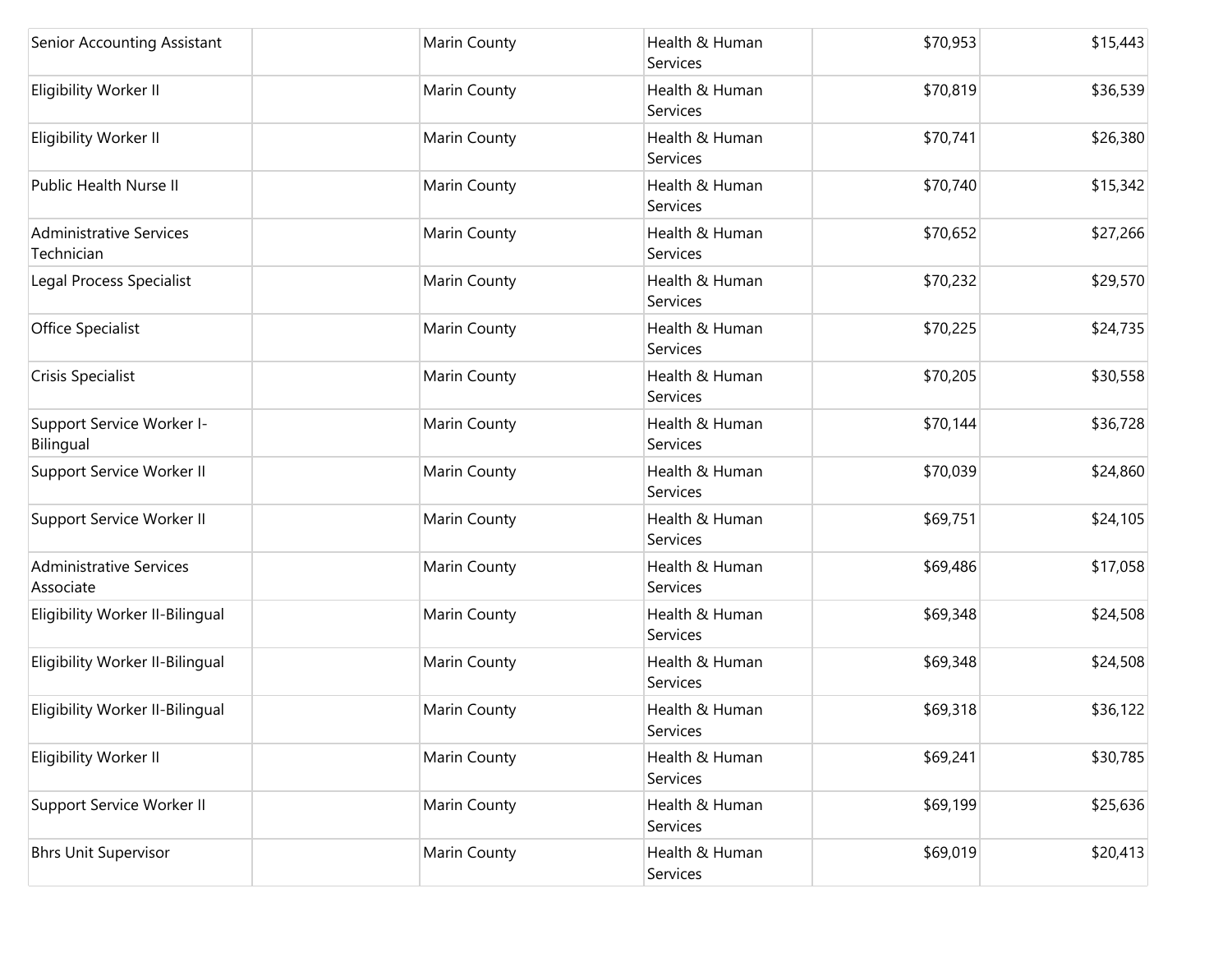| | | | | | |
|---|---|---|---|---|---|
| Senior Accounting Assistant | | Marin County | Health & Human Services | $70,953 | $15,443 |
| Eligibility Worker II | | Marin County | Health & Human Services | $70,819 | $36,539 |
| Eligibility Worker II | | Marin County | Health & Human Services | $70,741 | $26,380 |
| Public Health Nurse II | | Marin County | Health & Human Services | $70,740 | $15,342 |
| Administrative Services Technician | | Marin County | Health & Human Services | $70,652 | $27,266 |
| Legal Process Specialist | | Marin County | Health & Human Services | $70,232 | $29,570 |
| Office Specialist | | Marin County | Health & Human Services | $70,225 | $24,735 |
| Crisis Specialist | | Marin County | Health & Human Services | $70,205 | $30,558 |
| Support Service Worker I-Bilingual | | Marin County | Health & Human Services | $70,144 | $36,728 |
| Support Service Worker II | | Marin County | Health & Human Services | $70,039 | $24,860 |
| Support Service Worker II | | Marin County | Health & Human Services | $69,751 | $24,105 |
| Administrative Services Associate | | Marin County | Health & Human Services | $69,486 | $17,058 |
| Eligibility Worker II-Bilingual | | Marin County | Health & Human Services | $69,348 | $24,508 |
| Eligibility Worker II-Bilingual | | Marin County | Health & Human Services | $69,348 | $24,508 |
| Eligibility Worker II-Bilingual | | Marin County | Health & Human Services | $69,318 | $36,122 |
| Eligibility Worker II | | Marin County | Health & Human Services | $69,241 | $30,785 |
| Support Service Worker II | | Marin County | Health & Human Services | $69,199 | $25,636 |
| Bhrs Unit Supervisor | | Marin County | Health & Human Services | $69,019 | $20,413 |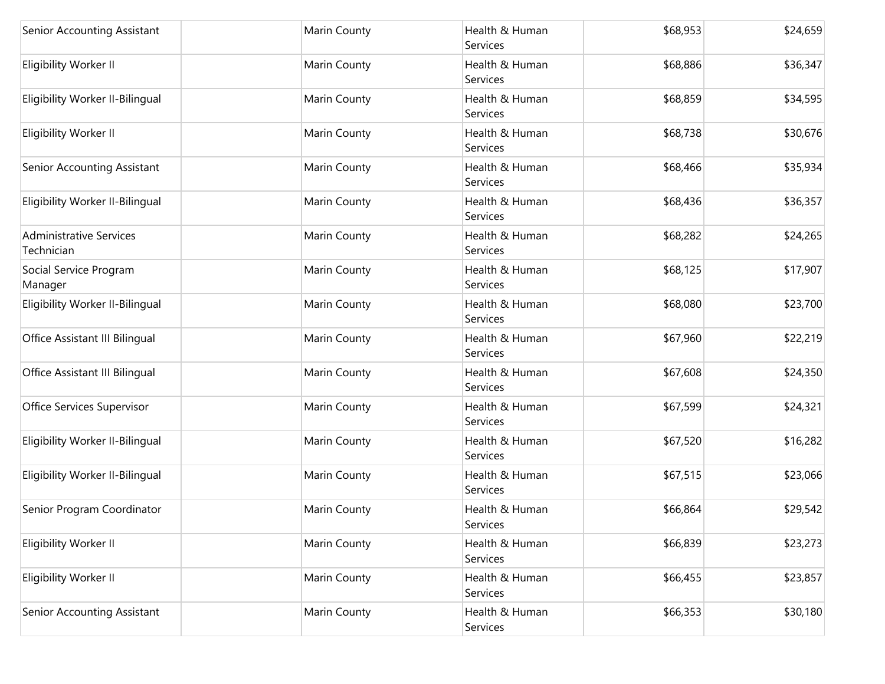| | | | | | |
|---|---|---|---|---|---|
| Senior Accounting Assistant | | Marin County | Health & Human Services | $68,953 | $24,659 |
| Eligibility Worker II | | Marin County | Health & Human Services | $68,886 | $36,347 |
| Eligibility Worker II-Bilingual | | Marin County | Health & Human Services | $68,859 | $34,595 |
| Eligibility Worker II | | Marin County | Health & Human Services | $68,738 | $30,676 |
| Senior Accounting Assistant | | Marin County | Health & Human Services | $68,466 | $35,934 |
| Eligibility Worker II-Bilingual | | Marin County | Health & Human Services | $68,436 | $36,357 |
| Administrative Services Technician | | Marin County | Health & Human Services | $68,282 | $24,265 |
| Social Service Program Manager | | Marin County | Health & Human Services | $68,125 | $17,907 |
| Eligibility Worker II-Bilingual | | Marin County | Health & Human Services | $68,080 | $23,700 |
| Office Assistant III Bilingual | | Marin County | Health & Human Services | $67,960 | $22,219 |
| Office Assistant III Bilingual | | Marin County | Health & Human Services | $67,608 | $24,350 |
| Office Services Supervisor | | Marin County | Health & Human Services | $67,599 | $24,321 |
| Eligibility Worker II-Bilingual | | Marin County | Health & Human Services | $67,520 | $16,282 |
| Eligibility Worker II-Bilingual | | Marin County | Health & Human Services | $67,515 | $23,066 |
| Senior Program Coordinator | | Marin County | Health & Human Services | $66,864 | $29,542 |
| Eligibility Worker II | | Marin County | Health & Human Services | $66,839 | $23,273 |
| Eligibility Worker II | | Marin County | Health & Human Services | $66,455 | $23,857 |
| Senior Accounting Assistant | | Marin County | Health & Human Services | $66,353 | $30,180 |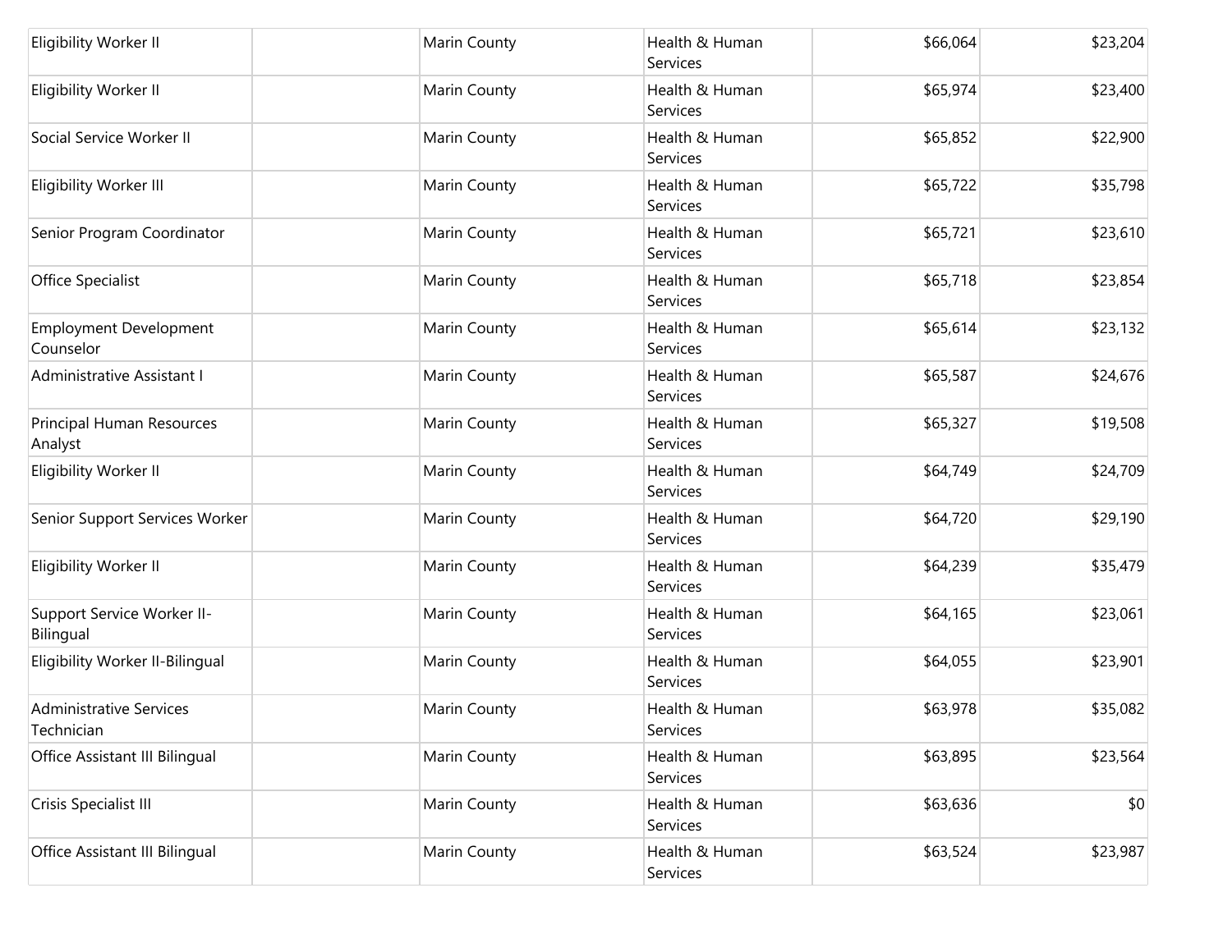| | | | | | |
|---|---|---|---|---|---|
| Eligibility Worker II | | Marin County | Health & Human Services | $66,064 | $23,204 |
| Eligibility Worker II | | Marin County | Health & Human Services | $65,974 | $23,400 |
| Social Service Worker II | | Marin County | Health & Human Services | $65,852 | $22,900 |
| Eligibility Worker III | | Marin County | Health & Human Services | $65,722 | $35,798 |
| Senior Program Coordinator | | Marin County | Health & Human Services | $65,721 | $23,610 |
| Office Specialist | | Marin County | Health & Human Services | $65,718 | $23,854 |
| Employment Development Counselor | | Marin County | Health & Human Services | $65,614 | $23,132 |
| Administrative Assistant I | | Marin County | Health & Human Services | $65,587 | $24,676 |
| Principal Human Resources Analyst | | Marin County | Health & Human Services | $65,327 | $19,508 |
| Eligibility Worker II | | Marin County | Health & Human Services | $64,749 | $24,709 |
| Senior Support Services Worker | | Marin County | Health & Human Services | $64,720 | $29,190 |
| Eligibility Worker II | | Marin County | Health & Human Services | $64,239 | $35,479 |
| Support Service Worker II-Bilingual | | Marin County | Health & Human Services | $64,165 | $23,061 |
| Eligibility Worker II-Bilingual | | Marin County | Health & Human Services | $64,055 | $23,901 |
| Administrative Services Technician | | Marin County | Health & Human Services | $63,978 | $35,082 |
| Office Assistant III Bilingual | | Marin County | Health & Human Services | $63,895 | $23,564 |
| Crisis Specialist III | | Marin County | Health & Human Services | $63,636 | $0 |
| Office Assistant III Bilingual | | Marin County | Health & Human Services | $63,524 | $23,987 |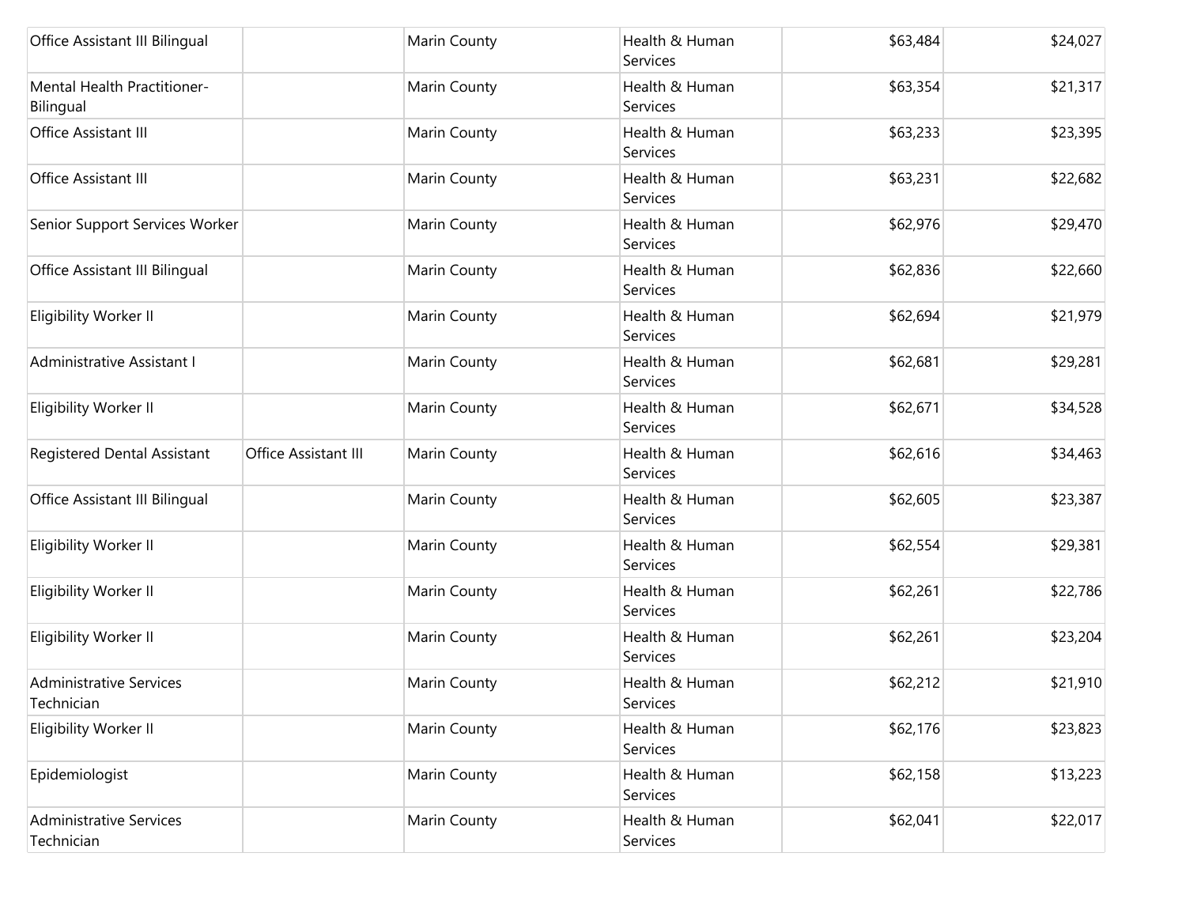| | | | | | |
|---|---|---|---|---|---|
| Office Assistant III Bilingual | | Marin County | Health & Human Services | $63,484 | $24,027 |
| Mental Health Practitioner-Bilingual | | Marin County | Health & Human Services | $63,354 | $21,317 |
| Office Assistant III | | Marin County | Health & Human Services | $63,233 | $23,395 |
| Office Assistant III | | Marin County | Health & Human Services | $63,231 | $22,682 |
| Senior Support Services Worker | | Marin County | Health & Human Services | $62,976 | $29,470 |
| Office Assistant III Bilingual | | Marin County | Health & Human Services | $62,836 | $22,660 |
| Eligibility Worker II | | Marin County | Health & Human Services | $62,694 | $21,979 |
| Administrative Assistant I | | Marin County | Health & Human Services | $62,681 | $29,281 |
| Eligibility Worker II | | Marin County | Health & Human Services | $62,671 | $34,528 |
| Registered Dental Assistant | Office Assistant III | Marin County | Health & Human Services | $62,616 | $34,463 |
| Office Assistant III Bilingual | | Marin County | Health & Human Services | $62,605 | $23,387 |
| Eligibility Worker II | | Marin County | Health & Human Services | $62,554 | $29,381 |
| Eligibility Worker II | | Marin County | Health & Human Services | $62,261 | $22,786 |
| Eligibility Worker II | | Marin County | Health & Human Services | $62,261 | $23,204 |
| Administrative Services Technician | | Marin County | Health & Human Services | $62,212 | $21,910 |
| Eligibility Worker II | | Marin County | Health & Human Services | $62,176 | $23,823 |
| Epidemiologist | | Marin County | Health & Human Services | $62,158 | $13,223 |
| Administrative Services Technician | | Marin County | Health & Human Services | $62,041 | $22,017 |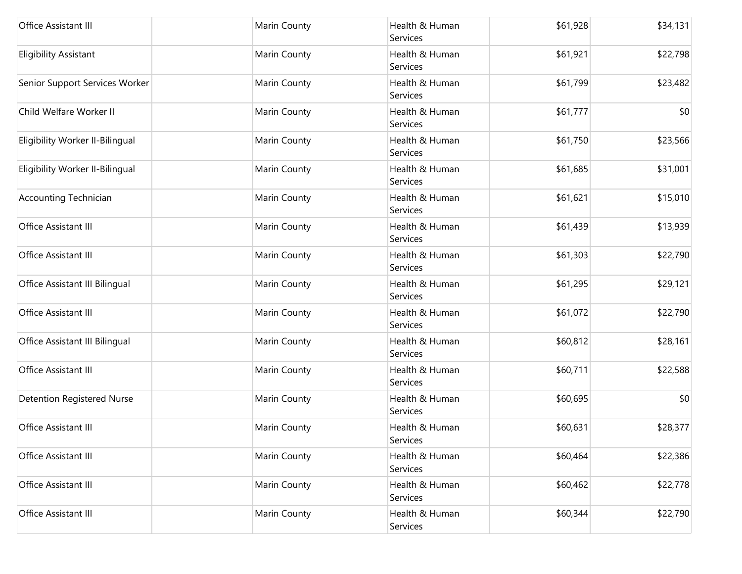| | | | | | |
|---|---|---|---|---|---|
| Office Assistant III | | Marin County | Health & Human Services | $61,928 | $34,131 |
| Eligibility Assistant | | Marin County | Health & Human Services | $61,921 | $22,798 |
| Senior Support Services Worker | | Marin County | Health & Human Services | $61,799 | $23,482 |
| Child Welfare Worker II | | Marin County | Health & Human Services | $61,777 | $0 |
| Eligibility Worker II-Bilingual | | Marin County | Health & Human Services | $61,750 | $23,566 |
| Eligibility Worker II-Bilingual | | Marin County | Health & Human Services | $61,685 | $31,001 |
| Accounting Technician | | Marin County | Health & Human Services | $61,621 | $15,010 |
| Office Assistant III | | Marin County | Health & Human Services | $61,439 | $13,939 |
| Office Assistant III | | Marin County | Health & Human Services | $61,303 | $22,790 |
| Office Assistant III Bilingual | | Marin County | Health & Human Services | $61,295 | $29,121 |
| Office Assistant III | | Marin County | Health & Human Services | $61,072 | $22,790 |
| Office Assistant III Bilingual | | Marin County | Health & Human Services | $60,812 | $28,161 |
| Office Assistant III | | Marin County | Health & Human Services | $60,711 | $22,588 |
| Detention Registered Nurse | | Marin County | Health & Human Services | $60,695 | $0 |
| Office Assistant III | | Marin County | Health & Human Services | $60,631 | $28,377 |
| Office Assistant III | | Marin County | Health & Human Services | $60,464 | $22,386 |
| Office Assistant III | | Marin County | Health & Human Services | $60,462 | $22,778 |
| Office Assistant III | | Marin County | Health & Human Services | $60,344 | $22,790 |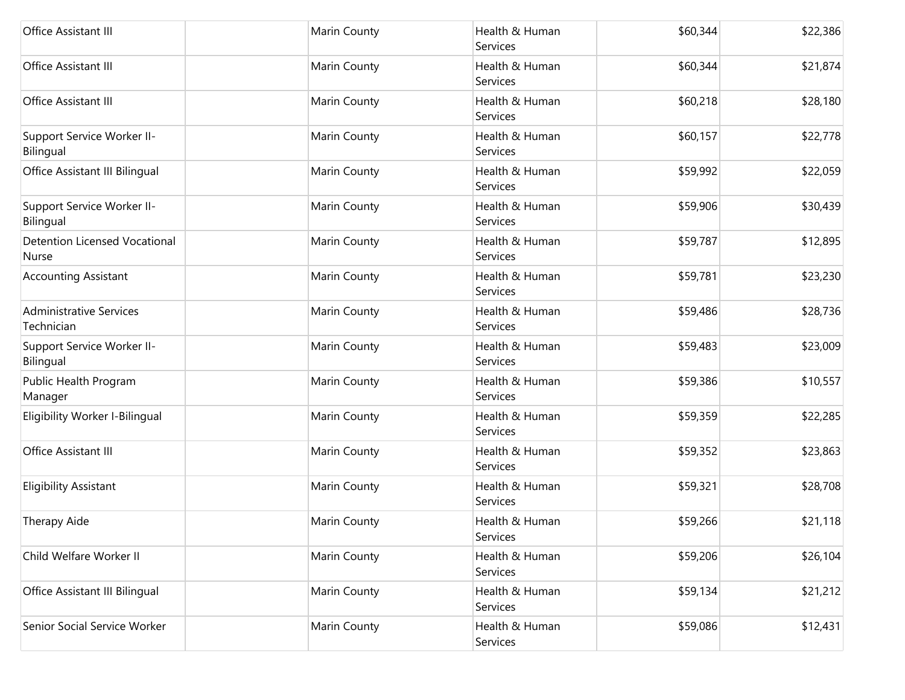| | | | | | |
|---|---|---|---|---|---|
| Office Assistant III | | Marin County | Health & Human Services | $60,344 | $22,386 |
| Office Assistant III | | Marin County | Health & Human Services | $60,344 | $21,874 |
| Office Assistant III | | Marin County | Health & Human Services | $60,218 | $28,180 |
| Support Service Worker II-Bilingual | | Marin County | Health & Human Services | $60,157 | $22,778 |
| Office Assistant III Bilingual | | Marin County | Health & Human Services | $59,992 | $22,059 |
| Support Service Worker II-Bilingual | | Marin County | Health & Human Services | $59,906 | $30,439 |
| Detention Licensed Vocational Nurse | | Marin County | Health & Human Services | $59,787 | $12,895 |
| Accounting Assistant | | Marin County | Health & Human Services | $59,781 | $23,230 |
| Administrative Services Technician | | Marin County | Health & Human Services | $59,486 | $28,736 |
| Support Service Worker II-Bilingual | | Marin County | Health & Human Services | $59,483 | $23,009 |
| Public Health Program Manager | | Marin County | Health & Human Services | $59,386 | $10,557 |
| Eligibility Worker I-Bilingual | | Marin County | Health & Human Services | $59,359 | $22,285 |
| Office Assistant III | | Marin County | Health & Human Services | $59,352 | $23,863 |
| Eligibility Assistant | | Marin County | Health & Human Services | $59,321 | $28,708 |
| Therapy Aide | | Marin County | Health & Human Services | $59,266 | $21,118 |
| Child Welfare Worker II | | Marin County | Health & Human Services | $59,206 | $26,104 |
| Office Assistant III Bilingual | | Marin County | Health & Human Services | $59,134 | $21,212 |
| Senior Social Service Worker | | Marin County | Health & Human Services | $59,086 | $12,431 |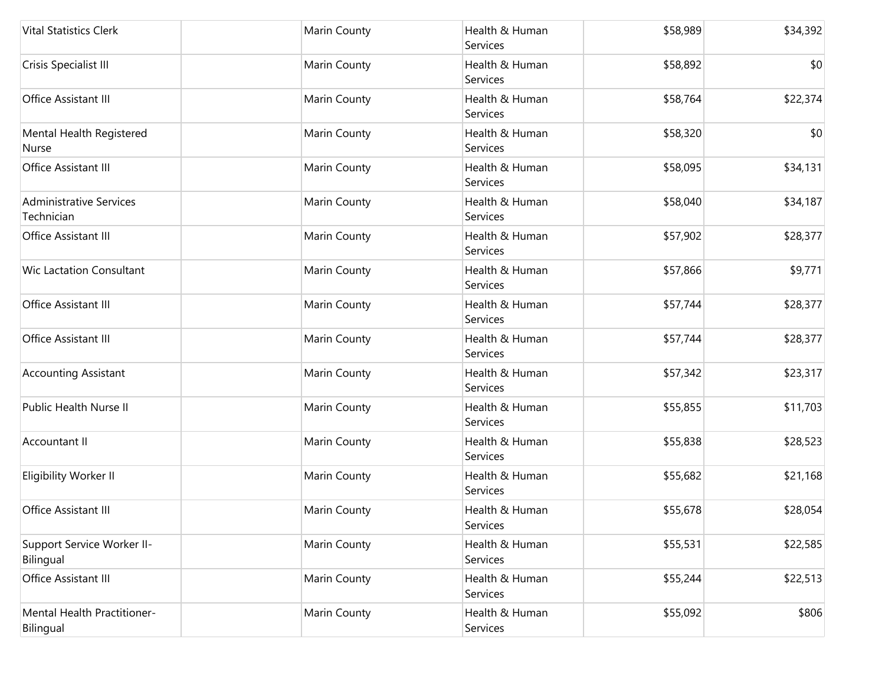| | | | | | |
|---|---|---|---|---|---|
| Vital Statistics Clerk | | Marin County | Health & Human Services | $58,989 | $34,392 |
| Crisis Specialist III | | Marin County | Health & Human Services | $58,892 | $0 |
| Office Assistant III | | Marin County | Health & Human Services | $58,764 | $22,374 |
| Mental Health Registered Nurse | | Marin County | Health & Human Services | $58,320 | $0 |
| Office Assistant III | | Marin County | Health & Human Services | $58,095 | $34,131 |
| Administrative Services Technician | | Marin County | Health & Human Services | $58,040 | $34,187 |
| Office Assistant III | | Marin County | Health & Human Services | $57,902 | $28,377 |
| Wic Lactation Consultant | | Marin County | Health & Human Services | $57,866 | $9,771 |
| Office Assistant III | | Marin County | Health & Human Services | $57,744 | $28,377 |
| Office Assistant III | | Marin County | Health & Human Services | $57,744 | $28,377 |
| Accounting Assistant | | Marin County | Health & Human Services | $57,342 | $23,317 |
| Public Health Nurse II | | Marin County | Health & Human Services | $55,855 | $11,703 |
| Accountant II | | Marin County | Health & Human Services | $55,838 | $28,523 |
| Eligibility Worker II | | Marin County | Health & Human Services | $55,682 | $21,168 |
| Office Assistant III | | Marin County | Health & Human Services | $55,678 | $28,054 |
| Support Service Worker II-Bilingual | | Marin County | Health & Human Services | $55,531 | $22,585 |
| Office Assistant III | | Marin County | Health & Human Services | $55,244 | $22,513 |
| Mental Health Practitioner-Bilingual | | Marin County | Health & Human Services | $55,092 | $806 |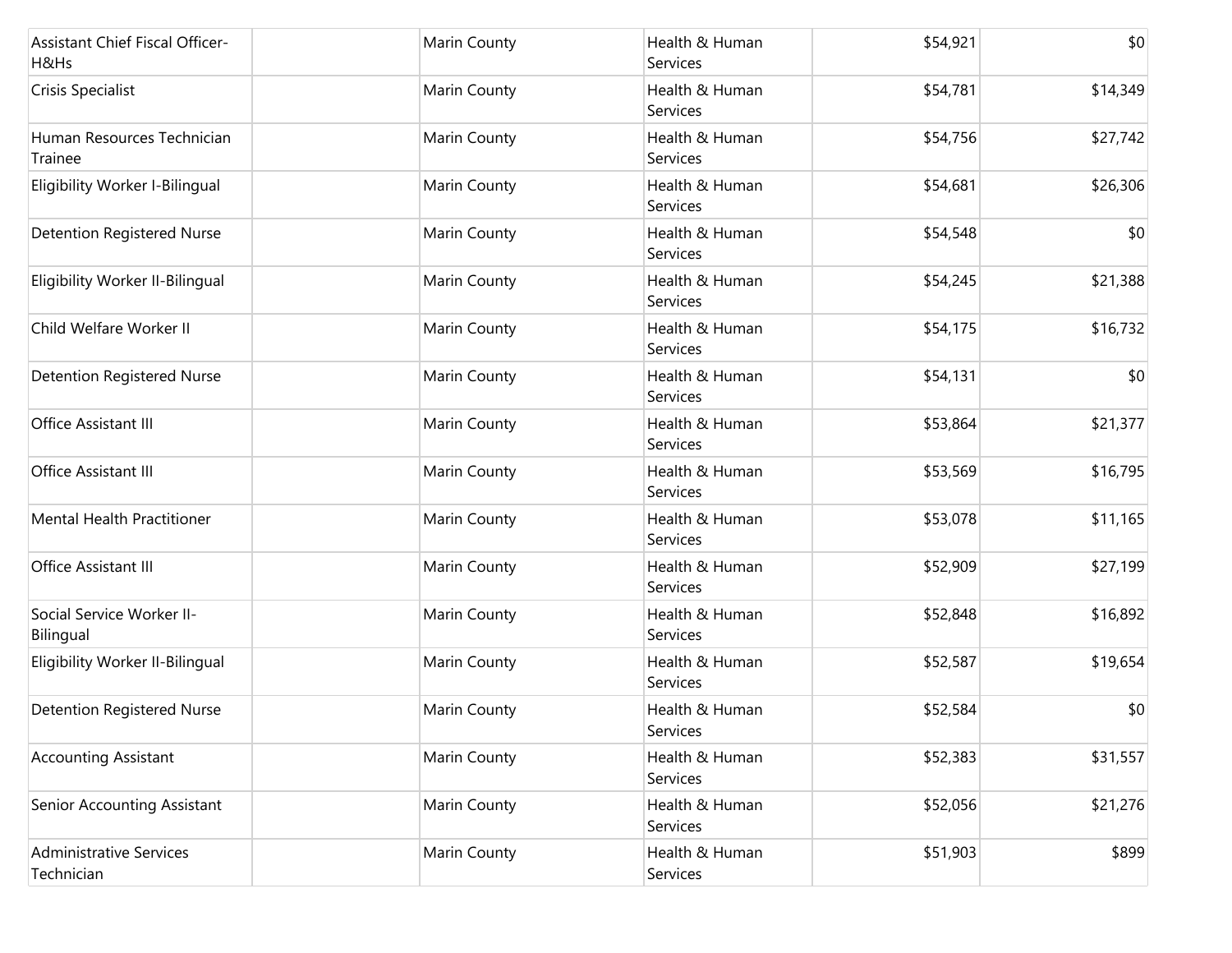| | | | | | |
|---|---|---|---|---|---|
| Assistant Chief Fiscal Officer-H&Hs | | Marin County | Health & Human Services | $54,921 | $0 |
| Crisis Specialist | | Marin County | Health & Human Services | $54,781 | $14,349 |
| Human Resources Technician Trainee | | Marin County | Health & Human Services | $54,756 | $27,742 |
| Eligibility Worker I-Bilingual | | Marin County | Health & Human Services | $54,681 | $26,306 |
| Detention Registered Nurse | | Marin County | Health & Human Services | $54,548 | $0 |
| Eligibility Worker II-Bilingual | | Marin County | Health & Human Services | $54,245 | $21,388 |
| Child Welfare Worker II | | Marin County | Health & Human Services | $54,175 | $16,732 |
| Detention Registered Nurse | | Marin County | Health & Human Services | $54,131 | $0 |
| Office Assistant III | | Marin County | Health & Human Services | $53,864 | $21,377 |
| Office Assistant III | | Marin County | Health & Human Services | $53,569 | $16,795 |
| Mental Health Practitioner | | Marin County | Health & Human Services | $53,078 | $11,165 |
| Office Assistant III | | Marin County | Health & Human Services | $52,909 | $27,199 |
| Social Service Worker II-Bilingual | | Marin County | Health & Human Services | $52,848 | $16,892 |
| Eligibility Worker II-Bilingual | | Marin County | Health & Human Services | $52,587 | $19,654 |
| Detention Registered Nurse | | Marin County | Health & Human Services | $52,584 | $0 |
| Accounting Assistant | | Marin County | Health & Human Services | $52,383 | $31,557 |
| Senior Accounting Assistant | | Marin County | Health & Human Services | $52,056 | $21,276 |
| Administrative Services Technician | | Marin County | Health & Human Services | $51,903 | $899 |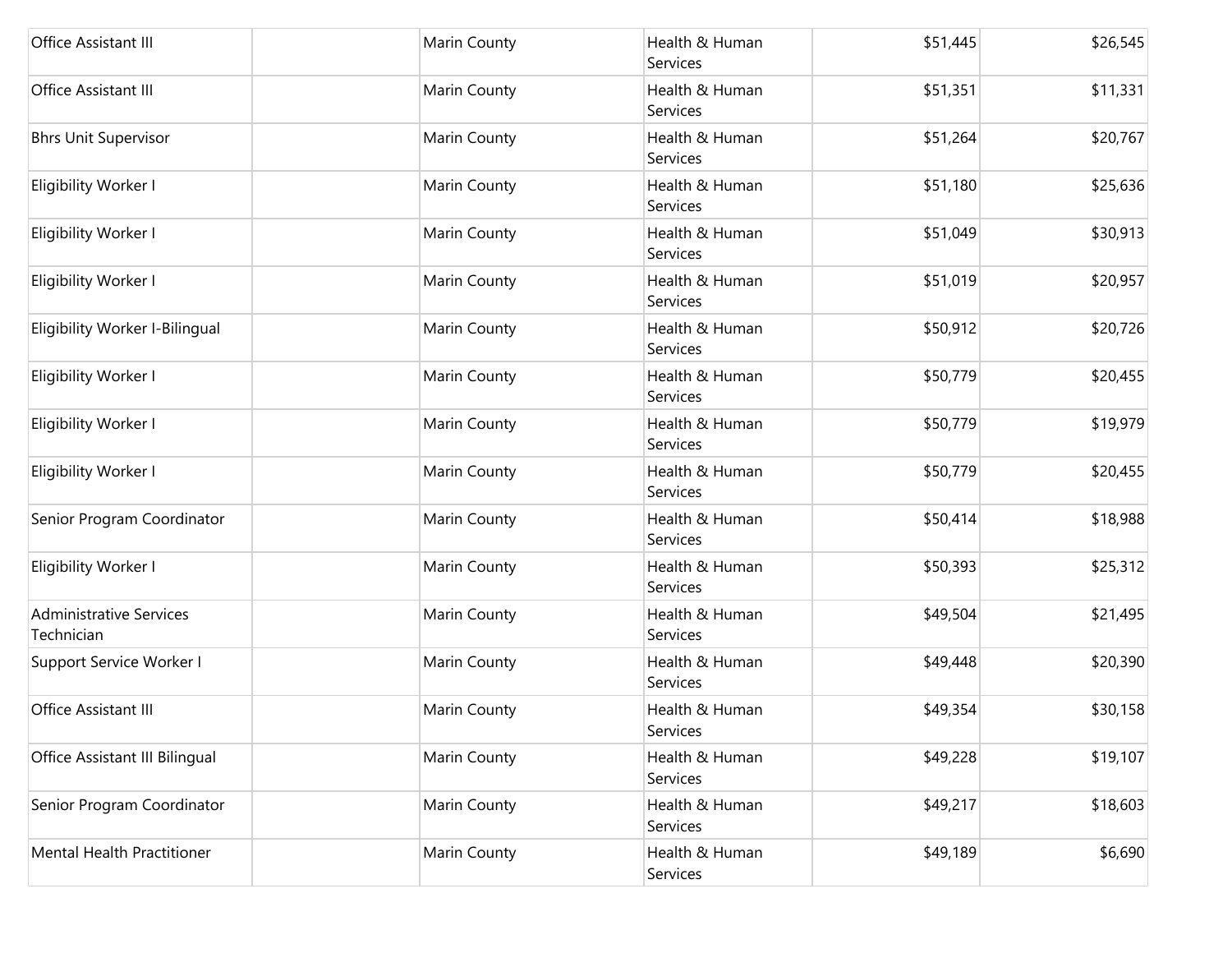| | | | | | |
|---|---|---|---|---|---|
| Office Assistant III | | Marin County | Health & Human Services | $51,445 | $26,545 |
| Office Assistant III | | Marin County | Health & Human Services | $51,351 | $11,331 |
| Bhrs Unit Supervisor | | Marin County | Health & Human Services | $51,264 | $20,767 |
| Eligibility Worker I | | Marin County | Health & Human Services | $51,180 | $25,636 |
| Eligibility Worker I | | Marin County | Health & Human Services | $51,049 | $30,913 |
| Eligibility Worker I | | Marin County | Health & Human Services | $51,019 | $20,957 |
| Eligibility Worker I-Bilingual | | Marin County | Health & Human Services | $50,912 | $20,726 |
| Eligibility Worker I | | Marin County | Health & Human Services | $50,779 | $20,455 |
| Eligibility Worker I | | Marin County | Health & Human Services | $50,779 | $19,979 |
| Eligibility Worker I | | Marin County | Health & Human Services | $50,779 | $20,455 |
| Senior Program Coordinator | | Marin County | Health & Human Services | $50,414 | $18,988 |
| Eligibility Worker I | | Marin County | Health & Human Services | $50,393 | $25,312 |
| Administrative Services Technician | | Marin County | Health & Human Services | $49,504 | $21,495 |
| Support Service Worker I | | Marin County | Health & Human Services | $49,448 | $20,390 |
| Office Assistant III | | Marin County | Health & Human Services | $49,354 | $30,158 |
| Office Assistant III Bilingual | | Marin County | Health & Human Services | $49,228 | $19,107 |
| Senior Program Coordinator | | Marin County | Health & Human Services | $49,217 | $18,603 |
| Mental Health Practitioner | | Marin County | Health & Human Services | $49,189 | $6,690 |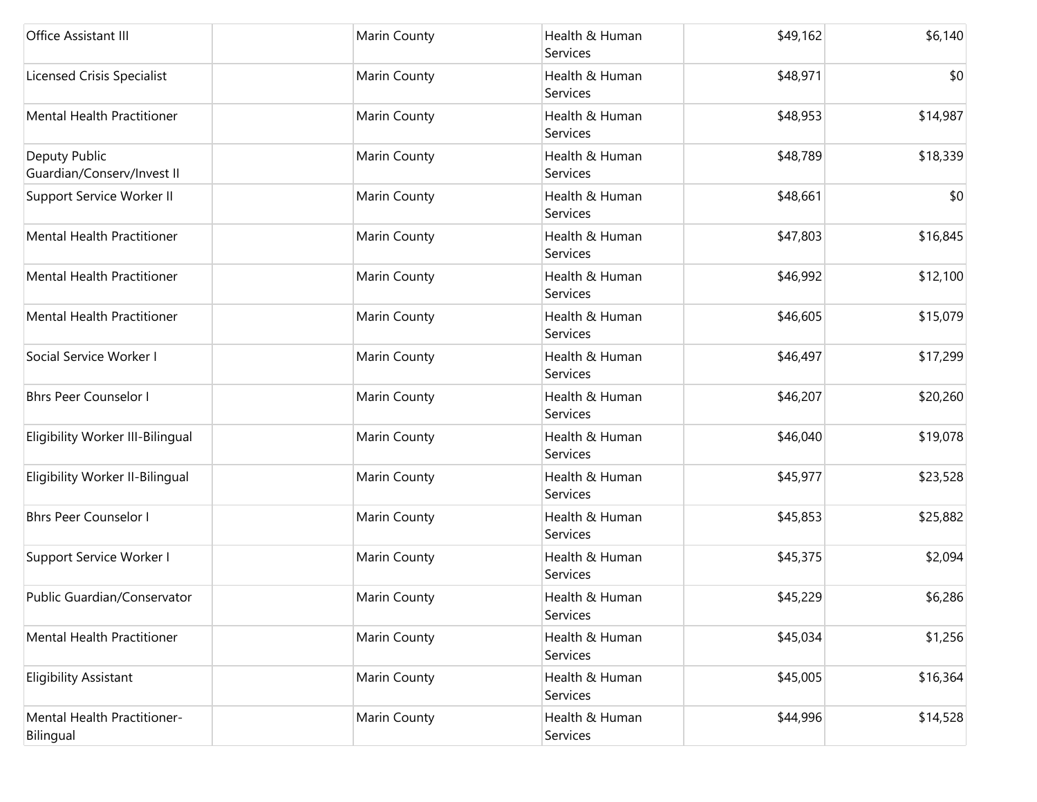| | | | | | |
|---|---|---|---|---|---|
| Office Assistant III | | Marin County | Health & Human Services | $49,162 | $6,140 |
| Licensed Crisis Specialist | | Marin County | Health & Human Services | $48,971 | $0 |
| Mental Health Practitioner | | Marin County | Health & Human Services | $48,953 | $14,987 |
| Deputy Public Guardian/Conserv/Invest II | | Marin County | Health & Human Services | $48,789 | $18,339 |
| Support Service Worker II | | Marin County | Health & Human Services | $48,661 | $0 |
| Mental Health Practitioner | | Marin County | Health & Human Services | $47,803 | $16,845 |
| Mental Health Practitioner | | Marin County | Health & Human Services | $46,992 | $12,100 |
| Mental Health Practitioner | | Marin County | Health & Human Services | $46,605 | $15,079 |
| Social Service Worker I | | Marin County | Health & Human Services | $46,497 | $17,299 |
| Bhrs Peer Counselor I | | Marin County | Health & Human Services | $46,207 | $20,260 |
| Eligibility Worker III-Bilingual | | Marin County | Health & Human Services | $46,040 | $19,078 |
| Eligibility Worker II-Bilingual | | Marin County | Health & Human Services | $45,977 | $23,528 |
| Bhrs Peer Counselor I | | Marin County | Health & Human Services | $45,853 | $25,882 |
| Support Service Worker I | | Marin County | Health & Human Services | $45,375 | $2,094 |
| Public Guardian/Conservator | | Marin County | Health & Human Services | $45,229 | $6,286 |
| Mental Health Practitioner | | Marin County | Health & Human Services | $45,034 | $1,256 |
| Eligibility Assistant | | Marin County | Health & Human Services | $45,005 | $16,364 |
| Mental Health Practitioner-Bilingual | | Marin County | Health & Human Services | $44,996 | $14,528 |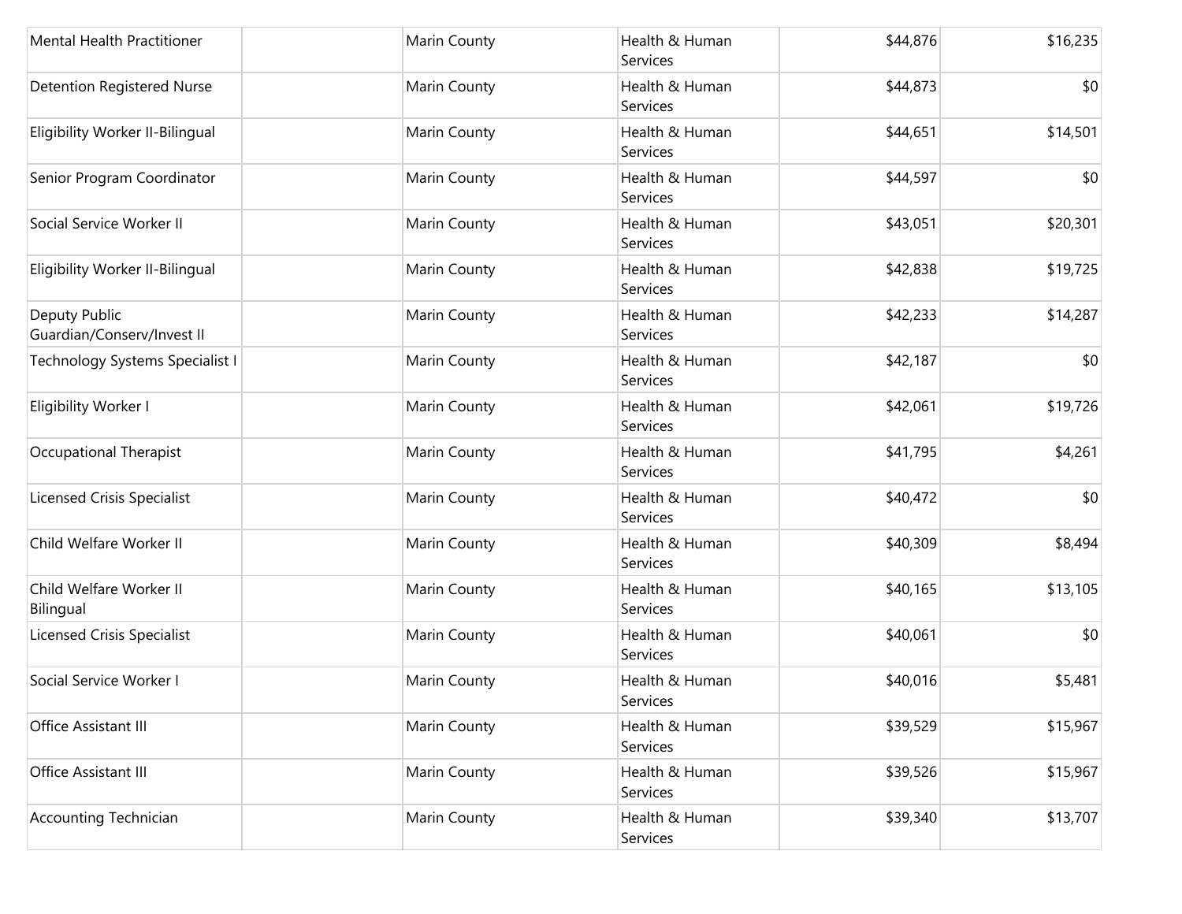| | | | | | |
|---|---|---|---|---|---|
| Mental Health Practitioner | | Marin County | Health & Human Services | $44,876 | $16,235 |
| Detention Registered Nurse | | Marin County | Health & Human Services | $44,873 | $0 |
| Eligibility Worker II-Bilingual | | Marin County | Health & Human Services | $44,651 | $14,501 |
| Senior Program Coordinator | | Marin County | Health & Human Services | $44,597 | $0 |
| Social Service Worker II | | Marin County | Health & Human Services | $43,051 | $20,301 |
| Eligibility Worker II-Bilingual | | Marin County | Health & Human Services | $42,838 | $19,725 |
| Deputy Public Guardian/Conserv/Invest II | | Marin County | Health & Human Services | $42,233 | $14,287 |
| Technology Systems Specialist I | | Marin County | Health & Human Services | $42,187 | $0 |
| Eligibility Worker I | | Marin County | Health & Human Services | $42,061 | $19,726 |
| Occupational Therapist | | Marin County | Health & Human Services | $41,795 | $4,261 |
| Licensed Crisis Specialist | | Marin County | Health & Human Services | $40,472 | $0 |
| Child Welfare Worker II | | Marin County | Health & Human Services | $40,309 | $8,494 |
| Child Welfare Worker II Bilingual | | Marin County | Health & Human Services | $40,165 | $13,105 |
| Licensed Crisis Specialist | | Marin County | Health & Human Services | $40,061 | $0 |
| Social Service Worker I | | Marin County | Health & Human Services | $40,016 | $5,481 |
| Office Assistant III | | Marin County | Health & Human Services | $39,529 | $15,967 |
| Office Assistant III | | Marin County | Health & Human Services | $39,526 | $15,967 |
| Accounting Technician | | Marin County | Health & Human Services | $39,340 | $13,707 |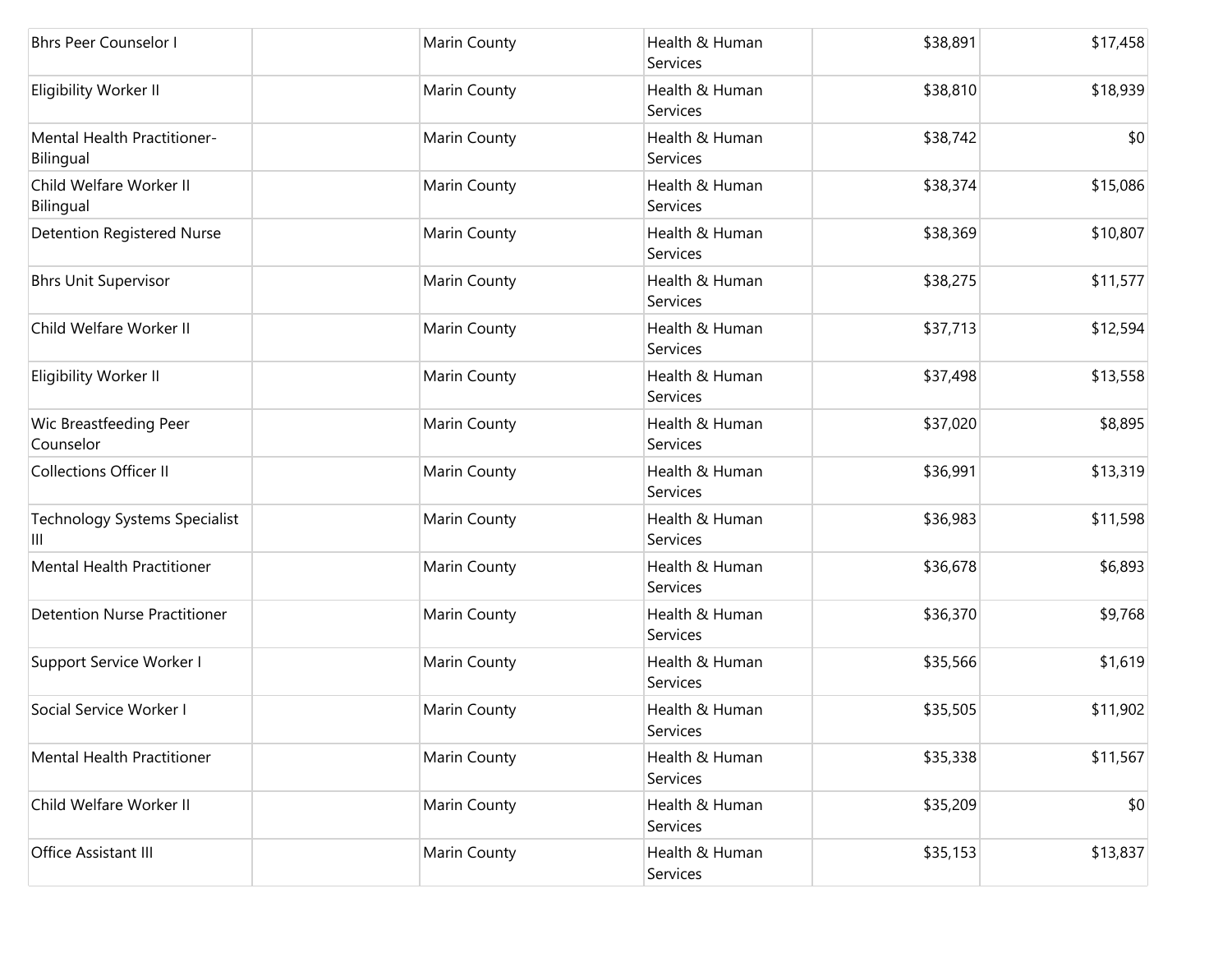| | | | | | |
|---|---|---|---|---|---|
| Bhrs Peer Counselor I | | Marin County | Health & Human Services | $38,891 | $17,458 |
| Eligibility Worker II | | Marin County | Health & Human Services | $38,810 | $18,939 |
| Mental Health Practitioner-Bilingual | | Marin County | Health & Human Services | $38,742 | $0 |
| Child Welfare Worker II Bilingual | | Marin County | Health & Human Services | $38,374 | $15,086 |
| Detention Registered Nurse | | Marin County | Health & Human Services | $38,369 | $10,807 |
| Bhrs Unit Supervisor | | Marin County | Health & Human Services | $38,275 | $11,577 |
| Child Welfare Worker II | | Marin County | Health & Human Services | $37,713 | $12,594 |
| Eligibility Worker II | | Marin County | Health & Human Services | $37,498 | $13,558 |
| Wic Breastfeeding Peer Counselor | | Marin County | Health & Human Services | $37,020 | $8,895 |
| Collections Officer II | | Marin County | Health & Human Services | $36,991 | $13,319 |
| Technology Systems Specialist III | | Marin County | Health & Human Services | $36,983 | $11,598 |
| Mental Health Practitioner | | Marin County | Health & Human Services | $36,678 | $6,893 |
| Detention Nurse Practitioner | | Marin County | Health & Human Services | $36,370 | $9,768 |
| Support Service Worker I | | Marin County | Health & Human Services | $35,566 | $1,619 |
| Social Service Worker I | | Marin County | Health & Human Services | $35,505 | $11,902 |
| Mental Health Practitioner | | Marin County | Health & Human Services | $35,338 | $11,567 |
| Child Welfare Worker II | | Marin County | Health & Human Services | $35,209 | $0 |
| Office Assistant III | | Marin County | Health & Human Services | $35,153 | $13,837 |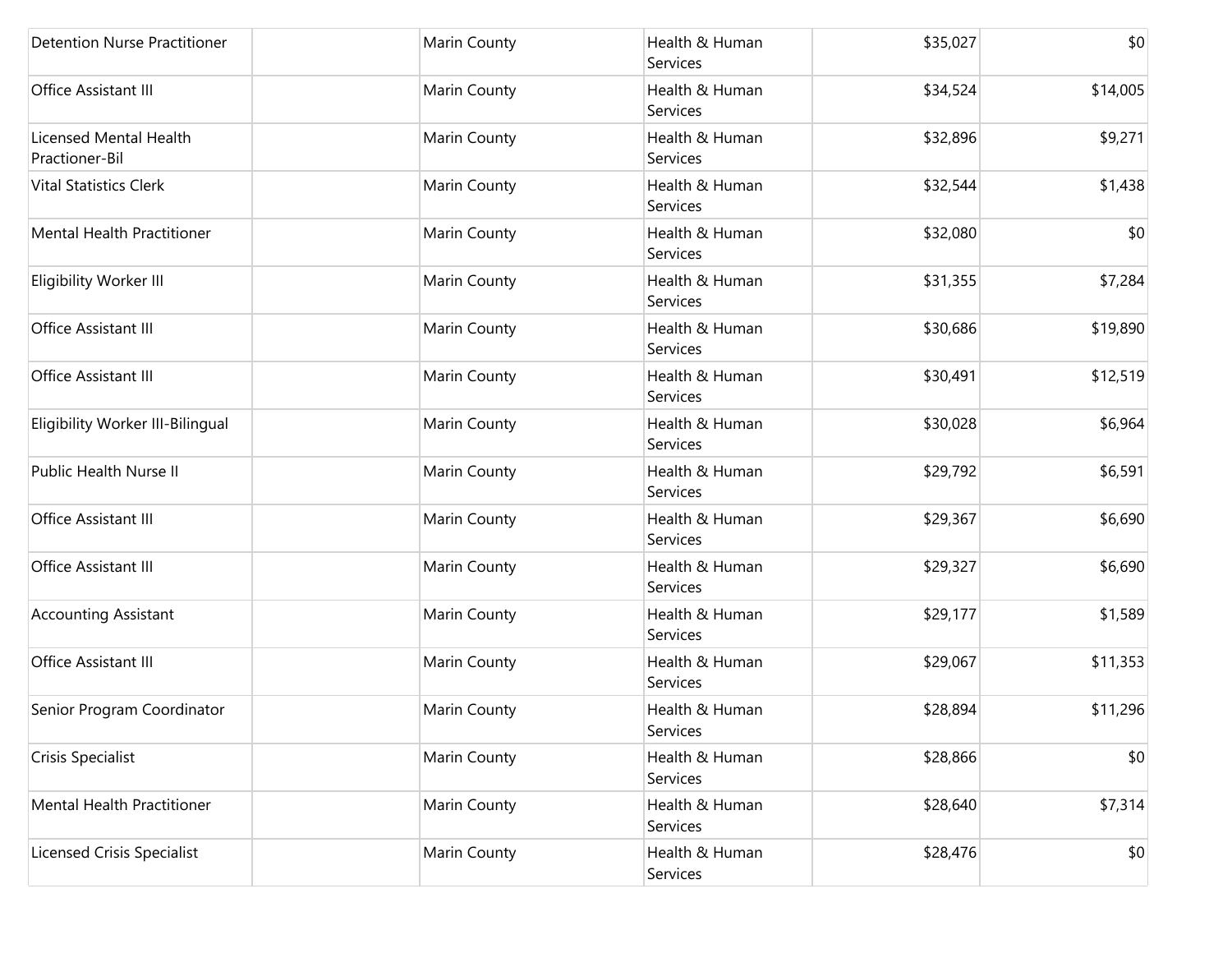| | | | | | |
|---|---|---|---|---|---|
| Detention Nurse Practitioner | | Marin County | Health & Human Services | $35,027 | $0 |
| Office Assistant III | | Marin County | Health & Human Services | $34,524 | $14,005 |
| Licensed Mental Health Practioner-Bil | | Marin County | Health & Human Services | $32,896 | $9,271 |
| Vital Statistics Clerk | | Marin County | Health & Human Services | $32,544 | $1,438 |
| Mental Health Practitioner | | Marin County | Health & Human Services | $32,080 | $0 |
| Eligibility Worker III | | Marin County | Health & Human Services | $31,355 | $7,284 |
| Office Assistant III | | Marin County | Health & Human Services | $30,686 | $19,890 |
| Office Assistant III | | Marin County | Health & Human Services | $30,491 | $12,519 |
| Eligibility Worker III-Bilingual | | Marin County | Health & Human Services | $30,028 | $6,964 |
| Public Health Nurse II | | Marin County | Health & Human Services | $29,792 | $6,591 |
| Office Assistant III | | Marin County | Health & Human Services | $29,367 | $6,690 |
| Office Assistant III | | Marin County | Health & Human Services | $29,327 | $6,690 |
| Accounting Assistant | | Marin County | Health & Human Services | $29,177 | $1,589 |
| Office Assistant III | | Marin County | Health & Human Services | $29,067 | $11,353 |
| Senior Program Coordinator | | Marin County | Health & Human Services | $28,894 | $11,296 |
| Crisis Specialist | | Marin County | Health & Human Services | $28,866 | $0 |
| Mental Health Practitioner | | Marin County | Health & Human Services | $28,640 | $7,314 |
| Licensed Crisis Specialist | | Marin County | Health & Human Services | $28,476 | $0 |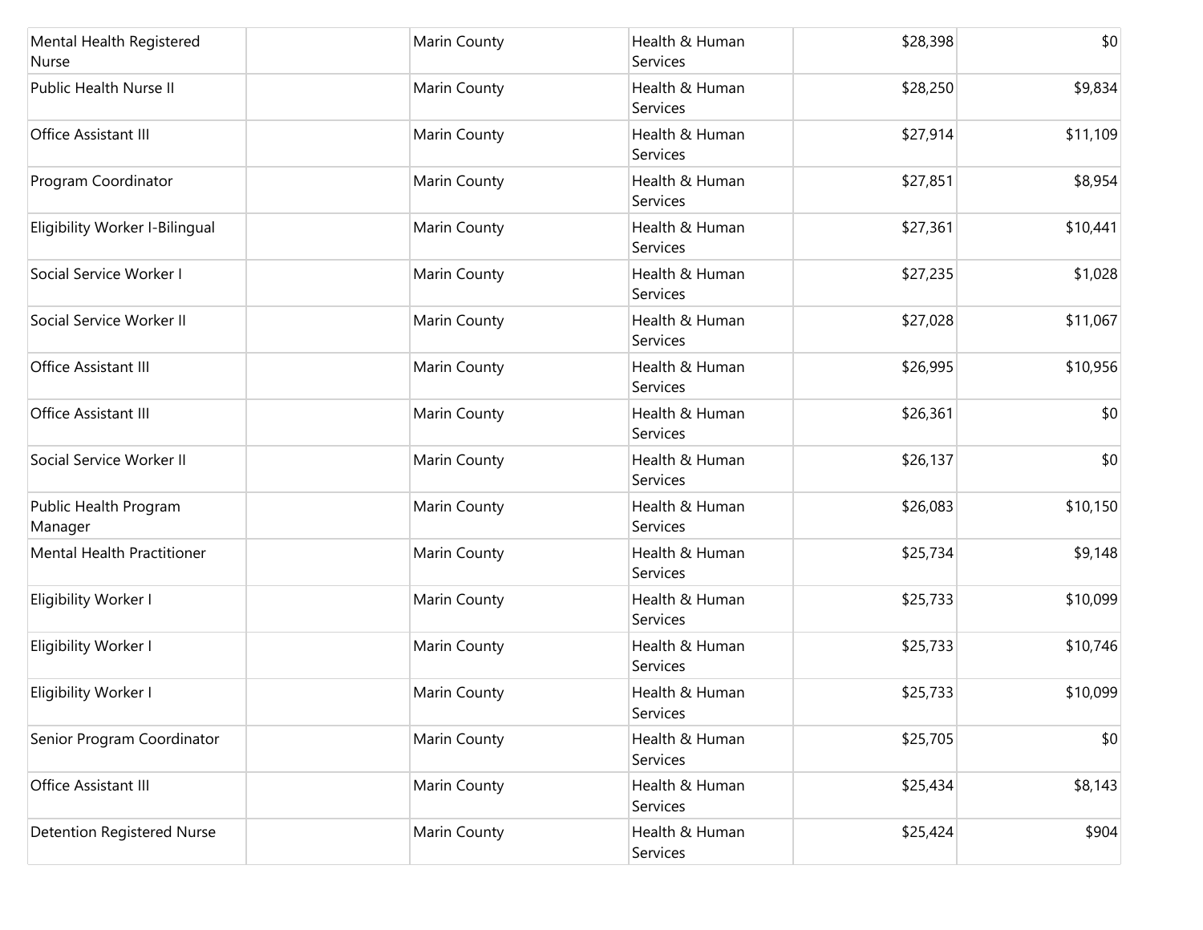| | | | | | |
|---|---|---|---|---|---|
| Mental Health Registered Nurse | | Marin County | Health & Human Services | $28,398 | $0 |
| Public Health Nurse II | | Marin County | Health & Human Services | $28,250 | $9,834 |
| Office Assistant III | | Marin County | Health & Human Services | $27,914 | $11,109 |
| Program Coordinator | | Marin County | Health & Human Services | $27,851 | $8,954 |
| Eligibility Worker I-Bilingual | | Marin County | Health & Human Services | $27,361 | $10,441 |
| Social Service Worker I | | Marin County | Health & Human Services | $27,235 | $1,028 |
| Social Service Worker II | | Marin County | Health & Human Services | $27,028 | $11,067 |
| Office Assistant III | | Marin County | Health & Human Services | $26,995 | $10,956 |
| Office Assistant III | | Marin County | Health & Human Services | $26,361 | $0 |
| Social Service Worker II | | Marin County | Health & Human Services | $26,137 | $0 |
| Public Health Program Manager | | Marin County | Health & Human Services | $26,083 | $10,150 |
| Mental Health Practitioner | | Marin County | Health & Human Services | $25,734 | $9,148 |
| Eligibility Worker I | | Marin County | Health & Human Services | $25,733 | $10,099 |
| Eligibility Worker I | | Marin County | Health & Human Services | $25,733 | $10,746 |
| Eligibility Worker I | | Marin County | Health & Human Services | $25,733 | $10,099 |
| Senior Program Coordinator | | Marin County | Health & Human Services | $25,705 | $0 |
| Office Assistant III | | Marin County | Health & Human Services | $25,434 | $8,143 |
| Detention Registered Nurse | | Marin County | Health & Human Services | $25,424 | $904 |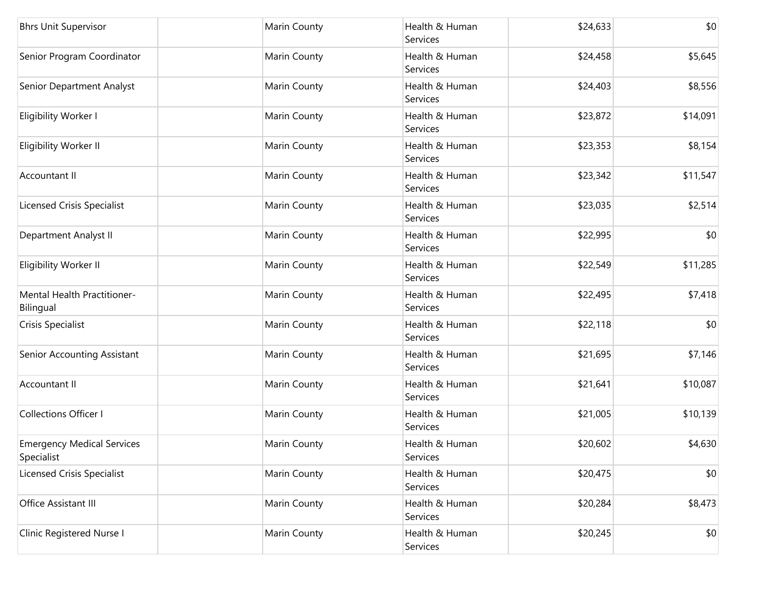| | | | | | |
|---|---|---|---|---|---|
| Bhrs Unit Supervisor | | Marin County | Health & Human Services | $24,633 | $0 |
| Senior Program Coordinator | | Marin County | Health & Human Services | $24,458 | $5,645 |
| Senior Department Analyst | | Marin County | Health & Human Services | $24,403 | $8,556 |
| Eligibility Worker I | | Marin County | Health & Human Services | $23,872 | $14,091 |
| Eligibility Worker II | | Marin County | Health & Human Services | $23,353 | $8,154 |
| Accountant II | | Marin County | Health & Human Services | $23,342 | $11,547 |
| Licensed Crisis Specialist | | Marin County | Health & Human Services | $23,035 | $2,514 |
| Department Analyst II | | Marin County | Health & Human Services | $22,995 | $0 |
| Eligibility Worker II | | Marin County | Health & Human Services | $22,549 | $11,285 |
| Mental Health Practitioner-Bilingual | | Marin County | Health & Human Services | $22,495 | $7,418 |
| Crisis Specialist | | Marin County | Health & Human Services | $22,118 | $0 |
| Senior Accounting Assistant | | Marin County | Health & Human Services | $21,695 | $7,146 |
| Accountant II | | Marin County | Health & Human Services | $21,641 | $10,087 |
| Collections Officer I | | Marin County | Health & Human Services | $21,005 | $10,139 |
| Emergency Medical Services Specialist | | Marin County | Health & Human Services | $20,602 | $4,630 |
| Licensed Crisis Specialist | | Marin County | Health & Human Services | $20,475 | $0 |
| Office Assistant III | | Marin County | Health & Human Services | $20,284 | $8,473 |
| Clinic Registered Nurse I | | Marin County | Health & Human Services | $20,245 | $0 |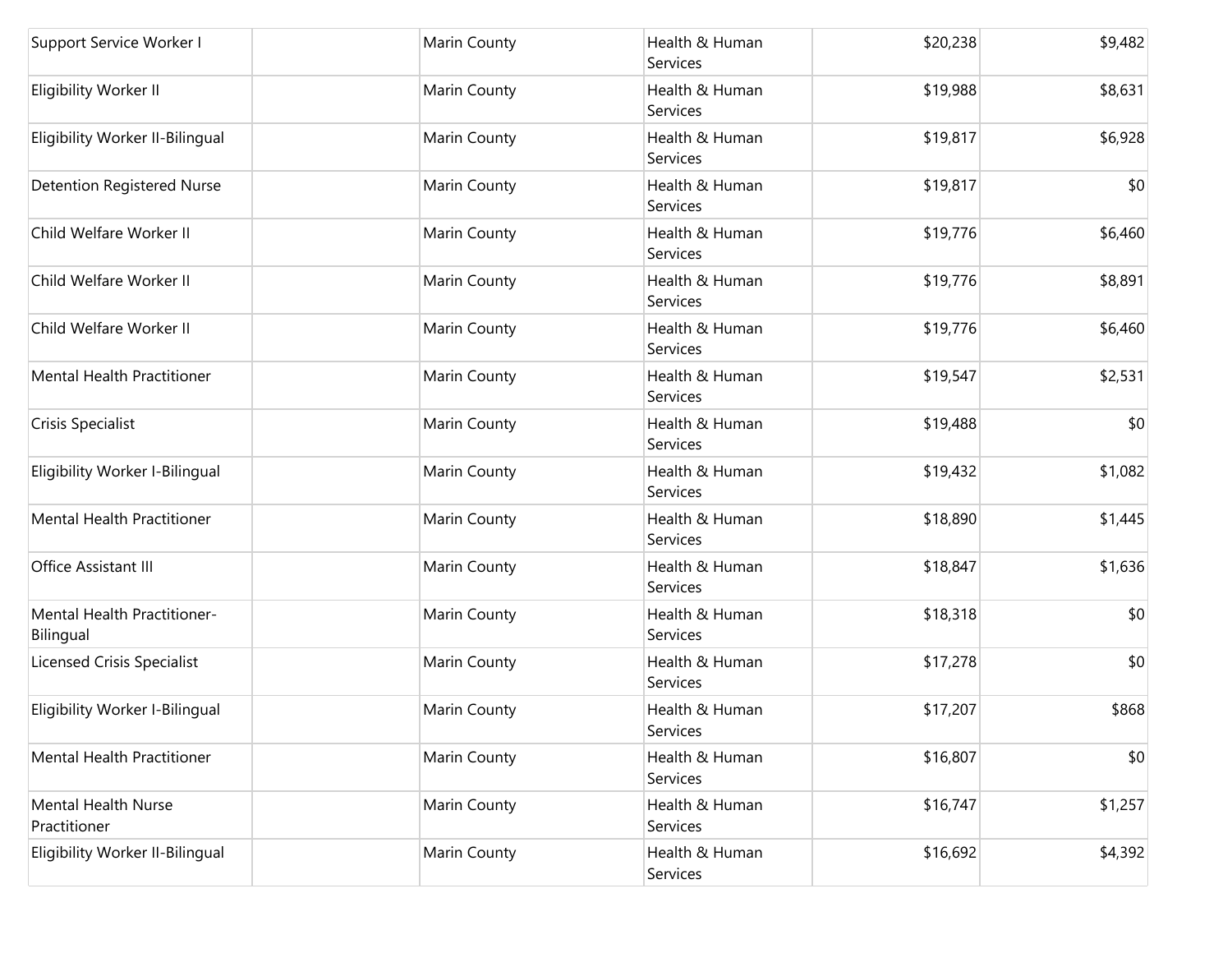| | | | | | |
|---|---|---|---|---|---|
| Support Service Worker I | | Marin County | Health & Human Services | $20,238 | $9,482 |
| Eligibility Worker II | | Marin County | Health & Human Services | $19,988 | $8,631 |
| Eligibility Worker II-Bilingual | | Marin County | Health & Human Services | $19,817 | $6,928 |
| Detention Registered Nurse | | Marin County | Health & Human Services | $19,817 | $0 |
| Child Welfare Worker II | | Marin County | Health & Human Services | $19,776 | $6,460 |
| Child Welfare Worker II | | Marin County | Health & Human Services | $19,776 | $8,891 |
| Child Welfare Worker II | | Marin County | Health & Human Services | $19,776 | $6,460 |
| Mental Health Practitioner | | Marin County | Health & Human Services | $19,547 | $2,531 |
| Crisis Specialist | | Marin County | Health & Human Services | $19,488 | $0 |
| Eligibility Worker I-Bilingual | | Marin County | Health & Human Services | $19,432 | $1,082 |
| Mental Health Practitioner | | Marin County | Health & Human Services | $18,890 | $1,445 |
| Office Assistant III | | Marin County | Health & Human Services | $18,847 | $1,636 |
| Mental Health Practitioner-Bilingual | | Marin County | Health & Human Services | $18,318 | $0 |
| Licensed Crisis Specialist | | Marin County | Health & Human Services | $17,278 | $0 |
| Eligibility Worker I-Bilingual | | Marin County | Health & Human Services | $17,207 | $868 |
| Mental Health Practitioner | | Marin County | Health & Human Services | $16,807 | $0 |
| Mental Health Nurse Practitioner | | Marin County | Health & Human Services | $16,747 | $1,257 |
| Eligibility Worker II-Bilingual | | Marin County | Health & Human Services | $16,692 | $4,392 |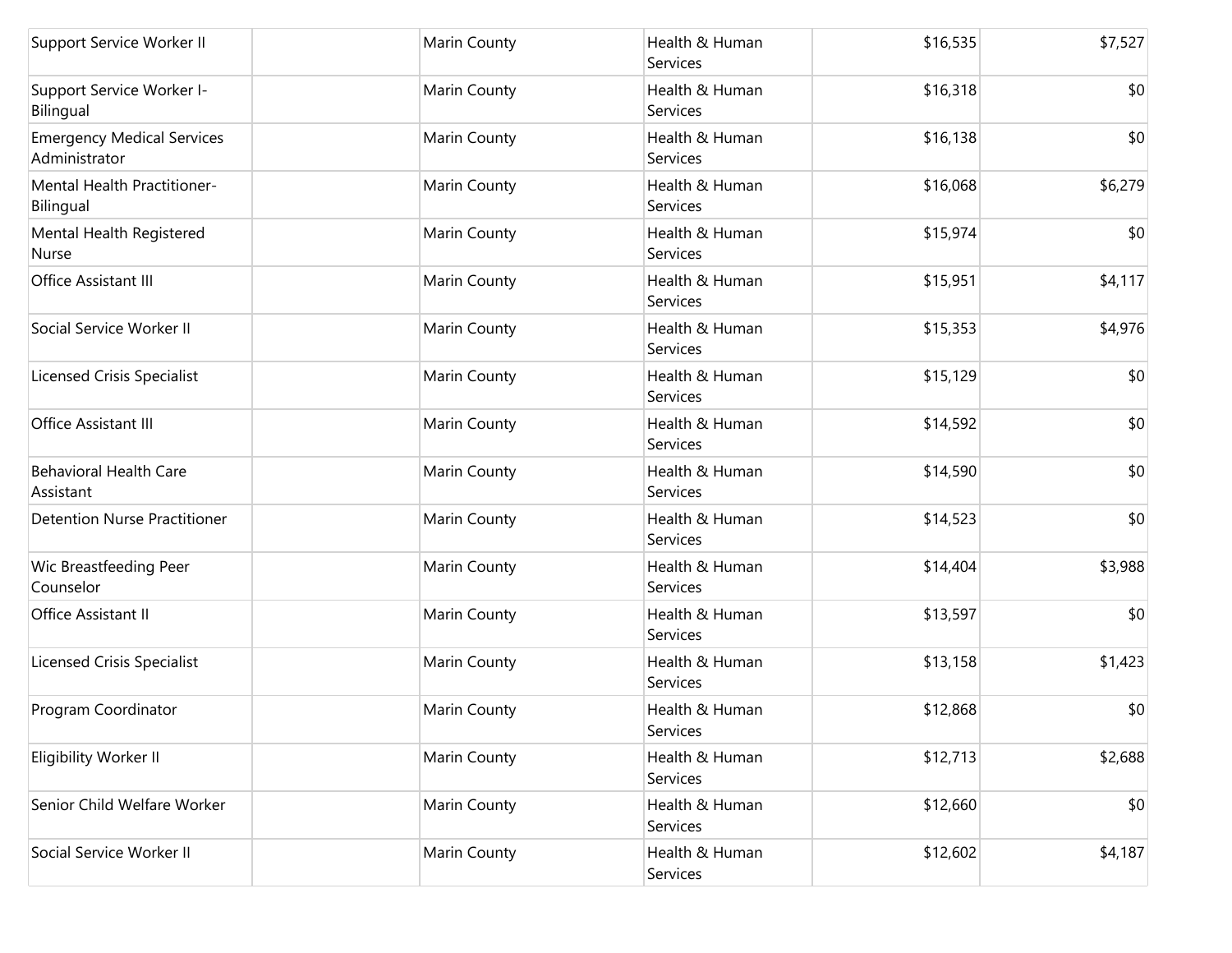| | | | | | |
|---|---|---|---|---|---|
| Support Service Worker II | | Marin County | Health & Human Services | $16,535 | $7,527 |
| Support Service Worker I-Bilingual | | Marin County | Health & Human Services | $16,318 | $0 |
| Emergency Medical Services Administrator | | Marin County | Health & Human Services | $16,138 | $0 |
| Mental Health Practitioner-Bilingual | | Marin County | Health & Human Services | $16,068 | $6,279 |
| Mental Health Registered Nurse | | Marin County | Health & Human Services | $15,974 | $0 |
| Office Assistant III | | Marin County | Health & Human Services | $15,951 | $4,117 |
| Social Service Worker II | | Marin County | Health & Human Services | $15,353 | $4,976 |
| Licensed Crisis Specialist | | Marin County | Health & Human Services | $15,129 | $0 |
| Office Assistant III | | Marin County | Health & Human Services | $14,592 | $0 |
| Behavioral Health Care Assistant | | Marin County | Health & Human Services | $14,590 | $0 |
| Detention Nurse Practitioner | | Marin County | Health & Human Services | $14,523 | $0 |
| Wic Breastfeeding Peer Counselor | | Marin County | Health & Human Services | $14,404 | $3,988 |
| Office Assistant II | | Marin County | Health & Human Services | $13,597 | $0 |
| Licensed Crisis Specialist | | Marin County | Health & Human Services | $13,158 | $1,423 |
| Program Coordinator | | Marin County | Health & Human Services | $12,868 | $0 |
| Eligibility Worker II | | Marin County | Health & Human Services | $12,713 | $2,688 |
| Senior Child Welfare Worker | | Marin County | Health & Human Services | $12,660 | $0 |
| Social Service Worker II | | Marin County | Health & Human Services | $12,602 | $4,187 |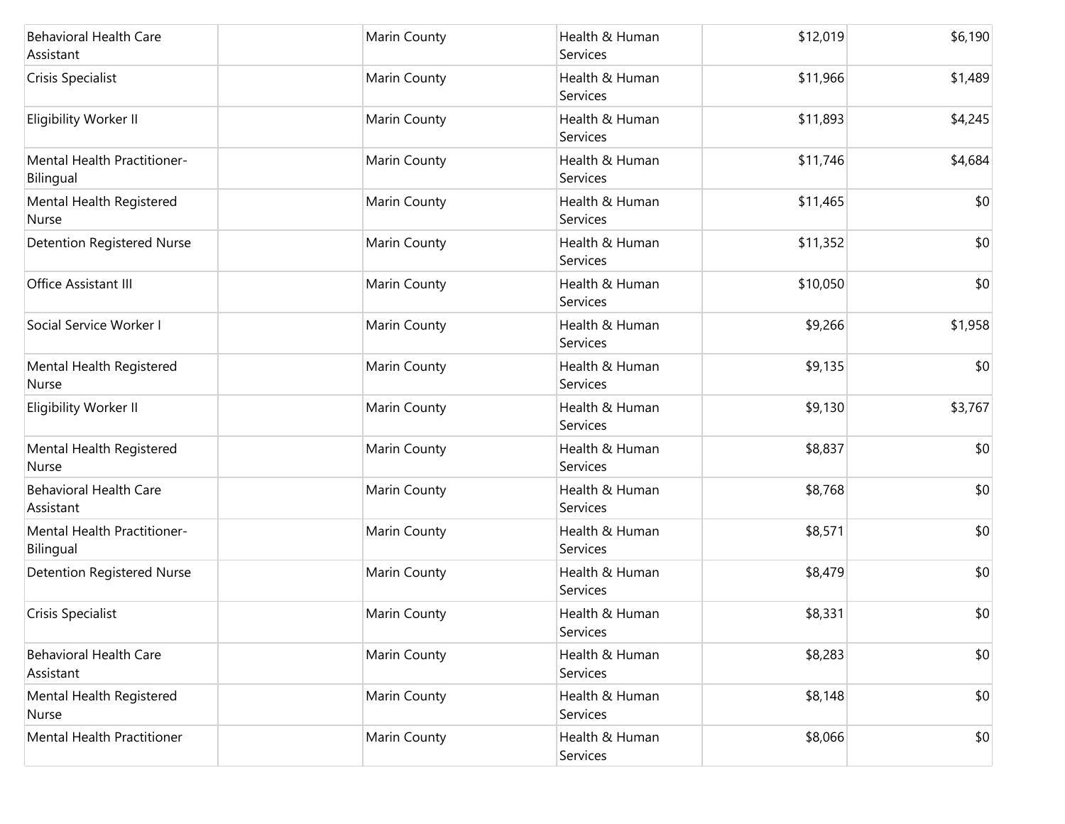| | | | | | |
|---|---|---|---|---|---|
| Behavioral Health Care Assistant | | Marin County | Health & Human Services | $12,019 | $6,190 |
| Crisis Specialist | | Marin County | Health & Human Services | $11,966 | $1,489 |
| Eligibility Worker II | | Marin County | Health & Human Services | $11,893 | $4,245 |
| Mental Health Practitioner-Bilingual | | Marin County | Health & Human Services | $11,746 | $4,684 |
| Mental Health Registered Nurse | | Marin County | Health & Human Services | $11,465 | $0 |
| Detention Registered Nurse | | Marin County | Health & Human Services | $11,352 | $0 |
| Office Assistant III | | Marin County | Health & Human Services | $10,050 | $0 |
| Social Service Worker I | | Marin County | Health & Human Services | $9,266 | $1,958 |
| Mental Health Registered Nurse | | Marin County | Health & Human Services | $9,135 | $0 |
| Eligibility Worker II | | Marin County | Health & Human Services | $9,130 | $3,767 |
| Mental Health Registered Nurse | | Marin County | Health & Human Services | $8,837 | $0 |
| Behavioral Health Care Assistant | | Marin County | Health & Human Services | $8,768 | $0 |
| Mental Health Practitioner-Bilingual | | Marin County | Health & Human Services | $8,571 | $0 |
| Detention Registered Nurse | | Marin County | Health & Human Services | $8,479 | $0 |
| Crisis Specialist | | Marin County | Health & Human Services | $8,331 | $0 |
| Behavioral Health Care Assistant | | Marin County | Health & Human Services | $8,283 | $0 |
| Mental Health Registered Nurse | | Marin County | Health & Human Services | $8,148 | $0 |
| Mental Health Practitioner | | Marin County | Health & Human Services | $8,066 | $0 |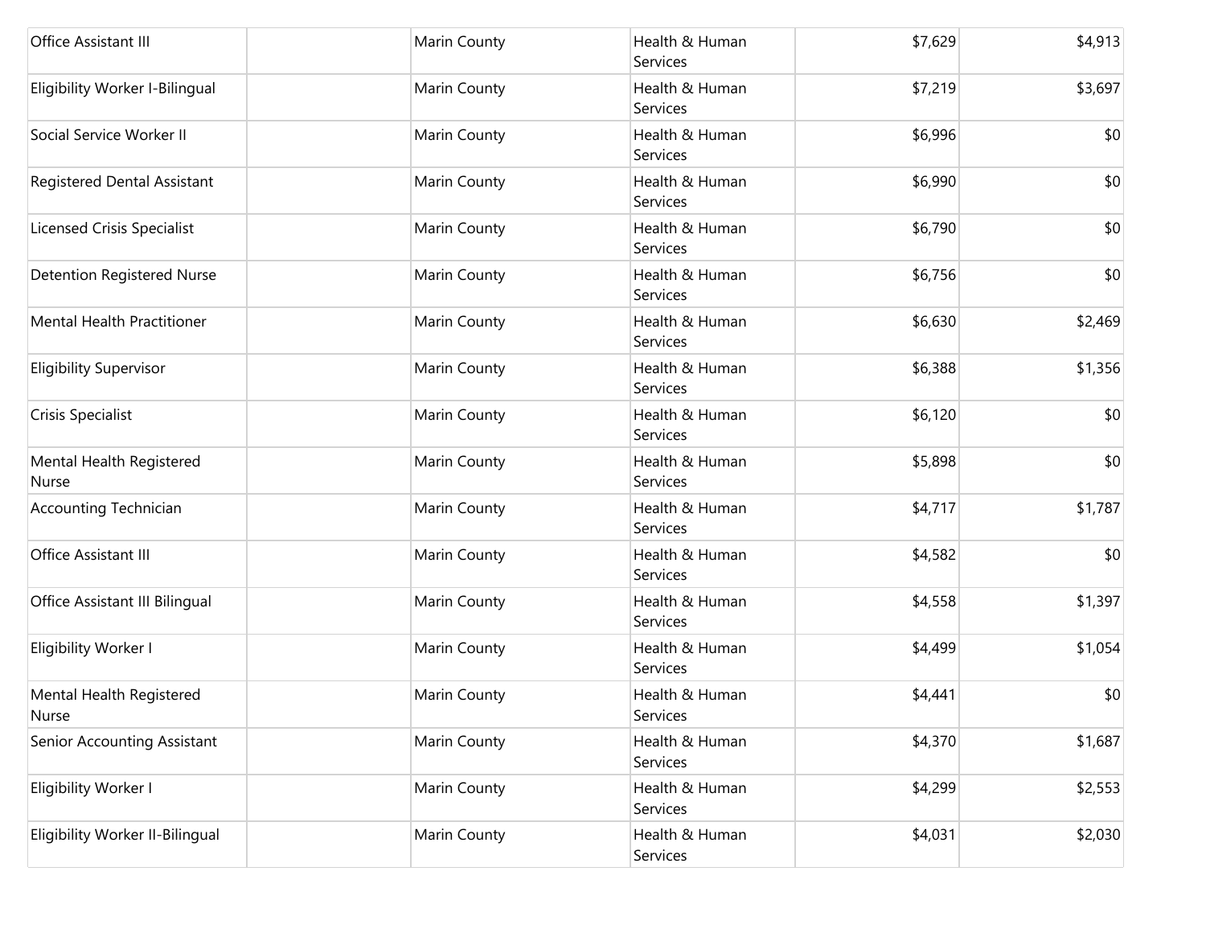| | | | | | |
|---|---|---|---|---|---|
| Office Assistant III | | Marin County | Health & Human Services | $7,629 | $4,913 |
| Eligibility Worker I-Bilingual | | Marin County | Health & Human Services | $7,219 | $3,697 |
| Social Service Worker II | | Marin County | Health & Human Services | $6,996 | $0 |
| Registered Dental Assistant | | Marin County | Health & Human Services | $6,990 | $0 |
| Licensed Crisis Specialist | | Marin County | Health & Human Services | $6,790 | $0 |
| Detention Registered Nurse | | Marin County | Health & Human Services | $6,756 | $0 |
| Mental Health Practitioner | | Marin County | Health & Human Services | $6,630 | $2,469 |
| Eligibility Supervisor | | Marin County | Health & Human Services | $6,388 | $1,356 |
| Crisis Specialist | | Marin County | Health & Human Services | $6,120 | $0 |
| Mental Health Registered Nurse | | Marin County | Health & Human Services | $5,898 | $0 |
| Accounting Technician | | Marin County | Health & Human Services | $4,717 | $1,787 |
| Office Assistant III | | Marin County | Health & Human Services | $4,582 | $0 |
| Office Assistant III Bilingual | | Marin County | Health & Human Services | $4,558 | $1,397 |
| Eligibility Worker I | | Marin County | Health & Human Services | $4,499 | $1,054 |
| Mental Health Registered Nurse | | Marin County | Health & Human Services | $4,441 | $0 |
| Senior Accounting Assistant | | Marin County | Health & Human Services | $4,370 | $1,687 |
| Eligibility Worker I | | Marin County | Health & Human Services | $4,299 | $2,553 |
| Eligibility Worker II-Bilingual | | Marin County | Health & Human Services | $4,031 | $2,030 |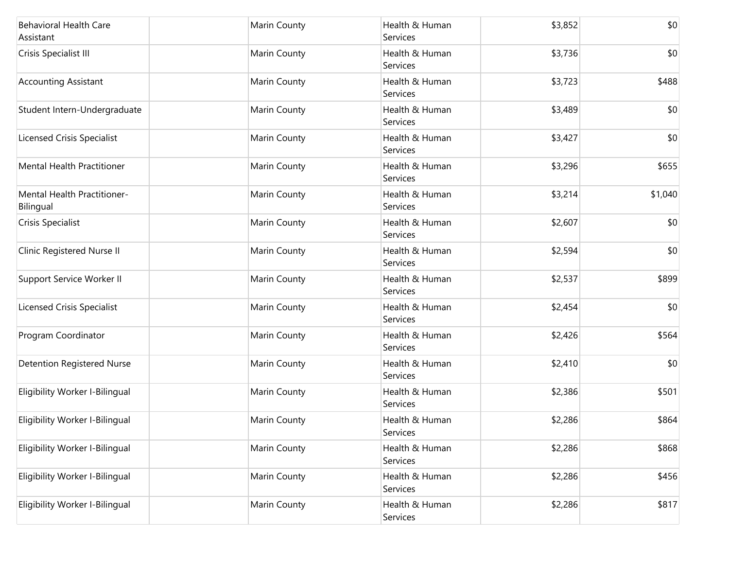| | | | | | |
|---|---|---|---|---|---|
| Behavioral Health Care Assistant | | Marin County | Health & Human Services | $3,852 | $0 |
| Crisis Specialist III | | Marin County | Health & Human Services | $3,736 | $0 |
| Accounting Assistant | | Marin County | Health & Human Services | $3,723 | $488 |
| Student Intern-Undergraduate | | Marin County | Health & Human Services | $3,489 | $0 |
| Licensed Crisis Specialist | | Marin County | Health & Human Services | $3,427 | $0 |
| Mental Health Practitioner | | Marin County | Health & Human Services | $3,296 | $655 |
| Mental Health Practitioner-Bilingual | | Marin County | Health & Human Services | $3,214 | $1,040 |
| Crisis Specialist | | Marin County | Health & Human Services | $2,607 | $0 |
| Clinic Registered Nurse II | | Marin County | Health & Human Services | $2,594 | $0 |
| Support Service Worker II | | Marin County | Health & Human Services | $2,537 | $899 |
| Licensed Crisis Specialist | | Marin County | Health & Human Services | $2,454 | $0 |
| Program Coordinator | | Marin County | Health & Human Services | $2,426 | $564 |
| Detention Registered Nurse | | Marin County | Health & Human Services | $2,410 | $0 |
| Eligibility Worker I-Bilingual | | Marin County | Health & Human Services | $2,386 | $501 |
| Eligibility Worker I-Bilingual | | Marin County | Health & Human Services | $2,286 | $864 |
| Eligibility Worker I-Bilingual | | Marin County | Health & Human Services | $2,286 | $868 |
| Eligibility Worker I-Bilingual | | Marin County | Health & Human Services | $2,286 | $456 |
| Eligibility Worker I-Bilingual | | Marin County | Health & Human Services | $2,286 | $817 |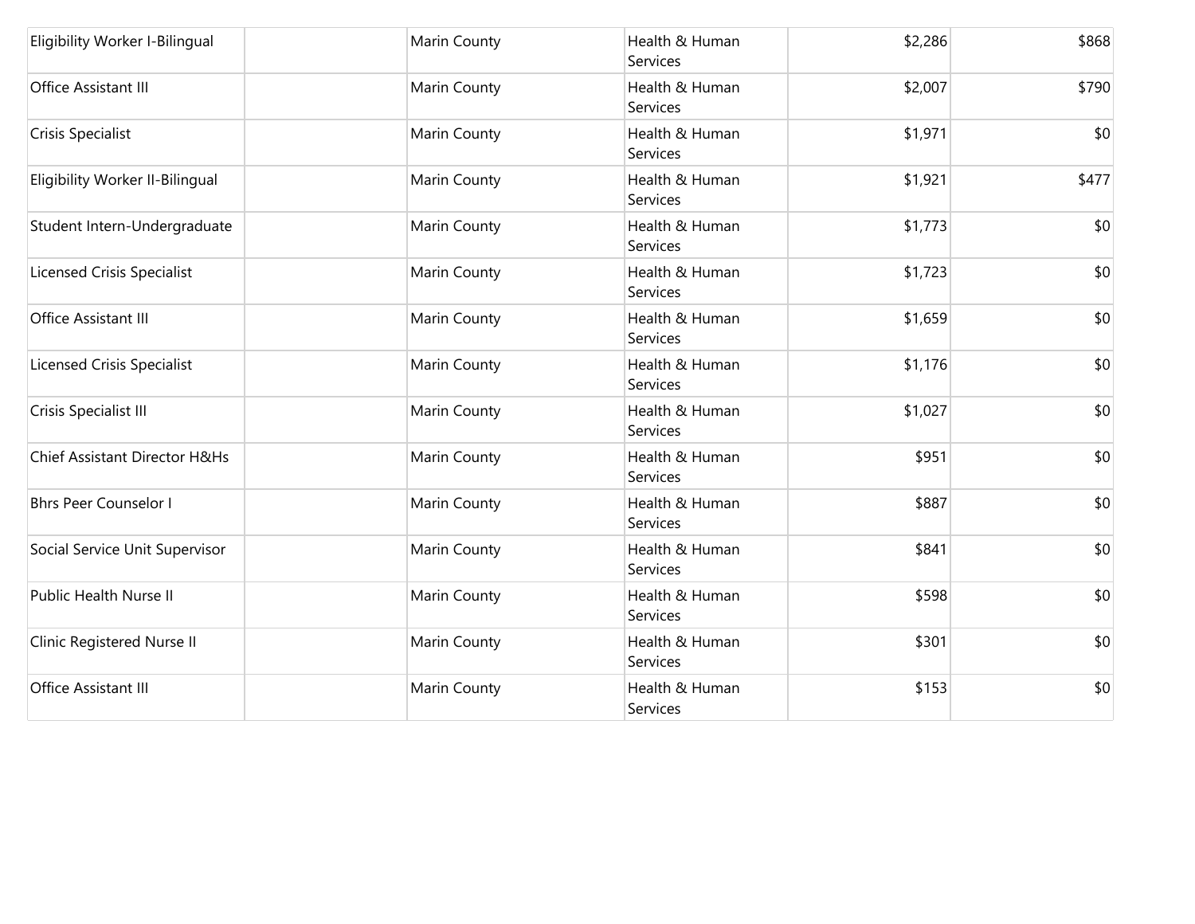| | | | | | |
|---|---|---|---|---|---|
| Eligibility Worker I-Bilingual | | Marin County | Health & Human Services | $2,286 | $868 |
| Office Assistant III | | Marin County | Health & Human Services | $2,007 | $790 |
| Crisis Specialist | | Marin County | Health & Human Services | $1,971 | $0 |
| Eligibility Worker II-Bilingual | | Marin County | Health & Human Services | $1,921 | $477 |
| Student Intern-Undergraduate | | Marin County | Health & Human Services | $1,773 | $0 |
| Licensed Crisis Specialist | | Marin County | Health & Human Services | $1,723 | $0 |
| Office Assistant III | | Marin County | Health & Human Services | $1,659 | $0 |
| Licensed Crisis Specialist | | Marin County | Health & Human Services | $1,176 | $0 |
| Crisis Specialist III | | Marin County | Health & Human Services | $1,027 | $0 |
| Chief Assistant Director H&Hs | | Marin County | Health & Human Services | $951 | $0 |
| Bhrs Peer Counselor I | | Marin County | Health & Human Services | $887 | $0 |
| Social Service Unit Supervisor | | Marin County | Health & Human Services | $841 | $0 |
| Public Health Nurse II | | Marin County | Health & Human Services | $598 | $0 |
| Clinic Registered Nurse II | | Marin County | Health & Human Services | $301 | $0 |
| Office Assistant III | | Marin County | Health & Human Services | $153 | $0 |